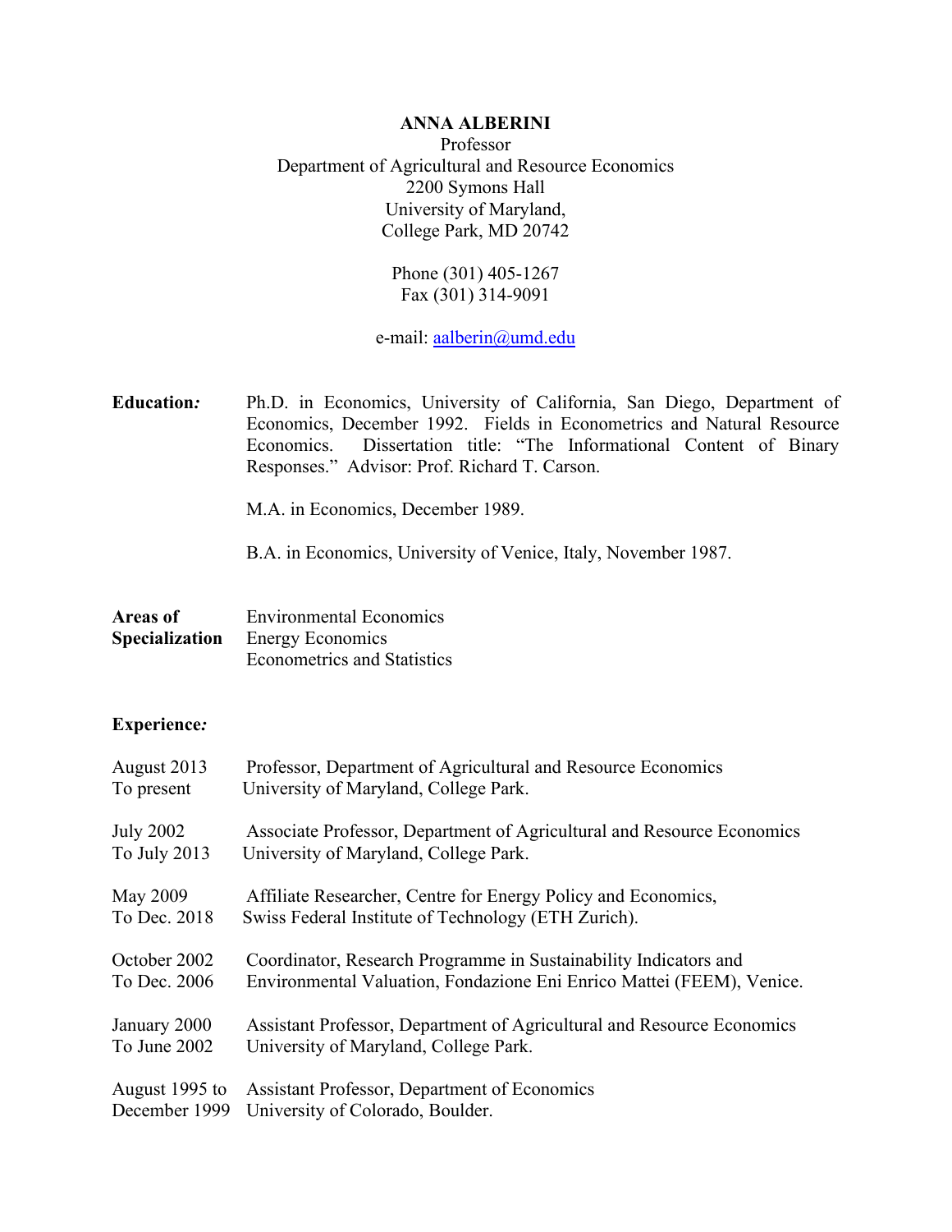# ANNA ALBERINI

Professor
Department of Agricultural and Resource Economics
2200 Symons Hall
University of Maryland,
College Park, MD 20742

Phone (301) 405-1267
Fax (301) 314-9091

e-mail: aalberin@umd.edu

**Education:** Ph.D. in Economics, University of California, San Diego, Department of Economics, December 1992. Fields in Econometrics and Natural Resource Economics. Dissertation title: "The Informational Content of Binary Responses." Advisor: Prof. Richard T. Carson.

M.A. in Economics, December 1989.

B.A. in Economics, University of Venice, Italy, November 1987.

**Areas of Specialization**
- Environmental Economics
- Energy Economics
- Econometrics and Statistics

**Experience:**

| | |
|---|---|
| August 2013 To present | Professor, Department of Agricultural and Resource Economics University of Maryland, College Park. |
| July 2002 To July 2013 | Associate Professor, Department of Agricultural and Resource Economics University of Maryland, College Park. |
| May 2009 To Dec. 2018 | Affiliate Researcher, Centre for Energy Policy and Economics, Swiss Federal Institute of Technology (ETH Zurich). |
| October 2002 To Dec. 2006 | Coordinator, Research Programme in Sustainability Indicators and Environmental Valuation, Fondazione Eni Enrico Mattei (FEEM), Venice. |
| January 2000 To June 2002 | Assistant Professor, Department of Agricultural and Resource Economics University of Maryland, College Park. |
| August 1995 to December 1999 | Assistant Professor, Department of Economics University of Colorado, Boulder. |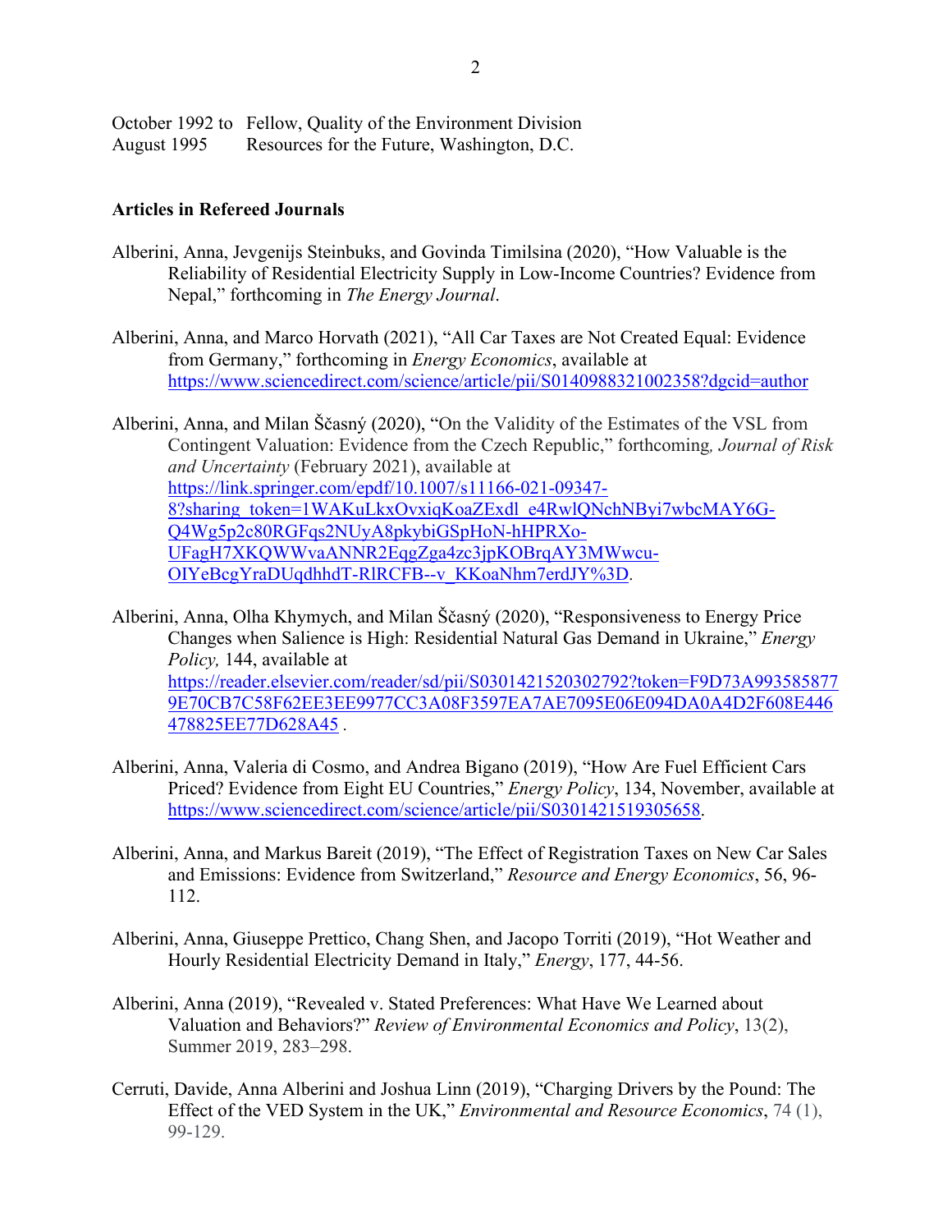October 1992 to August 1995 Fellow, Quality of the Environment Division
Resources for the Future, Washington, D.C.

**Articles in Refereed Journals**

Alberini, Anna, Jevgenijs Steinbuks, and Govinda Timilsina (2020), "How Valuable is the Reliability of Residential Electricity Supply in Low-Income Countries? Evidence from Nepal," forthcoming in *The Energy Journal*.

Alberini, Anna, and Marco Horvath (2021), "All Car Taxes are Not Created Equal: Evidence from Germany," forthcoming in *Energy Economics*, available at https://www.sciencedirect.com/science/article/pii/S0140988321002358?dgcid=author

Alberini, Anna, and Milan Ščasný (2020), "On the Validity of the Estimates of the VSL from Contingent Valuation: Evidence from the Czech Republic," forthcoming*, Journal of Risk and Uncertainty* (February 2021), available at https://link.springer.com/epdf/10.1007/s11166-021-09347-8?sharing_token=1WAKuLkxOvxiqKoaZExdl_e4RwlQNchNByi7wbcMAY6G-Q4Wg5p2c80RGFqs2NUyA8pkybiGSpHoN-hHPRXo-UFagH7XKQWWvaANNR2EqgZga4zc3jpKOBrqAY3MWwcu-OIYeBcgYraDUqdhhdT-RlRCFB--v_KKoaNhm7erdJY%3D.

Alberini, Anna, Olha Khymych, and Milan Ščasný (2020), "Responsiveness to Energy Price Changes when Salience is High: Residential Natural Gas Demand in Ukraine," *Energy Policy,* 144, available at https://reader.elsevier.com/reader/sd/pii/S0301421520302792?token=F9D73A9935858779E70CB7C58F62EE3EE9977CC3A08F3597EA7AE7095E06E094DA0A4D2F608E446478825EE77D628A45 .

Alberini, Anna, Valeria di Cosmo, and Andrea Bigano (2019), "How Are Fuel Efficient Cars Priced? Evidence from Eight EU Countries," *Energy Policy*, 134, November, available at https://www.sciencedirect.com/science/article/pii/S0301421519305658.

Alberini, Anna, and Markus Bareit (2019), "The Effect of Registration Taxes on New Car Sales and Emissions: Evidence from Switzerland," *Resource and Energy Economics*, 56, 96-112.

Alberini, Anna, Giuseppe Prettico, Chang Shen, and Jacopo Torriti (2019), "Hot Weather and Hourly Residential Electricity Demand in Italy," *Energy*, 177, 44-56.

Alberini, Anna (2019), "Revealed v. Stated Preferences: What Have We Learned about Valuation and Behaviors?" *Review of Environmental Economics and Policy*, 13(2), Summer 2019, 283–298.

Cerruti, Davide, Anna Alberini and Joshua Linn (2019), "Charging Drivers by the Pound: The Effect of the VED System in the UK," *Environmental and Resource Economics*, 74 (1), 99-129.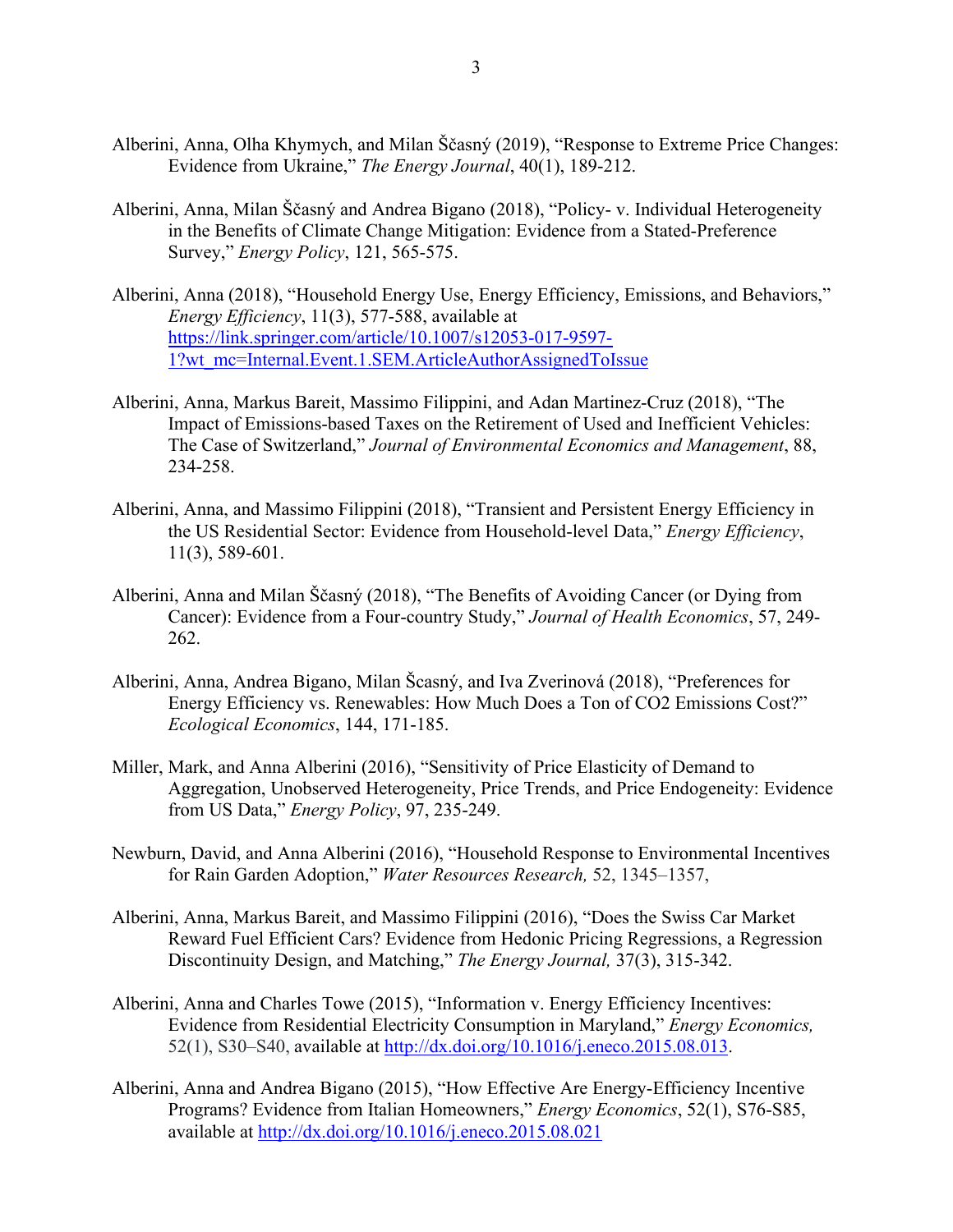Alberini, Anna, Olha Khymych, and Milan Ščasný (2019), "Response to Extreme Price Changes: Evidence from Ukraine," *The Energy Journal*, 40(1), 189-212.

Alberini, Anna, Milan Ščasný and Andrea Bigano (2018), "Policy- v. Individual Heterogeneity in the Benefits of Climate Change Mitigation: Evidence from a Stated-Preference Survey," *Energy Policy*, 121, 565-575.

Alberini, Anna (2018), "Household Energy Use, Energy Efficiency, Emissions, and Behaviors," *Energy Efficiency*, 11(3), 577-588, available at [https://link.springer.com/article/10.1007/s12053-017-9597-1?wt_mc=Internal.Event.1.SEM.ArticleAuthorAssignedToIssue](https://link.springer.com/article/10.1007/s12053-017-9597-1?wt_mc=Internal.Event.1.SEM.ArticleAuthorAssignedToIssue)

Alberini, Anna, Markus Bareit, Massimo Filippini, and Adan Martinez-Cruz (2018), "The Impact of Emissions-based Taxes on the Retirement of Used and Inefficient Vehicles: The Case of Switzerland," *Journal of Environmental Economics and Management*, 88, 234-258.

Alberini, Anna, and Massimo Filippini (2018), "Transient and Persistent Energy Efficiency in the US Residential Sector: Evidence from Household-level Data," *Energy Efficiency*, 11(3), 589-601.

Alberini, Anna and Milan Ščasný (2018), "The Benefits of Avoiding Cancer (or Dying from Cancer): Evidence from a Four-country Study," *Journal of Health Economics*, 57, 249-262.

Alberini, Anna, Andrea Bigano, Milan Šcasný, and Iva Zverinová (2018), "Preferences for Energy Efficiency vs. Renewables: How Much Does a Ton of CO2 Emissions Cost?" *Ecological Economics*, 144, 171-185.

Miller, Mark, and Anna Alberini (2016), "Sensitivity of Price Elasticity of Demand to Aggregation, Unobserved Heterogeneity, Price Trends, and Price Endogeneity: Evidence from US Data," *Energy Policy*, 97, 235-249.

Newburn, David, and Anna Alberini (2016), "Household Response to Environmental Incentives for Rain Garden Adoption," *Water Resources Research,* 52, 1345–1357,

Alberini, Anna, Markus Bareit, and Massimo Filippini (2016), "Does the Swiss Car Market Reward Fuel Efficient Cars? Evidence from Hedonic Pricing Regressions, a Regression Discontinuity Design, and Matching," *The Energy Journal,* 37(3), 315-342.

Alberini, Anna and Charles Towe (2015), "Information v. Energy Efficiency Incentives: Evidence from Residential Electricity Consumption in Maryland," *Energy Economics,* 52(1), S30–S40, available at [http://dx.doi.org/10.1016/j.eneco.2015.08.013](http://dx.doi.org/10.1016/j.eneco.2015.08.013).

Alberini, Anna and Andrea Bigano (2015), "How Effective Are Energy-Efficiency Incentive Programs? Evidence from Italian Homeowners," *Energy Economics*, 52(1), S76-S85, available at [http://dx.doi.org/10.1016/j.eneco.2015.08.021](http://dx.doi.org/10.1016/j.eneco.2015.08.021)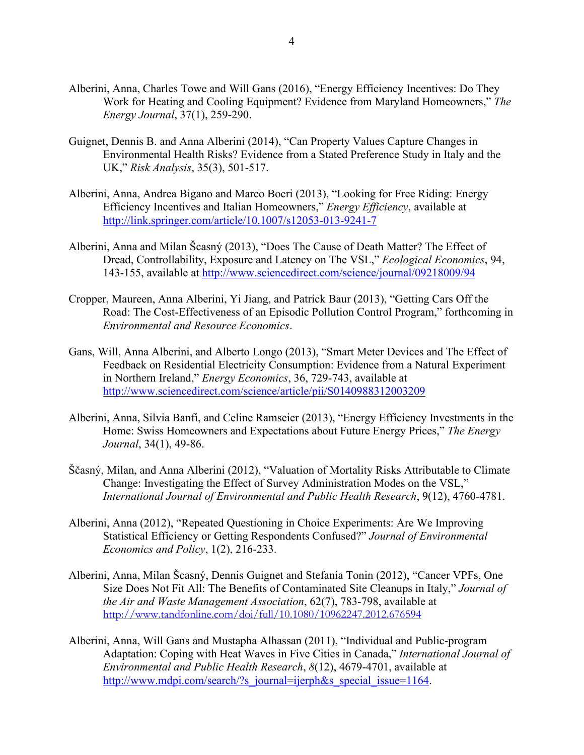Alberini, Anna, Charles Towe and Will Gans (2016), "Energy Efficiency Incentives: Do They Work for Heating and Cooling Equipment? Evidence from Maryland Homeowners," *The Energy Journal*, 37(1), 259-290.

Guignet, Dennis B. and Anna Alberini (2014), "Can Property Values Capture Changes in Environmental Health Risks? Evidence from a Stated Preference Study in Italy and the UK," *Risk Analysis*, 35(3), 501-517.

Alberini, Anna, Andrea Bigano and Marco Boeri (2013), "Looking for Free Riding: Energy Efficiency Incentives and Italian Homeowners," *Energy Efficiency*, available at http://link.springer.com/article/10.1007/s12053-013-9241-7

Alberini, Anna and Milan Ščasný (2013), "Does The Cause of Death Matter? The Effect of Dread, Controllability, Exposure and Latency on The VSL," *Ecological Economics*, 94, 143-155, available at http://www.sciencedirect.com/science/journal/09218009/94

Cropper, Maureen, Anna Alberini, Yi Jiang, and Patrick Baur (2013), "Getting Cars Off the Road: The Cost-Effectiveness of an Episodic Pollution Control Program," forthcoming in *Environmental and Resource Economics*.

Gans, Will, Anna Alberini, and Alberto Longo (2013), "Smart Meter Devices and The Effect of Feedback on Residential Electricity Consumption: Evidence from a Natural Experiment in Northern Ireland," *Energy Economics*, 36, 729-743, available at http://www.sciencedirect.com/science/article/pii/S0140988312003209

Alberini, Anna, Silvia Banfi, and Celine Ramseier (2013), "Energy Efficiency Investments in the Home: Swiss Homeowners and Expectations about Future Energy Prices," *The Energy Journal*, 34(1), 49-86.

Ščasný, Milan, and Anna Alberini (2012), "Valuation of Mortality Risks Attributable to Climate Change: Investigating the Effect of Survey Administration Modes on the VSL," *International Journal of Environmental and Public Health Research*, 9(12), 4760-4781.

Alberini, Anna (2012), "Repeated Questioning in Choice Experiments: Are We Improving Statistical Efficiency or Getting Respondents Confused?" *Journal of Environmental Economics and Policy*, 1(2), 216-233.

Alberini, Anna, Milan Ščasný, Dennis Guignet and Stefania Tonin (2012), "Cancer VPFs, One Size Does Not Fit All: The Benefits of Contaminated Site Cleanups in Italy," *Journal of the Air and Waste Management Association*, 62(7), 783-798, available at http://www.tandfonline.com/doi/full/10.1080/10962247.2012.676594

Alberini, Anna, Will Gans and Mustapha Alhassan (2011), "Individual and Public-program Adaptation: Coping with Heat Waves in Five Cities in Canada," *International Journal of Environmental and Public Health Research*, *8*(12), 4679-4701, available at http://www.mdpi.com/search/?s_journal=ijerph&s_special_issue=1164.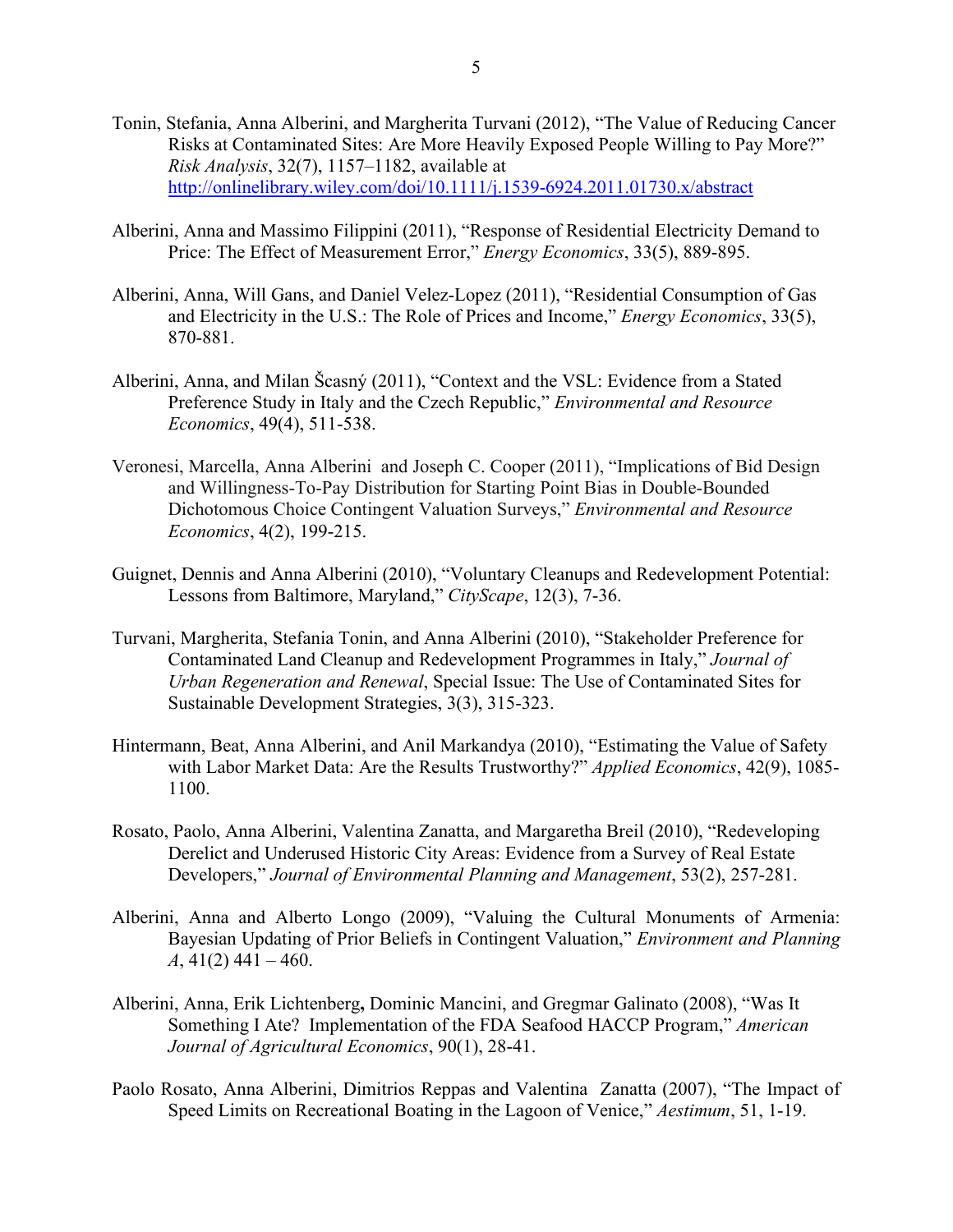Tonin, Stefania, Anna Alberini, and Margherita Turvani (2012), "The Value of Reducing Cancer Risks at Contaminated Sites: Are More Heavily Exposed People Willing to Pay More?" *Risk Analysis*, 32(7), 1157–1182, available at http://onlinelibrary.wiley.com/doi/10.1111/j.1539-6924.2011.01730.x/abstract

Alberini, Anna and Massimo Filippini (2011), "Response of Residential Electricity Demand to Price: The Effect of Measurement Error," *Energy Economics*, 33(5), 889-895.

Alberini, Anna, Will Gans, and Daniel Velez-Lopez (2011), "Residential Consumption of Gas and Electricity in the U.S.: The Role of Prices and Income," *Energy Economics*, 33(5), 870-881.

Alberini, Anna, and Milan Šcasný (2011), "Context and the VSL: Evidence from a Stated Preference Study in Italy and the Czech Republic," *Environmental and Resource Economics*, 49(4), 511-538.

Veronesi, Marcella, Anna Alberini and Joseph C. Cooper (2011), "Implications of Bid Design and Willingness-To-Pay Distribution for Starting Point Bias in Double-Bounded Dichotomous Choice Contingent Valuation Surveys," *Environmental and Resource Economics*, 4(2), 199-215.

Guignet, Dennis and Anna Alberini (2010), "Voluntary Cleanups and Redevelopment Potential: Lessons from Baltimore, Maryland," *CityScape*, 12(3), 7-36.

Turvani, Margherita, Stefania Tonin, and Anna Alberini (2010), "Stakeholder Preference for Contaminated Land Cleanup and Redevelopment Programmes in Italy," *Journal of Urban Regeneration and Renewal*, Special Issue: The Use of Contaminated Sites for Sustainable Development Strategies, 3(3), 315-323.

Hintermann, Beat, Anna Alberini, and Anil Markandya (2010), "Estimating the Value of Safety with Labor Market Data: Are the Results Trustworthy?" *Applied Economics*, 42(9), 1085-1100.

Rosato, Paolo, Anna Alberini, Valentina Zanatta, and Margaretha Breil (2010), "Redeveloping Derelict and Underused Historic City Areas: Evidence from a Survey of Real Estate Developers," *Journal of Environmental Planning and Management*, 53(2), 257-281.

Alberini, Anna and Alberto Longo (2009), "Valuing the Cultural Monuments of Armenia: Bayesian Updating of Prior Beliefs in Contingent Valuation," *Environment and Planning A*, 41(2) 441 – 460.

Alberini, Anna, Erik Lichtenberg**,** Dominic Mancini, and Gregmar Galinato (2008), "Was It Something I Ate? Implementation of the FDA Seafood HACCP Program," *American Journal of Agricultural Economics*, 90(1), 28-41.

Paolo Rosato, Anna Alberini, Dimitrios Reppas and Valentina Zanatta (2007), "The Impact of Speed Limits on Recreational Boating in the Lagoon of Venice," *Aestimum*, 51, 1-19.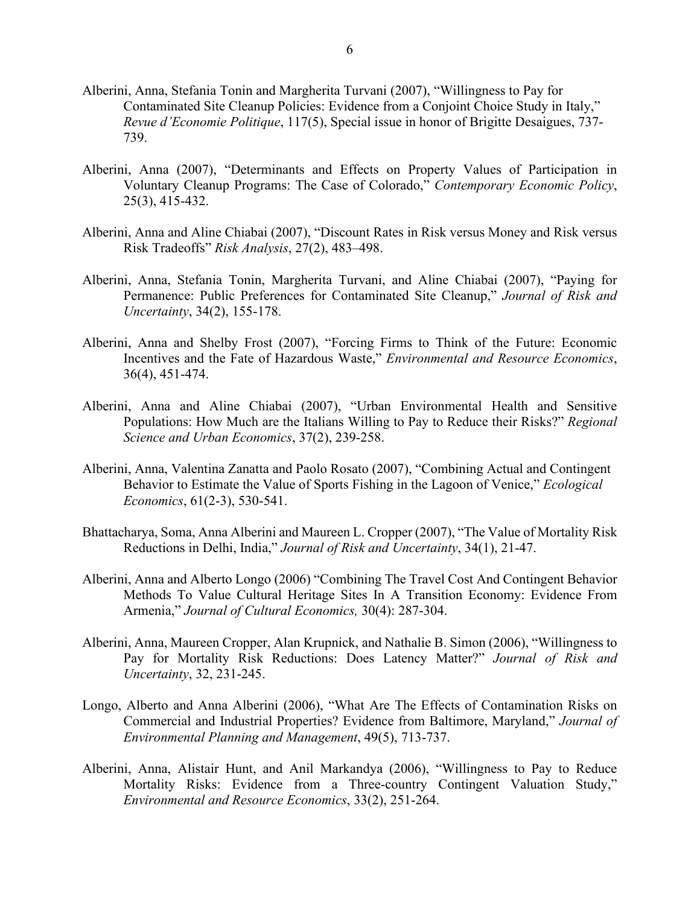Alberini, Anna, Stefania Tonin and Margherita Turvani (2007), "Willingness to Pay for Contaminated Site Cleanup Policies: Evidence from a Conjoint Choice Study in Italy," *Revue d'Economie Politique*, 117(5), Special issue in honor of Brigitte Desaigues, 737-739.

Alberini, Anna (2007), "Determinants and Effects on Property Values of Participation in Voluntary Cleanup Programs: The Case of Colorado," *Contemporary Economic Policy*, 25(3), 415-432.

Alberini, Anna and Aline Chiabai (2007), "Discount Rates in Risk versus Money and Risk versus Risk Tradeoffs" *Risk Analysis*, 27(2), 483–498.

Alberini, Anna, Stefania Tonin, Margherita Turvani, and Aline Chiabai (2007), "Paying for Permanence: Public Preferences for Contaminated Site Cleanup," *Journal of Risk and Uncertainty*, 34(2), 155-178.

Alberini, Anna and Shelby Frost (2007), "Forcing Firms to Think of the Future: Economic Incentives and the Fate of Hazardous Waste," *Environmental and Resource Economics*, 36(4), 451-474.

Alberini, Anna and Aline Chiabai (2007), "Urban Environmental Health and Sensitive Populations: How Much are the Italians Willing to Pay to Reduce their Risks?" *Regional Science and Urban Economics*, 37(2), 239-258.

Alberini, Anna, Valentina Zanatta and Paolo Rosato (2007), "Combining Actual and Contingent Behavior to Estimate the Value of Sports Fishing in the Lagoon of Venice," *Ecological Economics*, 61(2-3), 530-541.

Bhattacharya, Soma, Anna Alberini and Maureen L. Cropper (2007), "The Value of Mortality Risk Reductions in Delhi, India," *Journal of Risk and Uncertainty*, 34(1), 21-47.

Alberini, Anna and Alberto Longo (2006) "Combining The Travel Cost And Contingent Behavior Methods To Value Cultural Heritage Sites In A Transition Economy: Evidence From Armenia," *Journal of Cultural Economics,* 30(4): 287-304.

Alberini, Anna, Maureen Cropper, Alan Krupnick, and Nathalie B. Simon (2006), "Willingness to Pay for Mortality Risk Reductions: Does Latency Matter?" *Journal of Risk and Uncertainty*, 32, 231-245.

Longo, Alberto and Anna Alberini (2006), "What Are The Effects of Contamination Risks on Commercial and Industrial Properties? Evidence from Baltimore, Maryland," *Journal of Environmental Planning and Management*, 49(5), 713-737.

Alberini, Anna, Alistair Hunt, and Anil Markandya (2006), "Willingness to Pay to Reduce Mortality Risks: Evidence from a Three-country Contingent Valuation Study," *Environmental and Resource Economics*, 33(2), 251-264.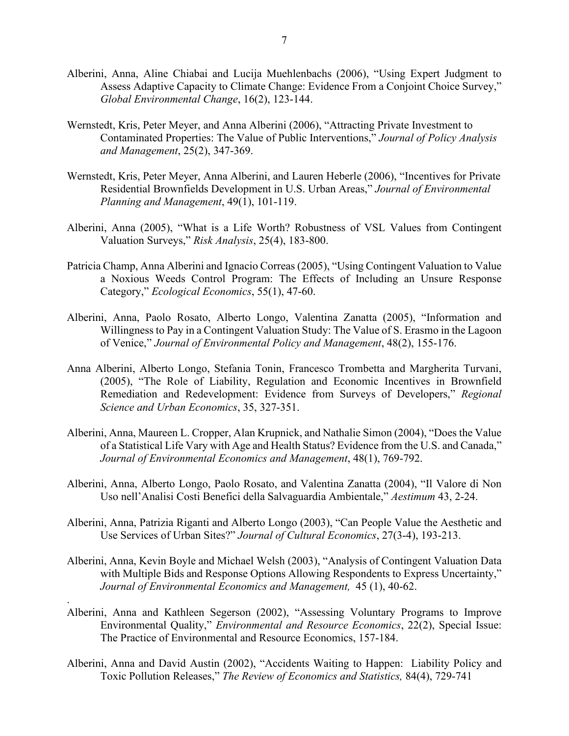Alberini, Anna, Aline Chiabai and Lucija Muehlenbachs (2006), "Using Expert Judgment to Assess Adaptive Capacity to Climate Change: Evidence From a Conjoint Choice Survey," *Global Environmental Change*, 16(2), 123-144.

Wernstedt, Kris, Peter Meyer, and Anna Alberini (2006), "Attracting Private Investment to Contaminated Properties: The Value of Public Interventions," *Journal of Policy Analysis and Management*, 25(2), 347-369.

Wernstedt, Kris, Peter Meyer, Anna Alberini, and Lauren Heberle (2006), "Incentives for Private Residential Brownfields Development in U.S. Urban Areas," *Journal of Environmental Planning and Management*, 49(1), 101-119.

Alberini, Anna (2005), "What is a Life Worth? Robustness of VSL Values from Contingent Valuation Surveys," *Risk Analysis*, 25(4), 183-800.

Patricia Champ, Anna Alberini and Ignacio Correas (2005), "Using Contingent Valuation to Value a Noxious Weeds Control Program: The Effects of Including an Unsure Response Category," *Ecological Economics*, 55(1), 47-60.

Alberini, Anna, Paolo Rosato, Alberto Longo, Valentina Zanatta (2005), "Information and Willingness to Pay in a Contingent Valuation Study: The Value of S. Erasmo in the Lagoon of Venice," *Journal of Environmental Policy and Management*, 48(2), 155-176.

Anna Alberini, Alberto Longo, Stefania Tonin, Francesco Trombetta and Margherita Turvani, (2005), "The Role of Liability, Regulation and Economic Incentives in Brownfield Remediation and Redevelopment: Evidence from Surveys of Developers," *Regional Science and Urban Economics*, 35, 327-351.

Alberini, Anna, Maureen L. Cropper, Alan Krupnick, and Nathalie Simon (2004), "Does the Value of a Statistical Life Vary with Age and Health Status? Evidence from the U.S. and Canada," *Journal of Environmental Economics and Management*, 48(1), 769-792.

Alberini, Anna, Alberto Longo, Paolo Rosato, and Valentina Zanatta (2004), "Il Valore di Non Uso nell'Analisi Costi Benefici della Salvaguardia Ambientale," *Aestimum* 43, 2-24.

Alberini, Anna, Patrizia Riganti and Alberto Longo (2003), "Can People Value the Aesthetic and Use Services of Urban Sites?" *Journal of Cultural Economics*, 27(3-4), 193-213.

Alberini, Anna, Kevin Boyle and Michael Welsh (2003), "Analysis of Contingent Valuation Data with Multiple Bids and Response Options Allowing Respondents to Express Uncertainty," *Journal of Environmental Economics and Management,* 45 (1), 40-62.

Alberini, Anna and Kathleen Segerson (2002), "Assessing Voluntary Programs to Improve Environmental Quality," *Environmental and Resource Economics*, 22(2), Special Issue: The Practice of Environmental and Resource Economics, 157-184.

Alberini, Anna and David Austin (2002), "Accidents Waiting to Happen: Liability Policy and Toxic Pollution Releases," *The Review of Economics and Statistics,* 84(4), 729-741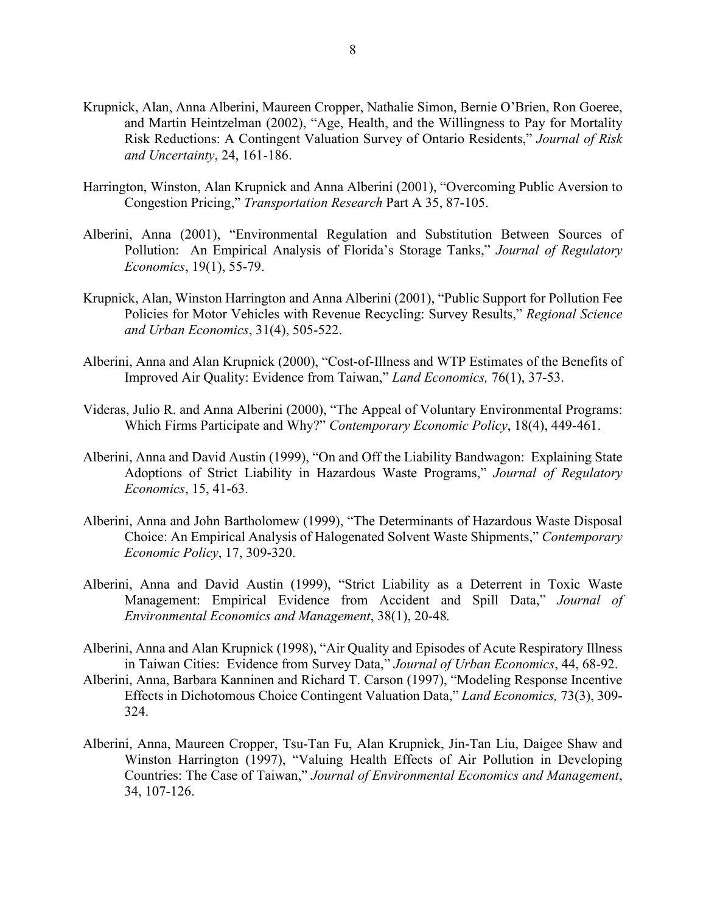Krupnick, Alan, Anna Alberini, Maureen Cropper, Nathalie Simon, Bernie O'Brien, Ron Goeree, and Martin Heintzelman (2002), "Age, Health, and the Willingness to Pay for Mortality Risk Reductions: A Contingent Valuation Survey of Ontario Residents," *Journal of Risk and Uncertainty*, 24, 161-186.

Harrington, Winston, Alan Krupnick and Anna Alberini (2001), "Overcoming Public Aversion to Congestion Pricing," *Transportation Research* Part A 35, 87-105.

Alberini, Anna (2001), "Environmental Regulation and Substitution Between Sources of Pollution: An Empirical Analysis of Florida's Storage Tanks," *Journal of Regulatory Economics*, 19(1), 55-79.

Krupnick, Alan, Winston Harrington and Anna Alberini (2001), "Public Support for Pollution Fee Policies for Motor Vehicles with Revenue Recycling: Survey Results," *Regional Science and Urban Economics*, 31(4), 505-522.

Alberini, Anna and Alan Krupnick (2000), "Cost-of-Illness and WTP Estimates of the Benefits of Improved Air Quality: Evidence from Taiwan," *Land Economics,* 76(1), 37-53.

Videras, Julio R. and Anna Alberini (2000), "The Appeal of Voluntary Environmental Programs: Which Firms Participate and Why?" *Contemporary Economic Policy*, 18(4), 449-461.

Alberini, Anna and David Austin (1999), "On and Off the Liability Bandwagon: Explaining State Adoptions of Strict Liability in Hazardous Waste Programs," *Journal of Regulatory Economics*, 15, 41-63.

Alberini, Anna and John Bartholomew (1999), "The Determinants of Hazardous Waste Disposal Choice: An Empirical Analysis of Halogenated Solvent Waste Shipments," *Contemporary Economic Policy*, 17, 309-320.

Alberini, Anna and David Austin (1999), "Strict Liability as a Deterrent in Toxic Waste Management: Empirical Evidence from Accident and Spill Data," *Journal of Environmental Economics and Management*, 38(1), 20-48*.*

Alberini, Anna and Alan Krupnick (1998), "Air Quality and Episodes of Acute Respiratory Illness in Taiwan Cities: Evidence from Survey Data," *Journal of Urban Economics*, 44, 68-92.

Alberini, Anna, Barbara Kanninen and Richard T. Carson (1997), "Modeling Response Incentive Effects in Dichotomous Choice Contingent Valuation Data," *Land Economics,* 73(3), 309-324.

Alberini, Anna, Maureen Cropper, Tsu-Tan Fu, Alan Krupnick, Jin-Tan Liu, Daigee Shaw and Winston Harrington (1997), "Valuing Health Effects of Air Pollution in Developing Countries: The Case of Taiwan," *Journal of Environmental Economics and Management*, 34, 107-126.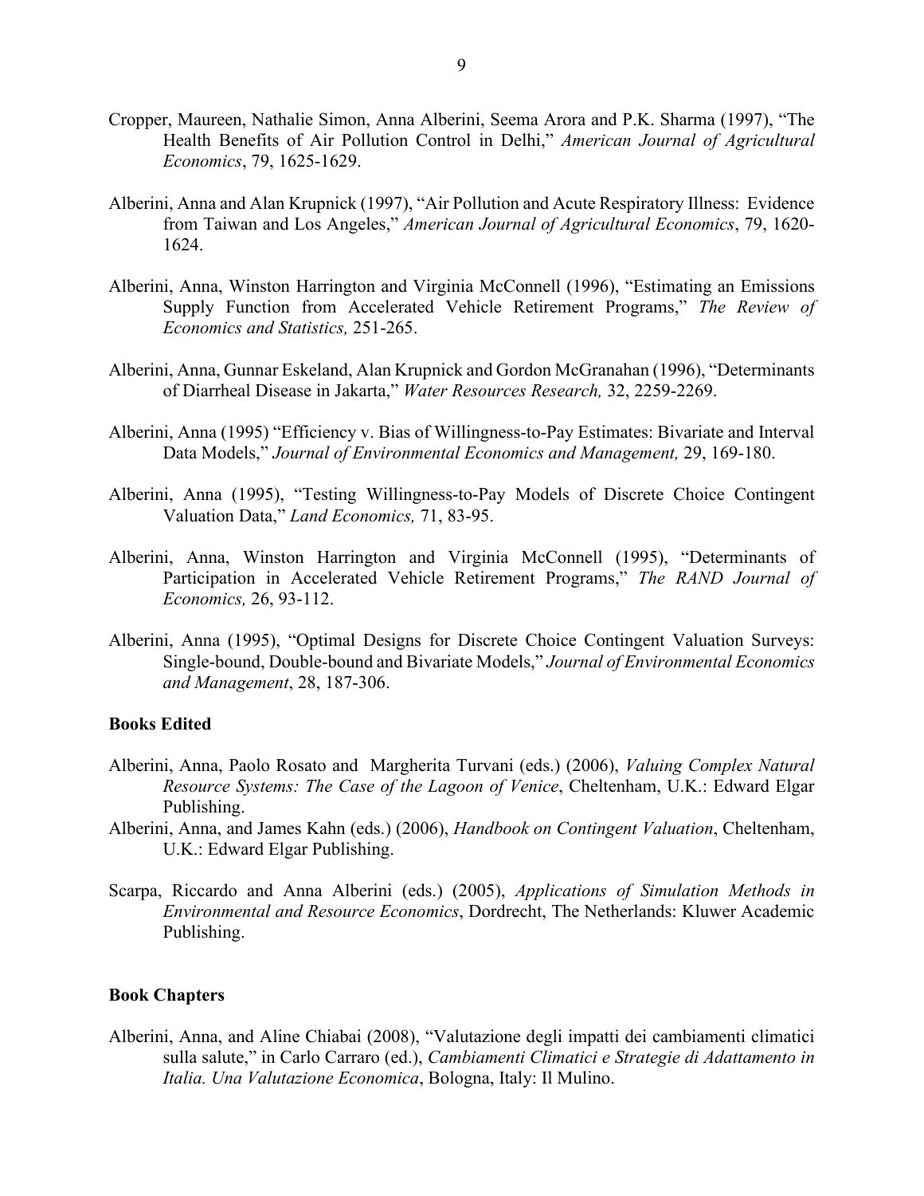Cropper, Maureen, Nathalie Simon, Anna Alberini, Seema Arora and P.K. Sharma (1997), "The Health Benefits of Air Pollution Control in Delhi," *American Journal of Agricultural Economics*, 79, 1625-1629.

Alberini, Anna and Alan Krupnick (1997), "Air Pollution and Acute Respiratory Illness: Evidence from Taiwan and Los Angeles," *American Journal of Agricultural Economics*, 79, 1620-1624.

Alberini, Anna, Winston Harrington and Virginia McConnell (1996), "Estimating an Emissions Supply Function from Accelerated Vehicle Retirement Programs," *The Review of Economics and Statistics,* 251-265.

Alberini, Anna, Gunnar Eskeland, Alan Krupnick and Gordon McGranahan (1996), "Determinants of Diarrheal Disease in Jakarta," *Water Resources Research,* 32, 2259-2269.

Alberini, Anna (1995) "Efficiency v. Bias of Willingness-to-Pay Estimates: Bivariate and Interval Data Models," *Journal of Environmental Economics and Management,* 29, 169-180.

Alberini, Anna (1995), "Testing Willingness-to-Pay Models of Discrete Choice Contingent Valuation Data," *Land Economics,* 71, 83-95.

Alberini, Anna, Winston Harrington and Virginia McConnell (1995), "Determinants of Participation in Accelerated Vehicle Retirement Programs," *The RAND Journal of Economics,* 26, 93-112.

Alberini, Anna (1995), "Optimal Designs for Discrete Choice Contingent Valuation Surveys: Single-bound, Double-bound and Bivariate Models," *Journal of Environmental Economics and Management*, 28, 187-306.

**Books Edited**

Alberini, Anna, Paolo Rosato and Margherita Turvani (eds.) (2006), *Valuing Complex Natural Resource Systems: The Case of the Lagoon of Venice*, Cheltenham, U.K.: Edward Elgar Publishing.

Alberini, Anna, and James Kahn (eds.) (2006), *Handbook on Contingent Valuation*, Cheltenham, U.K.: Edward Elgar Publishing.

Scarpa, Riccardo and Anna Alberini (eds.) (2005), *Applications of Simulation Methods in Environmental and Resource Economics*, Dordrecht, The Netherlands: Kluwer Academic Publishing.

**Book Chapters**

Alberini, Anna, and Aline Chiabai (2008), "Valutazione degli impatti dei cambiamenti climatici sulla salute," in Carlo Carraro (ed.), *Cambiamenti Climatici e Strategie di Adattamento in Italia. Una Valutazione Economica*, Bologna, Italy: Il Mulino.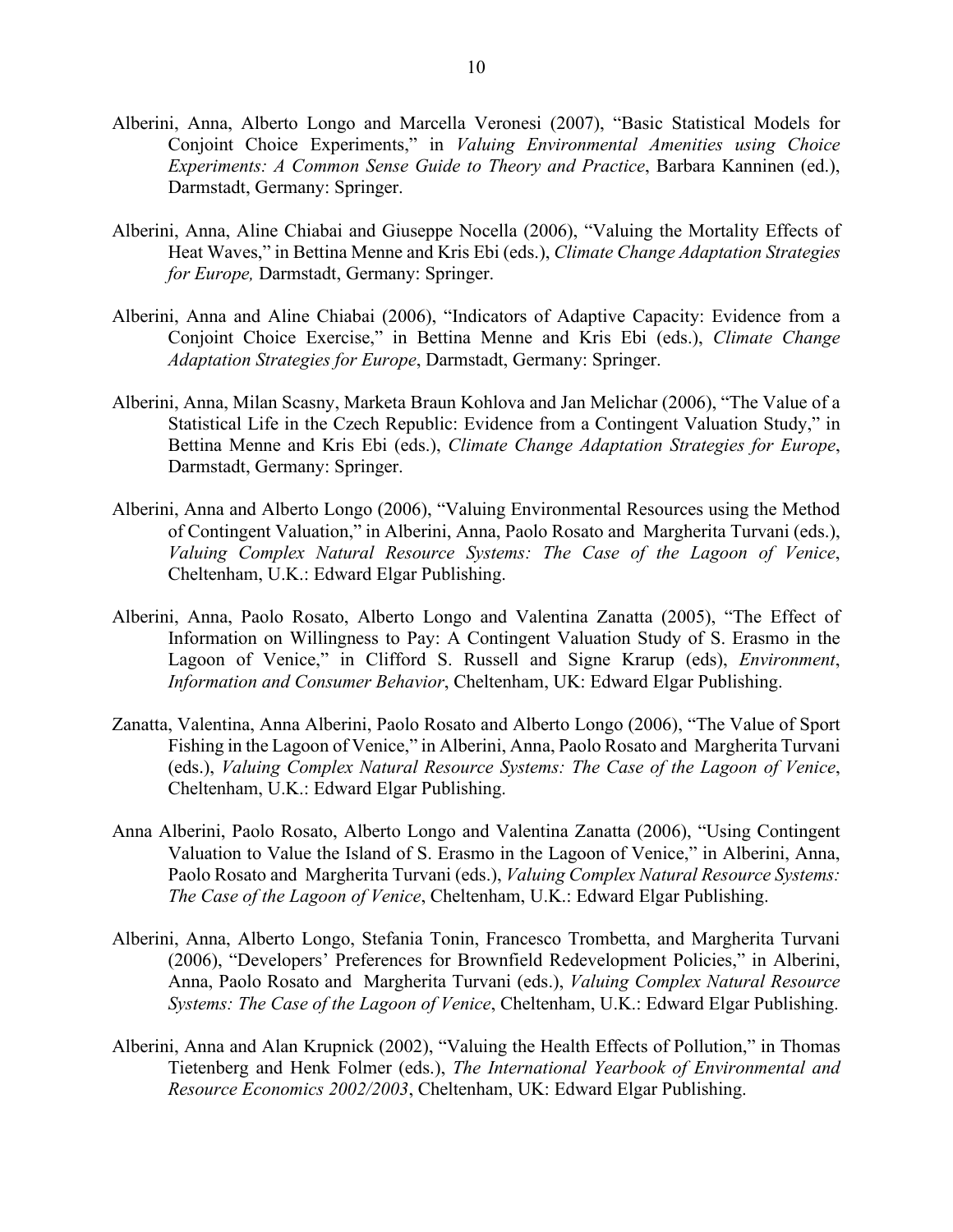Alberini, Anna, Alberto Longo and Marcella Veronesi (2007), "Basic Statistical Models for Conjoint Choice Experiments," in *Valuing Environmental Amenities using Choice Experiments: A Common Sense Guide to Theory and Practice*, Barbara Kanninen (ed.), Darmstadt, Germany: Springer.

Alberini, Anna, Aline Chiabai and Giuseppe Nocella (2006), "Valuing the Mortality Effects of Heat Waves," in Bettina Menne and Kris Ebi (eds.), *Climate Change Adaptation Strategies for Europe,* Darmstadt, Germany: Springer.

Alberini, Anna and Aline Chiabai (2006), "Indicators of Adaptive Capacity: Evidence from a Conjoint Choice Exercise," in Bettina Menne and Kris Ebi (eds.), *Climate Change Adaptation Strategies for Europe*, Darmstadt, Germany: Springer.

Alberini, Anna, Milan Scasny, Marketa Braun Kohlova and Jan Melichar (2006), "The Value of a Statistical Life in the Czech Republic: Evidence from a Contingent Valuation Study," in Bettina Menne and Kris Ebi (eds.), *Climate Change Adaptation Strategies for Europe*, Darmstadt, Germany: Springer.

Alberini, Anna and Alberto Longo (2006), "Valuing Environmental Resources using the Method of Contingent Valuation," in Alberini, Anna, Paolo Rosato and Margherita Turvani (eds.), *Valuing Complex Natural Resource Systems: The Case of the Lagoon of Venice*, Cheltenham, U.K.: Edward Elgar Publishing.

Alberini, Anna, Paolo Rosato, Alberto Longo and Valentina Zanatta (2005), "The Effect of Information on Willingness to Pay: A Contingent Valuation Study of S. Erasmo in the Lagoon of Venice," in Clifford S. Russell and Signe Krarup (eds), *Environment*, *Information and Consumer Behavior*, Cheltenham, UK: Edward Elgar Publishing.

Zanatta, Valentina, Anna Alberini, Paolo Rosato and Alberto Longo (2006), "The Value of Sport Fishing in the Lagoon of Venice," in Alberini, Anna, Paolo Rosato and Margherita Turvani (eds.), *Valuing Complex Natural Resource Systems: The Case of the Lagoon of Venice*, Cheltenham, U.K.: Edward Elgar Publishing.

Anna Alberini, Paolo Rosato, Alberto Longo and Valentina Zanatta (2006), "Using Contingent Valuation to Value the Island of S. Erasmo in the Lagoon of Venice," in Alberini, Anna, Paolo Rosato and Margherita Turvani (eds.), *Valuing Complex Natural Resource Systems: The Case of the Lagoon of Venice*, Cheltenham, U.K.: Edward Elgar Publishing.

Alberini, Anna, Alberto Longo, Stefania Tonin, Francesco Trombetta, and Margherita Turvani (2006), "Developers' Preferences for Brownfield Redevelopment Policies," in Alberini, Anna, Paolo Rosato and Margherita Turvani (eds.), *Valuing Complex Natural Resource Systems: The Case of the Lagoon of Venice*, Cheltenham, U.K.: Edward Elgar Publishing.

Alberini, Anna and Alan Krupnick (2002), "Valuing the Health Effects of Pollution," in Thomas Tietenberg and Henk Folmer (eds.), *The International Yearbook of Environmental and Resource Economics 2002/2003*, Cheltenham, UK: Edward Elgar Publishing.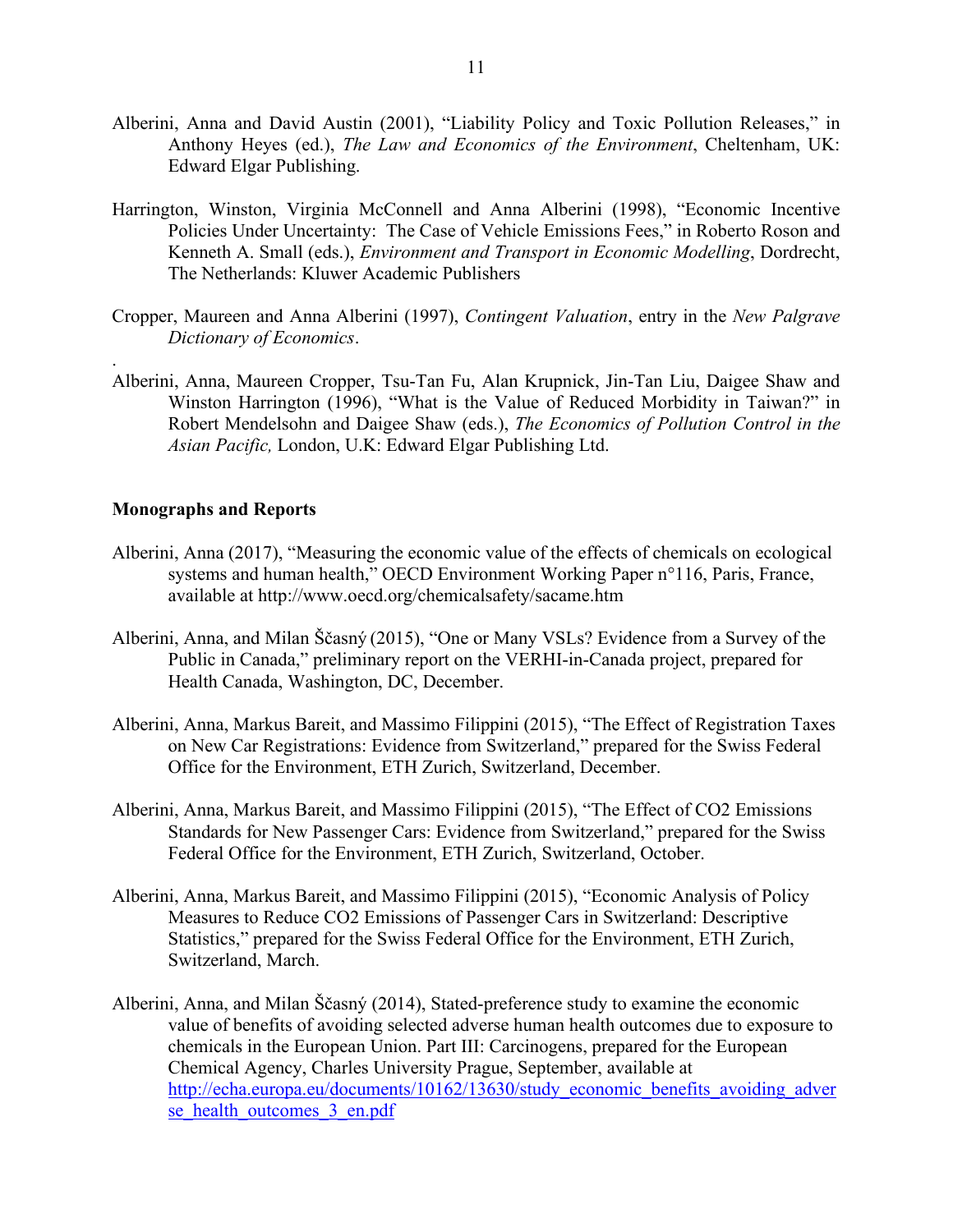Alberini, Anna and David Austin (2001), "Liability Policy and Toxic Pollution Releases," in Anthony Heyes (ed.), *The Law and Economics of the Environment*, Cheltenham, UK: Edward Elgar Publishing.

Harrington, Winston, Virginia McConnell and Anna Alberini (1998), "Economic Incentive Policies Under Uncertainty: The Case of Vehicle Emissions Fees," in Roberto Roson and Kenneth A. Small (eds.), *Environment and Transport in Economic Modelling*, Dordrecht, The Netherlands: Kluwer Academic Publishers

Cropper, Maureen and Anna Alberini (1997), *Contingent Valuation*, entry in the *New Palgrave Dictionary of Economics*.

.

Alberini, Anna, Maureen Cropper, Tsu-Tan Fu, Alan Krupnick, Jin-Tan Liu, Daigee Shaw and Winston Harrington (1996), "What is the Value of Reduced Morbidity in Taiwan?" in Robert Mendelsohn and Daigee Shaw (eds.), *The Economics of Pollution Control in the Asian Pacific,* London, U.K: Edward Elgar Publishing Ltd.

**Monographs and Reports**

Alberini, Anna (2017), "Measuring the economic value of the effects of chemicals on ecological systems and human health," OECD Environment Working Paper n°116, Paris, France, available at http://www.oecd.org/chemicalsafety/sacame.htm

Alberini, Anna, and Milan Ščasný (2015), "One or Many VSLs? Evidence from a Survey of the Public in Canada," preliminary report on the VERHI-in-Canada project, prepared for Health Canada, Washington, DC, December.

Alberini, Anna, Markus Bareit, and Massimo Filippini (2015), "The Effect of Registration Taxes on New Car Registrations: Evidence from Switzerland," prepared for the Swiss Federal Office for the Environment, ETH Zurich, Switzerland, December.

Alberini, Anna, Markus Bareit, and Massimo Filippini (2015), "The Effect of CO2 Emissions Standards for New Passenger Cars: Evidence from Switzerland," prepared for the Swiss Federal Office for the Environment, ETH Zurich, Switzerland, October.

Alberini, Anna, Markus Bareit, and Massimo Filippini (2015), "Economic Analysis of Policy Measures to Reduce CO2 Emissions of Passenger Cars in Switzerland: Descriptive Statistics," prepared for the Swiss Federal Office for the Environment, ETH Zurich, Switzerland, March.

Alberini, Anna, and Milan Ščasný (2014), Stated-preference study to examine the economic value of benefits of avoiding selected adverse human health outcomes due to exposure to chemicals in the European Union. Part III: Carcinogens, prepared for the European Chemical Agency, Charles University Prague, September, available at http://echa.europa.eu/documents/10162/13630/study_economic_benefits_avoiding_adverse_health_outcomes_3_en.pdf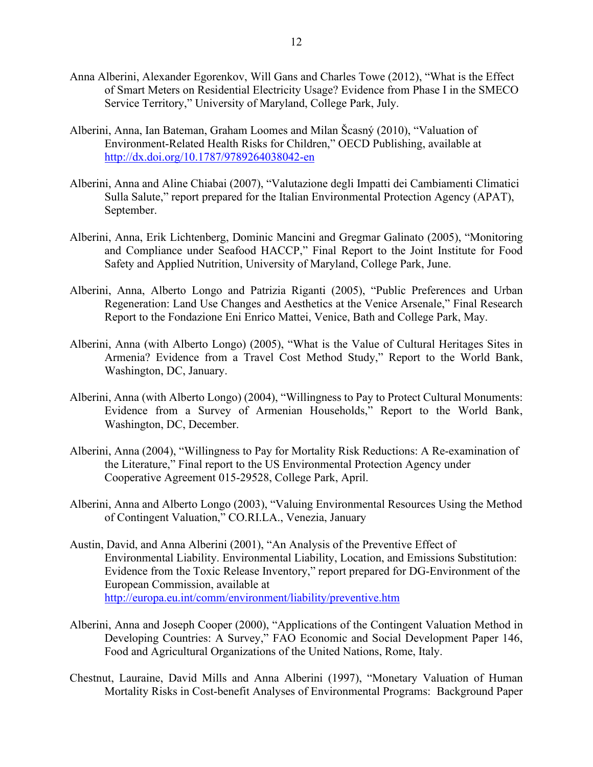Anna Alberini, Alexander Egorenkov, Will Gans and Charles Towe (2012), "What is the Effect of Smart Meters on Residential Electricity Usage? Evidence from Phase I in the SMECO Service Territory," University of Maryland, College Park, July.

Alberini, Anna, Ian Bateman, Graham Loomes and Milan Ščasný (2010), "Valuation of Environment-Related Health Risks for Children," OECD Publishing, available at http://dx.doi.org/10.1787/9789264038042-en

Alberini, Anna and Aline Chiabai (2007), "Valutazione degli Impatti dei Cambiamenti Climatici Sulla Salute," report prepared for the Italian Environmental Protection Agency (APAT), September.

Alberini, Anna, Erik Lichtenberg, Dominic Mancini and Gregmar Galinato (2005), "Monitoring and Compliance under Seafood HACCP," Final Report to the Joint Institute for Food Safety and Applied Nutrition, University of Maryland, College Park, June.

Alberini, Anna, Alberto Longo and Patrizia Riganti (2005), "Public Preferences and Urban Regeneration: Land Use Changes and Aesthetics at the Venice Arsenale," Final Research Report to the Fondazione Eni Enrico Mattei, Venice, Bath and College Park, May.

Alberini, Anna (with Alberto Longo) (2005), "What is the Value of Cultural Heritages Sites in Armenia? Evidence from a Travel Cost Method Study," Report to the World Bank, Washington, DC, January.

Alberini, Anna (with Alberto Longo) (2004), "Willingness to Pay to Protect Cultural Monuments: Evidence from a Survey of Armenian Households," Report to the World Bank, Washington, DC, December.

Alberini, Anna (2004), "Willingness to Pay for Mortality Risk Reductions: A Re-examination of the Literature," Final report to the US Environmental Protection Agency under Cooperative Agreement 015-29528, College Park, April.

Alberini, Anna and Alberto Longo (2003), "Valuing Environmental Resources Using the Method of Contingent Valuation," CO.RI.LA., Venezia, January

Austin, David, and Anna Alberini (2001), "An Analysis of the Preventive Effect of Environmental Liability. Environmental Liability, Location, and Emissions Substitution: Evidence from the Toxic Release Inventory," report prepared for DG-Environment of the European Commission, available at http://europa.eu.int/comm/environment/liability/preventive.htm

Alberini, Anna and Joseph Cooper (2000), "Applications of the Contingent Valuation Method in Developing Countries: A Survey," FAO Economic and Social Development Paper 146, Food and Agricultural Organizations of the United Nations, Rome, Italy.

Chestnut, Lauraine, David Mills and Anna Alberini (1997), "Monetary Valuation of Human Mortality Risks in Cost-benefit Analyses of Environmental Programs: Background Paper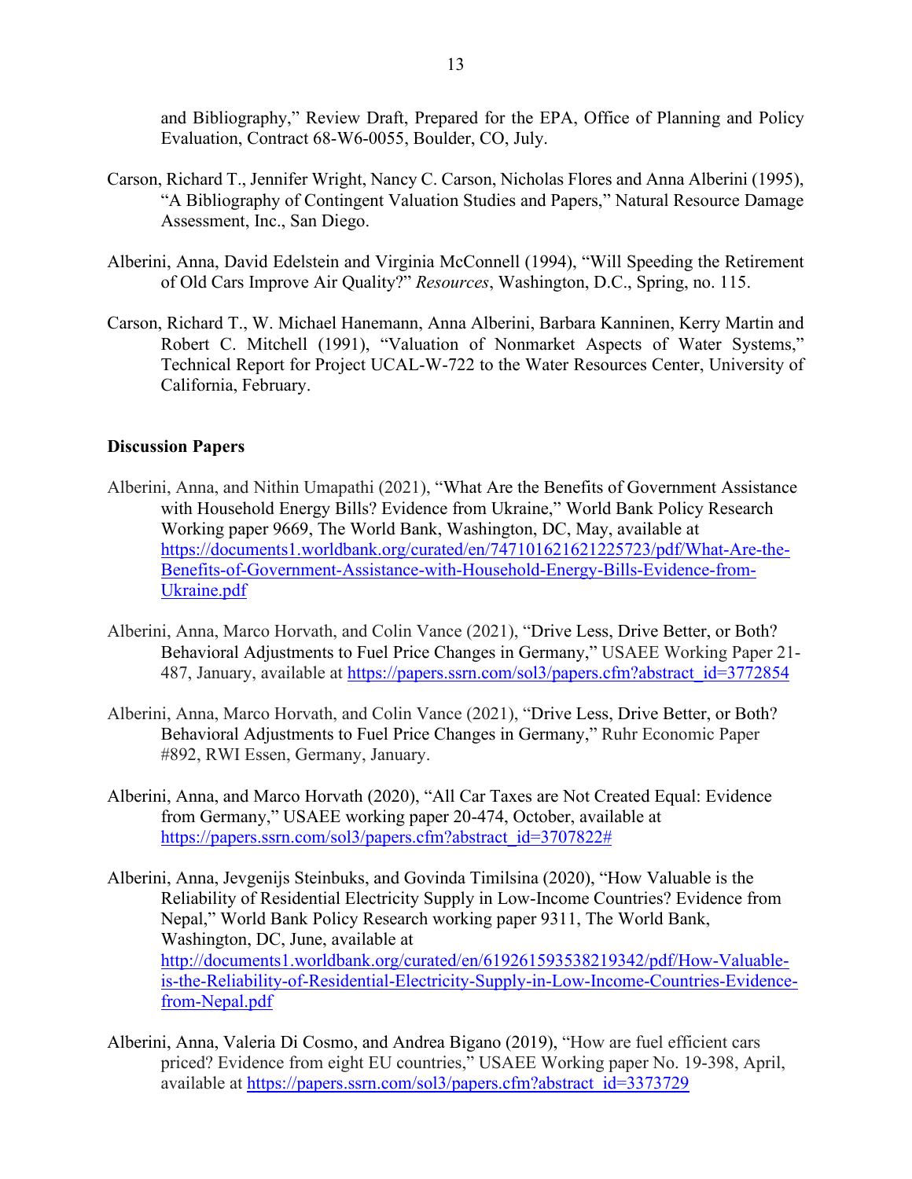and Bibliography," Review Draft, Prepared for the EPA, Office of Planning and Policy Evaluation, Contract 68-W6-0055, Boulder, CO, July.

Carson, Richard T., Jennifer Wright, Nancy C. Carson, Nicholas Flores and Anna Alberini (1995), "A Bibliography of Contingent Valuation Studies and Papers," Natural Resource Damage Assessment, Inc., San Diego.

Alberini, Anna, David Edelstein and Virginia McConnell (1994), "Will Speeding the Retirement of Old Cars Improve Air Quality?" *Resources*, Washington, D.C., Spring, no. 115.

Carson, Richard T., W. Michael Hanemann, Anna Alberini, Barbara Kanninen, Kerry Martin and Robert C. Mitchell (1991), "Valuation of Nonmarket Aspects of Water Systems," Technical Report for Project UCAL-W-722 to the Water Resources Center, University of California, February.

**Discussion Papers**

Alberini, Anna, and Nithin Umapathi (2021), "What Are the Benefits of Government Assistance with Household Energy Bills? Evidence from Ukraine," World Bank Policy Research Working paper 9669, The World Bank, Washington, DC, May, available at https://documents1.worldbank.org/curated/en/747101621621225723/pdf/What-Are-the-Benefits-of-Government-Assistance-with-Household-Energy-Bills-Evidence-from-Ukraine.pdf

Alberini, Anna, Marco Horvath, and Colin Vance (2021), "Drive Less, Drive Better, or Both? Behavioral Adjustments to Fuel Price Changes in Germany," USAEE Working Paper 21-487, January, available at https://papers.ssrn.com/sol3/papers.cfm?abstract_id=3772854

Alberini, Anna, Marco Horvath, and Colin Vance (2021), "Drive Less, Drive Better, or Both? Behavioral Adjustments to Fuel Price Changes in Germany," Ruhr Economic Paper #892, RWI Essen, Germany, January.

Alberini, Anna, and Marco Horvath (2020), "All Car Taxes are Not Created Equal: Evidence from Germany," USAEE working paper 20-474, October, available at https://papers.ssrn.com/sol3/papers.cfm?abstract_id=3707822#

Alberini, Anna, Jevgenijs Steinbuks, and Govinda Timilsina (2020), "How Valuable is the Reliability of Residential Electricity Supply in Low-Income Countries? Evidence from Nepal," World Bank Policy Research working paper 9311, The World Bank, Washington, DC, June, available at http://documents1.worldbank.org/curated/en/619261593538219342/pdf/How-Valuable-is-the-Reliability-of-Residential-Electricity-Supply-in-Low-Income-Countries-Evidence-from-Nepal.pdf

Alberini, Anna, Valeria Di Cosmo, and Andrea Bigano (2019), "How are fuel efficient cars priced? Evidence from eight EU countries," USAEE Working paper No. 19-398, April, available at https://papers.ssrn.com/sol3/papers.cfm?abstract_id=3373729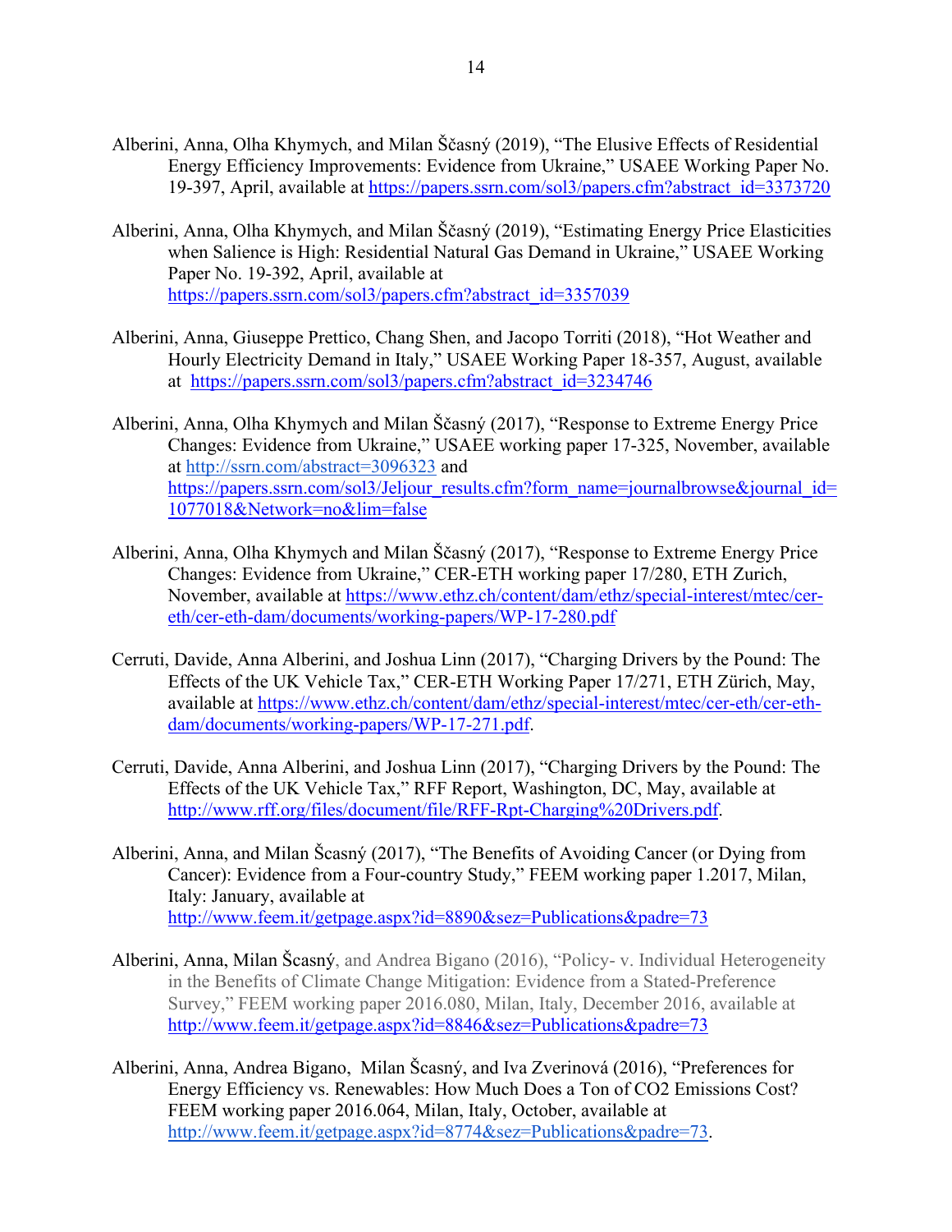Alberini, Anna, Olha Khymych, and Milan Ščasný (2019), "The Elusive Effects of Residential Energy Efficiency Improvements: Evidence from Ukraine," USAEE Working Paper No. 19-397, April, available at https://papers.ssrn.com/sol3/papers.cfm?abstract_id=3373720

Alberini, Anna, Olha Khymych, and Milan Ščasný (2019), "Estimating Energy Price Elasticities when Salience is High: Residential Natural Gas Demand in Ukraine," USAEE Working Paper No. 19-392, April, available at https://papers.ssrn.com/sol3/papers.cfm?abstract_id=3357039

Alberini, Anna, Giuseppe Prettico, Chang Shen, and Jacopo Torriti (2018), "Hot Weather and Hourly Electricity Demand in Italy," USAEE Working Paper 18-357, August, available at https://papers.ssrn.com/sol3/papers.cfm?abstract_id=3234746

Alberini, Anna, Olha Khymych and Milan Ščasný (2017), "Response to Extreme Energy Price Changes: Evidence from Ukraine," USAEE working paper 17-325, November, available at http://ssrn.com/abstract=3096323 and https://papers.ssrn.com/sol3/Jeljour_results.cfm?form_name=journalbrowse&journal_id=1077018&Network=no&lim=false

Alberini, Anna, Olha Khymych and Milan Ščasný (2017), "Response to Extreme Energy Price Changes: Evidence from Ukraine," CER-ETH working paper 17/280, ETH Zurich, November, available at https://www.ethz.ch/content/dam/ethz/special-interest/mtec/cer-eth/cer-eth-dam/documents/working-papers/WP-17-280.pdf

Cerruti, Davide, Anna Alberini, and Joshua Linn (2017), "Charging Drivers by the Pound: The Effects of the UK Vehicle Tax," CER-ETH Working Paper 17/271, ETH Zürich, May, available at https://www.ethz.ch/content/dam/ethz/special-interest/mtec/cer-eth/cer-eth-dam/documents/working-papers/WP-17-271.pdf.

Cerruti, Davide, Anna Alberini, and Joshua Linn (2017), "Charging Drivers by the Pound: The Effects of the UK Vehicle Tax," RFF Report, Washington, DC, May, available at http://www.rff.org/files/document/file/RFF-Rpt-Charging%20Drivers.pdf.

Alberini, Anna, and Milan Šcasný (2017), "The Benefits of Avoiding Cancer (or Dying from Cancer): Evidence from a Four-country Study," FEEM working paper 1.2017, Milan, Italy: January, available at http://www.feem.it/getpage.aspx?id=8890&sez=Publications&padre=73

Alberini, Anna, Milan Šcasný, and Andrea Bigano (2016), "Policy- v. Individual Heterogeneity in the Benefits of Climate Change Mitigation: Evidence from a Stated-Preference Survey," FEEM working paper 2016.080, Milan, Italy, December 2016, available at http://www.feem.it/getpage.aspx?id=8846&sez=Publications&padre=73

Alberini, Anna, Andrea Bigano, Milan Šcasný, and Iva Zverinová (2016), "Preferences for Energy Efficiency vs. Renewables: How Much Does a Ton of CO2 Emissions Cost? FEEM working paper 2016.064, Milan, Italy, October, available at http://www.feem.it/getpage.aspx?id=8774&sez=Publications&padre=73.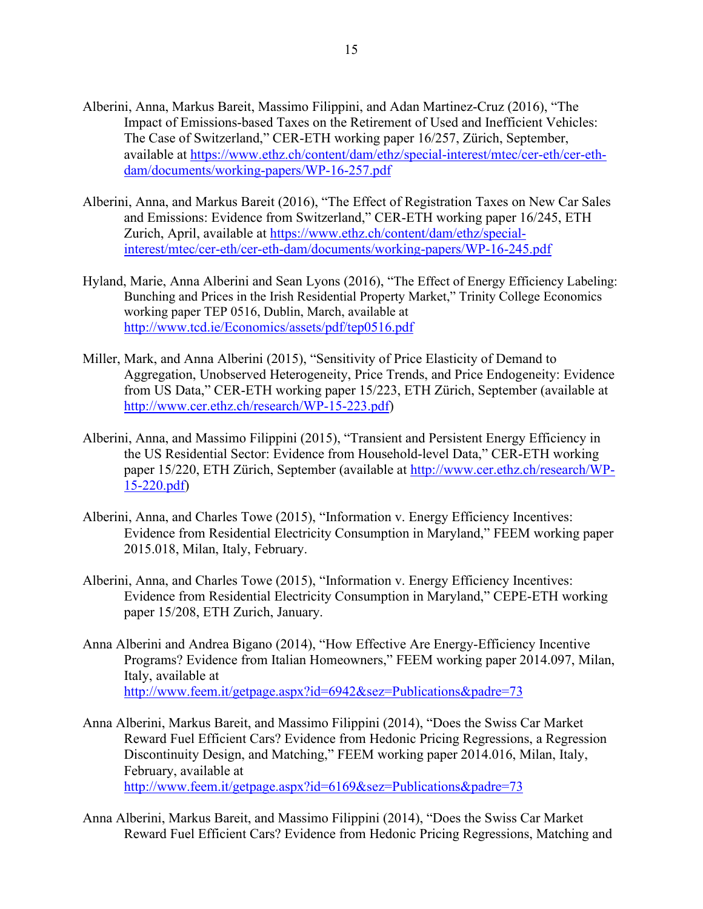Alberini, Anna, Markus Bareit, Massimo Filippini, and Adan Martinez-Cruz (2016), "The Impact of Emissions-based Taxes on the Retirement of Used and Inefficient Vehicles: The Case of Switzerland," CER-ETH working paper 16/257, Zürich, September, available at https://www.ethz.ch/content/dam/ethz/special-interest/mtec/cer-eth/cer-eth-dam/documents/working-papers/WP-16-257.pdf

Alberini, Anna, and Markus Bareit (2016), "The Effect of Registration Taxes on New Car Sales and Emissions: Evidence from Switzerland," CER-ETH working paper 16/245, ETH Zurich, April, available at https://www.ethz.ch/content/dam/ethz/special-interest/mtec/cer-eth/cer-eth-dam/documents/working-papers/WP-16-245.pdf

Hyland, Marie, Anna Alberini and Sean Lyons (2016), "The Effect of Energy Efficiency Labeling: Bunching and Prices in the Irish Residential Property Market," Trinity College Economics working paper TEP 0516, Dublin, March, available at http://www.tcd.ie/Economics/assets/pdf/tep0516.pdf

Miller, Mark, and Anna Alberini (2015), "Sensitivity of Price Elasticity of Demand to Aggregation, Unobserved Heterogeneity, Price Trends, and Price Endogeneity: Evidence from US Data," CER-ETH working paper 15/223, ETH Zürich, September (available at http://www.cer.ethz.ch/research/WP-15-223.pdf)

Alberini, Anna, and Massimo Filippini (2015), "Transient and Persistent Energy Efficiency in the US Residential Sector: Evidence from Household-level Data," CER-ETH working paper 15/220, ETH Zürich, September (available at http://www.cer.ethz.ch/research/WP-15-220.pdf)

Alberini, Anna, and Charles Towe (2015), "Information v. Energy Efficiency Incentives: Evidence from Residential Electricity Consumption in Maryland," FEEM working paper 2015.018, Milan, Italy, February.

Alberini, Anna, and Charles Towe (2015), "Information v. Energy Efficiency Incentives: Evidence from Residential Electricity Consumption in Maryland," CEPE-ETH working paper 15/208, ETH Zurich, January.

Anna Alberini and Andrea Bigano (2014), "How Effective Are Energy-Efficiency Incentive Programs? Evidence from Italian Homeowners," FEEM working paper 2014.097, Milan, Italy, available at http://www.feem.it/getpage.aspx?id=6942&sez=Publications&padre=73

Anna Alberini, Markus Bareit, and Massimo Filippini (2014), "Does the Swiss Car Market Reward Fuel Efficient Cars? Evidence from Hedonic Pricing Regressions, a Regression Discontinuity Design, and Matching," FEEM working paper 2014.016, Milan, Italy, February, available at http://www.feem.it/getpage.aspx?id=6169&sez=Publications&padre=73

Anna Alberini, Markus Bareit, and Massimo Filippini (2014), "Does the Swiss Car Market Reward Fuel Efficient Cars? Evidence from Hedonic Pricing Regressions, Matching and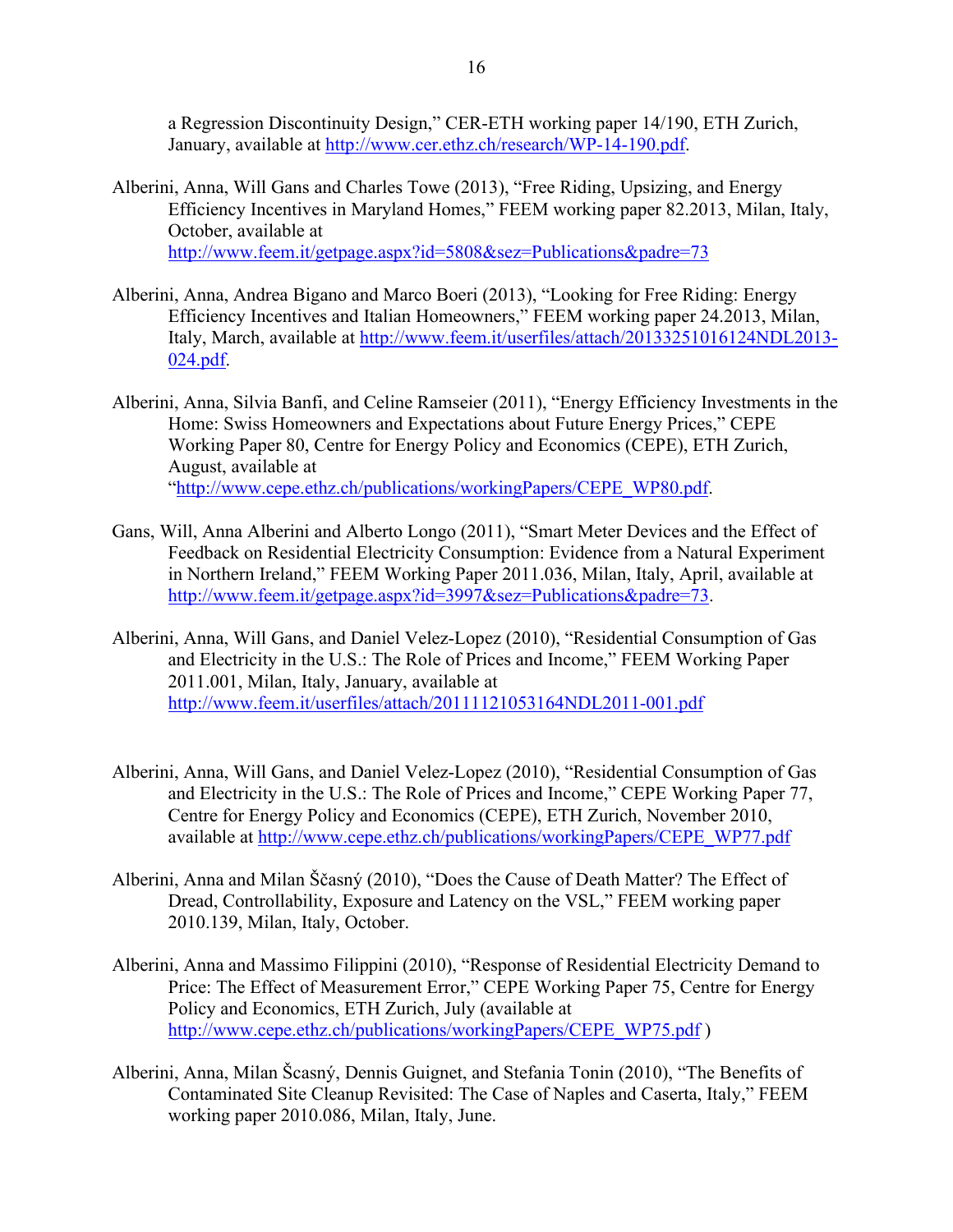a Regression Discontinuity Design," CER-ETH working paper 14/190, ETH Zurich, January, available at http://www.cer.ethz.ch/research/WP-14-190.pdf.

Alberini, Anna, Will Gans and Charles Towe (2013), "Free Riding, Upsizing, and Energy Efficiency Incentives in Maryland Homes," FEEM working paper 82.2013, Milan, Italy, October, available at http://www.feem.it/getpage.aspx?id=5808&sez=Publications&padre=73

Alberini, Anna, Andrea Bigano and Marco Boeri (2013), "Looking for Free Riding: Energy Efficiency Incentives and Italian Homeowners," FEEM working paper 24.2013, Milan, Italy, March, available at http://www.feem.it/userfiles/attach/20133251016124NDL2013-024.pdf.

Alberini, Anna, Silvia Banfi, and Celine Ramseier (2011), "Energy Efficiency Investments in the Home: Swiss Homeowners and Expectations about Future Energy Prices," CEPE Working Paper 80, Centre for Energy Policy and Economics (CEPE), ETH Zurich, August, available at "http://www.cepe.ethz.ch/publications/workingPapers/CEPE_WP80.pdf.

Gans, Will, Anna Alberini and Alberto Longo (2011), "Smart Meter Devices and the Effect of Feedback on Residential Electricity Consumption: Evidence from a Natural Experiment in Northern Ireland," FEEM Working Paper 2011.036, Milan, Italy, April, available at http://www.feem.it/getpage.aspx?id=3997&sez=Publications&padre=73.

Alberini, Anna, Will Gans, and Daniel Velez-Lopez (2010), "Residential Consumption of Gas and Electricity in the U.S.: The Role of Prices and Income," FEEM Working Paper 2011.001, Milan, Italy, January, available at http://www.feem.it/userfiles/attach/20111121053164NDL2011-001.pdf

Alberini, Anna, Will Gans, and Daniel Velez-Lopez (2010), "Residential Consumption of Gas and Electricity in the U.S.: The Role of Prices and Income," CEPE Working Paper 77, Centre for Energy Policy and Economics (CEPE), ETH Zurich, November 2010, available at http://www.cepe.ethz.ch/publications/workingPapers/CEPE_WP77.pdf

Alberini, Anna and Milan Ščasný (2010), "Does the Cause of Death Matter? The Effect of Dread, Controllability, Exposure and Latency on the VSL," FEEM working paper 2010.139, Milan, Italy, October.

Alberini, Anna and Massimo Filippini (2010), "Response of Residential Electricity Demand to Price: The Effect of Measurement Error," CEPE Working Paper 75, Centre for Energy Policy and Economics, ETH Zurich, July (available at http://www.cepe.ethz.ch/publications/workingPapers/CEPE_WP75.pdf )

Alberini, Anna, Milan Ščasný, Dennis Guignet, and Stefania Tonin (2010), "The Benefits of Contaminated Site Cleanup Revisited: The Case of Naples and Caserta, Italy," FEEM working paper 2010.086, Milan, Italy, June.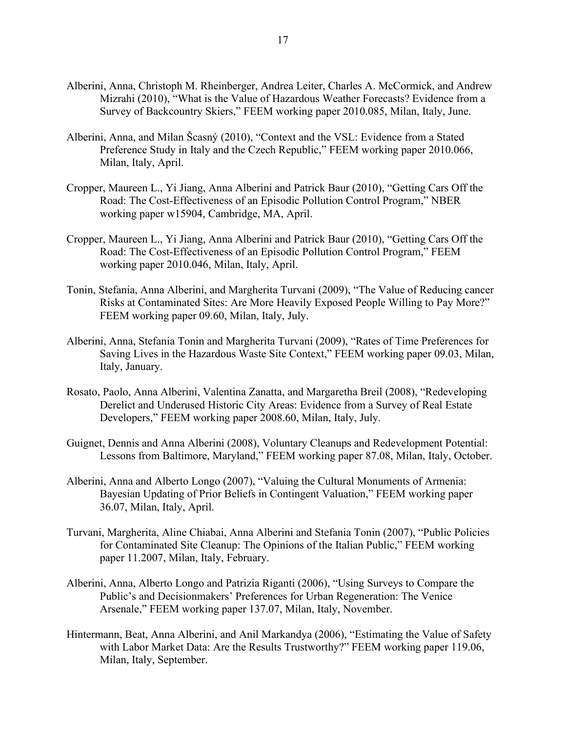Alberini, Anna, Christoph M. Rheinberger, Andrea Leiter, Charles A. McCormick, and Andrew Mizrahi (2010), "What is the Value of Hazardous Weather Forecasts? Evidence from a Survey of Backcountry Skiers," FEEM working paper 2010.085, Milan, Italy, June.

Alberini, Anna, and Milan Ščasný (2010), "Context and the VSL: Evidence from a Stated Preference Study in Italy and the Czech Republic," FEEM working paper 2010.066, Milan, Italy, April.

Cropper, Maureen L., Yi Jiang, Anna Alberini and Patrick Baur (2010), "Getting Cars Off the Road: The Cost-Effectiveness of an Episodic Pollution Control Program," NBER working paper w15904, Cambridge, MA, April.

Cropper, Maureen L., Yi Jiang, Anna Alberini and Patrick Baur (2010), "Getting Cars Off the Road: The Cost-Effectiveness of an Episodic Pollution Control Program," FEEM working paper 2010.046, Milan, Italy, April.

Tonin, Stefania, Anna Alberini, and Margherita Turvani (2009), "The Value of Reducing cancer Risks at Contaminated Sites: Are More Heavily Exposed People Willing to Pay More?" FEEM working paper 09.60, Milan, Italy, July.

Alberini, Anna, Stefania Tonin and Margherita Turvani (2009), "Rates of Time Preferences for Saving Lives in the Hazardous Waste Site Context," FEEM working paper 09.03, Milan, Italy, January.

Rosato, Paolo, Anna Alberini, Valentina Zanatta, and Margaretha Breil (2008), "Redeveloping Derelict and Underused Historic City Areas: Evidence from a Survey of Real Estate Developers," FEEM working paper 2008.60, Milan, Italy, July.

Guignet, Dennis and Anna Alberini (2008), Voluntary Cleanups and Redevelopment Potential: Lessons from Baltimore, Maryland," FEEM working paper 87.08, Milan, Italy, October.

Alberini, Anna and Alberto Longo (2007), "Valuing the Cultural Monuments of Armenia: Bayesian Updating of Prior Beliefs in Contingent Valuation," FEEM working paper 36.07, Milan, Italy, April.

Turvani, Margherita, Aline Chiabai, Anna Alberini and Stefania Tonin (2007), "Public Policies for Contaminated Site Cleanup: The Opinions of the Italian Public," FEEM working paper 11.2007, Milan, Italy, February.

Alberini, Anna, Alberto Longo and Patrizia Riganti (2006), "Using Surveys to Compare the Public's and Decisionmakers' Preferences for Urban Regeneration: The Venice Arsenale," FEEM working paper 137.07, Milan, Italy, November.

Hintermann, Beat, Anna Alberini, and Anil Markandya (2006), "Estimating the Value of Safety with Labor Market Data: Are the Results Trustworthy?" FEEM working paper 119.06, Milan, Italy, September.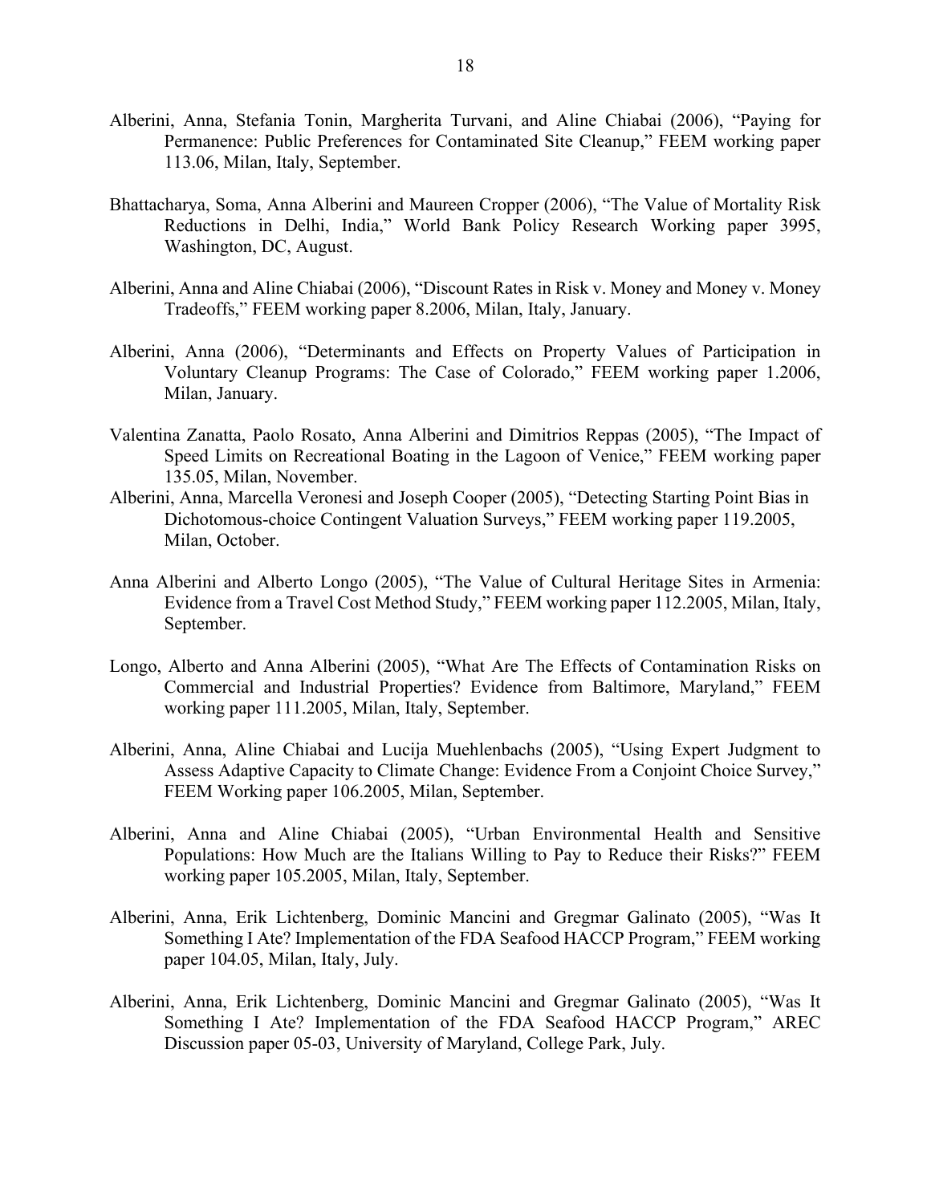Alberini, Anna, Stefania Tonin, Margherita Turvani, and Aline Chiabai (2006), "Paying for Permanence: Public Preferences for Contaminated Site Cleanup," FEEM working paper 113.06, Milan, Italy, September.

Bhattacharya, Soma, Anna Alberini and Maureen Cropper (2006), "The Value of Mortality Risk Reductions in Delhi, India," World Bank Policy Research Working paper 3995, Washington, DC, August.

Alberini, Anna and Aline Chiabai (2006), "Discount Rates in Risk v. Money and Money v. Money Tradeoffs," FEEM working paper 8.2006, Milan, Italy, January.

Alberini, Anna (2006), "Determinants and Effects on Property Values of Participation in Voluntary Cleanup Programs: The Case of Colorado," FEEM working paper 1.2006, Milan, January.

Valentina Zanatta, Paolo Rosato, Anna Alberini and Dimitrios Reppas (2005), "The Impact of Speed Limits on Recreational Boating in the Lagoon of Venice," FEEM working paper 135.05, Milan, November.

Alberini, Anna, Marcella Veronesi and Joseph Cooper (2005), "Detecting Starting Point Bias in Dichotomous-choice Contingent Valuation Surveys," FEEM working paper 119.2005, Milan, October.

Anna Alberini and Alberto Longo (2005), "The Value of Cultural Heritage Sites in Armenia: Evidence from a Travel Cost Method Study," FEEM working paper 112.2005, Milan, Italy, September.

Longo, Alberto and Anna Alberini (2005), "What Are The Effects of Contamination Risks on Commercial and Industrial Properties? Evidence from Baltimore, Maryland," FEEM working paper 111.2005, Milan, Italy, September.

Alberini, Anna, Aline Chiabai and Lucija Muehlenbachs (2005), "Using Expert Judgment to Assess Adaptive Capacity to Climate Change: Evidence From a Conjoint Choice Survey," FEEM Working paper 106.2005, Milan, September.

Alberini, Anna and Aline Chiabai (2005), "Urban Environmental Health and Sensitive Populations: How Much are the Italians Willing to Pay to Reduce their Risks?" FEEM working paper 105.2005, Milan, Italy, September.

Alberini, Anna, Erik Lichtenberg, Dominic Mancini and Gregmar Galinato (2005), "Was It Something I Ate? Implementation of the FDA Seafood HACCP Program," FEEM working paper 104.05, Milan, Italy, July.

Alberini, Anna, Erik Lichtenberg, Dominic Mancini and Gregmar Galinato (2005), "Was It Something I Ate? Implementation of the FDA Seafood HACCP Program," AREC Discussion paper 05-03, University of Maryland, College Park, July.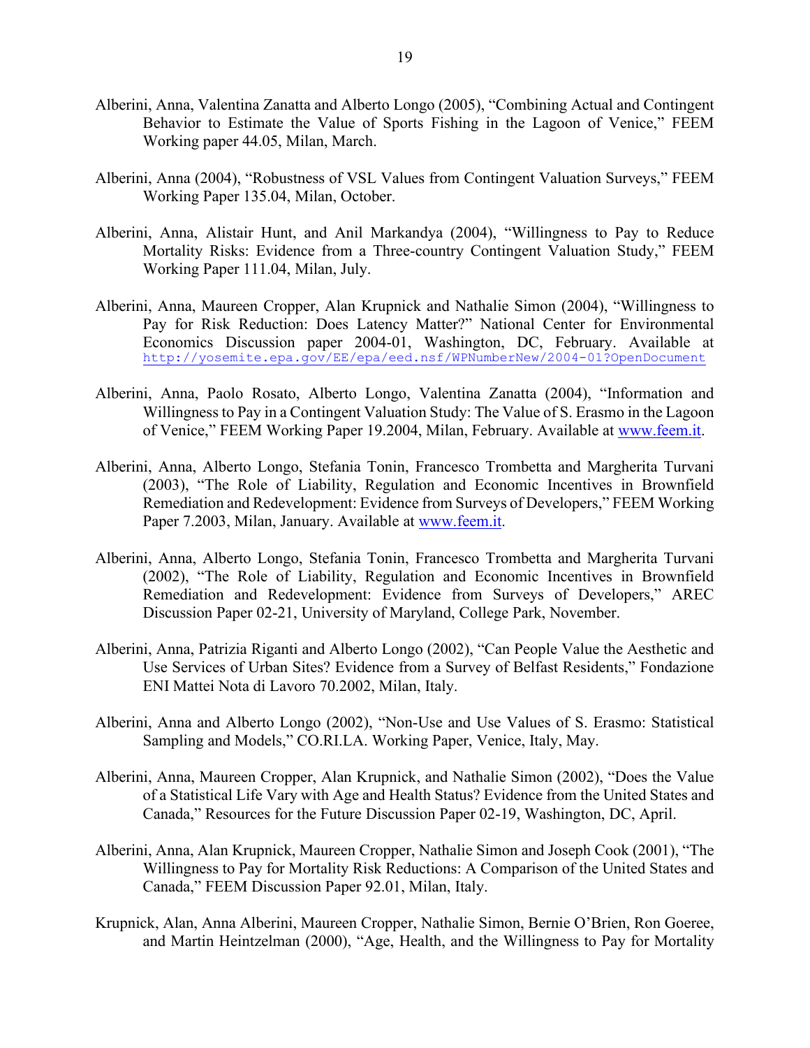Alberini, Anna, Valentina Zanatta and Alberto Longo (2005), "Combining Actual and Contingent Behavior to Estimate the Value of Sports Fishing in the Lagoon of Venice," FEEM Working paper 44.05, Milan, March.

Alberini, Anna (2004), "Robustness of VSL Values from Contingent Valuation Surveys," FEEM Working Paper 135.04, Milan, October.

Alberini, Anna, Alistair Hunt, and Anil Markandya (2004), "Willingness to Pay to Reduce Mortality Risks: Evidence from a Three-country Contingent Valuation Study," FEEM Working Paper 111.04, Milan, July.

Alberini, Anna, Maureen Cropper, Alan Krupnick and Nathalie Simon (2004), "Willingness to Pay for Risk Reduction: Does Latency Matter?" National Center for Environmental Economics Discussion paper 2004-01, Washington, DC, February. Available at http://yosemite.epa.gov/EE/epa/eed.nsf/WPNumberNew/2004-01?OpenDocument

Alberini, Anna, Paolo Rosato, Alberto Longo, Valentina Zanatta (2004), "Information and Willingness to Pay in a Contingent Valuation Study: The Value of S. Erasmo in the Lagoon of Venice," FEEM Working Paper 19.2004, Milan, February. Available at www.feem.it.

Alberini, Anna, Alberto Longo, Stefania Tonin, Francesco Trombetta and Margherita Turvani (2003), "The Role of Liability, Regulation and Economic Incentives in Brownfield Remediation and Redevelopment: Evidence from Surveys of Developers," FEEM Working Paper 7.2003, Milan, January. Available at www.feem.it.

Alberini, Anna, Alberto Longo, Stefania Tonin, Francesco Trombetta and Margherita Turvani (2002), "The Role of Liability, Regulation and Economic Incentives in Brownfield Remediation and Redevelopment: Evidence from Surveys of Developers," AREC Discussion Paper 02-21, University of Maryland, College Park, November.

Alberini, Anna, Patrizia Riganti and Alberto Longo (2002), "Can People Value the Aesthetic and Use Services of Urban Sites? Evidence from a Survey of Belfast Residents," Fondazione ENI Mattei Nota di Lavoro 70.2002, Milan, Italy.

Alberini, Anna and Alberto Longo (2002), "Non-Use and Use Values of S. Erasmo: Statistical Sampling and Models," CO.RI.LA. Working Paper, Venice, Italy, May.

Alberini, Anna, Maureen Cropper, Alan Krupnick, and Nathalie Simon (2002), "Does the Value of a Statistical Life Vary with Age and Health Status? Evidence from the United States and Canada," Resources for the Future Discussion Paper 02-19, Washington, DC, April.

Alberini, Anna, Alan Krupnick, Maureen Cropper, Nathalie Simon and Joseph Cook (2001), "The Willingness to Pay for Mortality Risk Reductions: A Comparison of the United States and Canada," FEEM Discussion Paper 92.01, Milan, Italy.

Krupnick, Alan, Anna Alberini, Maureen Cropper, Nathalie Simon, Bernie O'Brien, Ron Goeree, and Martin Heintzelman (2000), "Age, Health, and the Willingness to Pay for Mortality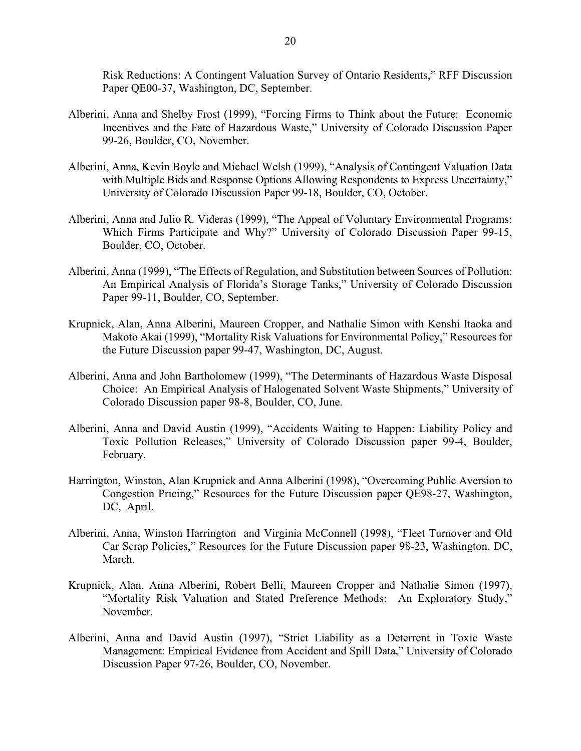Risk Reductions: A Contingent Valuation Survey of Ontario Residents," RFF Discussion Paper QE00-37, Washington, DC, September.

Alberini, Anna and Shelby Frost (1999), "Forcing Firms to Think about the Future: Economic Incentives and the Fate of Hazardous Waste," University of Colorado Discussion Paper 99-26, Boulder, CO, November.

Alberini, Anna, Kevin Boyle and Michael Welsh (1999), "Analysis of Contingent Valuation Data with Multiple Bids and Response Options Allowing Respondents to Express Uncertainty," University of Colorado Discussion Paper 99-18, Boulder, CO, October.

Alberini, Anna and Julio R. Videras (1999), "The Appeal of Voluntary Environmental Programs: Which Firms Participate and Why?" University of Colorado Discussion Paper 99-15, Boulder, CO, October.

Alberini, Anna (1999), "The Effects of Regulation, and Substitution between Sources of Pollution: An Empirical Analysis of Florida's Storage Tanks," University of Colorado Discussion Paper 99-11, Boulder, CO, September.

Krupnick, Alan, Anna Alberini, Maureen Cropper, and Nathalie Simon with Kenshi Itaoka and Makoto Akai (1999), "Mortality Risk Valuations for Environmental Policy," Resources for the Future Discussion paper 99-47, Washington, DC, August.

Alberini, Anna and John Bartholomew (1999), "The Determinants of Hazardous Waste Disposal Choice: An Empirical Analysis of Halogenated Solvent Waste Shipments," University of Colorado Discussion paper 98-8, Boulder, CO, June.

Alberini, Anna and David Austin (1999), "Accidents Waiting to Happen: Liability Policy and Toxic Pollution Releases," University of Colorado Discussion paper 99-4, Boulder, February.

Harrington, Winston, Alan Krupnick and Anna Alberini (1998), "Overcoming Public Aversion to Congestion Pricing," Resources for the Future Discussion paper QE98-27, Washington, DC, April.

Alberini, Anna, Winston Harrington and Virginia McConnell (1998), "Fleet Turnover and Old Car Scrap Policies," Resources for the Future Discussion paper 98-23, Washington, DC, March.

Krupnick, Alan, Anna Alberini, Robert Belli, Maureen Cropper and Nathalie Simon (1997), "Mortality Risk Valuation and Stated Preference Methods: An Exploratory Study," November.

Alberini, Anna and David Austin (1997), "Strict Liability as a Deterrent in Toxic Waste Management: Empirical Evidence from Accident and Spill Data," University of Colorado Discussion Paper 97-26, Boulder, CO, November.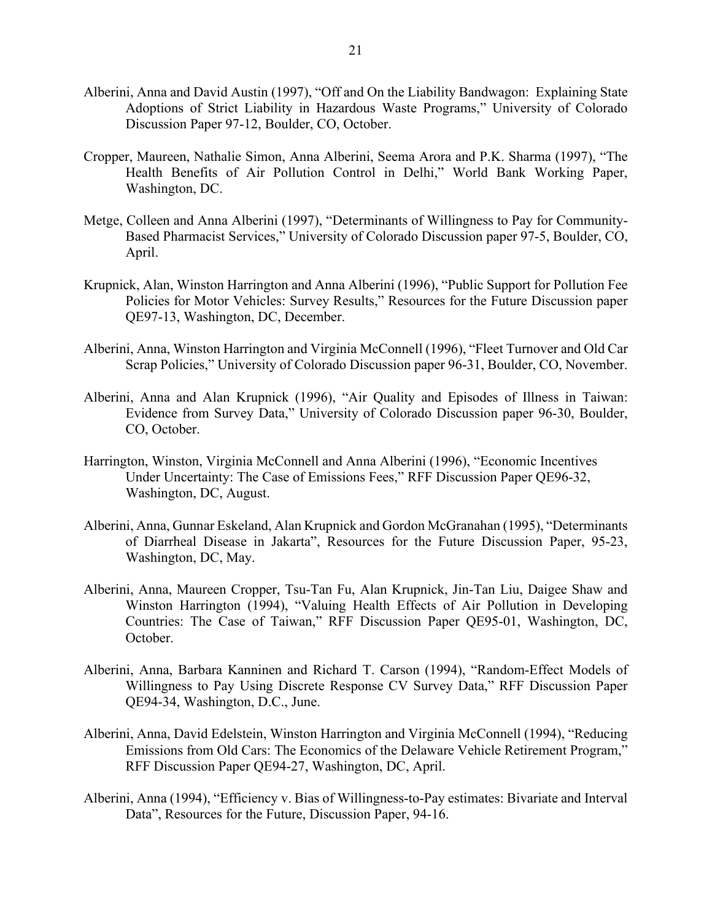Alberini, Anna and David Austin (1997), "Off and On the Liability Bandwagon: Explaining State Adoptions of Strict Liability in Hazardous Waste Programs," University of Colorado Discussion Paper 97-12, Boulder, CO, October.

Cropper, Maureen, Nathalie Simon, Anna Alberini, Seema Arora and P.K. Sharma (1997), "The Health Benefits of Air Pollution Control in Delhi," World Bank Working Paper, Washington, DC.

Metge, Colleen and Anna Alberini (1997), "Determinants of Willingness to Pay for Community-Based Pharmacist Services," University of Colorado Discussion paper 97-5, Boulder, CO, April.

Krupnick, Alan, Winston Harrington and Anna Alberini (1996), "Public Support for Pollution Fee Policies for Motor Vehicles: Survey Results," Resources for the Future Discussion paper QE97-13, Washington, DC, December.

Alberini, Anna, Winston Harrington and Virginia McConnell (1996), "Fleet Turnover and Old Car Scrap Policies," University of Colorado Discussion paper 96-31, Boulder, CO, November.

Alberini, Anna and Alan Krupnick (1996), "Air Quality and Episodes of Illness in Taiwan: Evidence from Survey Data," University of Colorado Discussion paper 96-30, Boulder, CO, October.

Harrington, Winston, Virginia McConnell and Anna Alberini (1996), "Economic Incentives Under Uncertainty: The Case of Emissions Fees," RFF Discussion Paper QE96-32, Washington, DC, August.

Alberini, Anna, Gunnar Eskeland, Alan Krupnick and Gordon McGranahan (1995), "Determinants of Diarrheal Disease in Jakarta", Resources for the Future Discussion Paper, 95-23, Washington, DC, May.

Alberini, Anna, Maureen Cropper, Tsu-Tan Fu, Alan Krupnick, Jin-Tan Liu, Daigee Shaw and Winston Harrington (1994), "Valuing Health Effects of Air Pollution in Developing Countries: The Case of Taiwan," RFF Discussion Paper QE95-01, Washington, DC, October.

Alberini, Anna, Barbara Kanninen and Richard T. Carson (1994), "Random-Effect Models of Willingness to Pay Using Discrete Response CV Survey Data," RFF Discussion Paper QE94-34, Washington, D.C., June.

Alberini, Anna, David Edelstein, Winston Harrington and Virginia McConnell (1994), "Reducing Emissions from Old Cars: The Economics of the Delaware Vehicle Retirement Program," RFF Discussion Paper QE94-27, Washington, DC, April.

Alberini, Anna (1994), "Efficiency v. Bias of Willingness-to-Pay estimates: Bivariate and Interval Data", Resources for the Future, Discussion Paper, 94-16.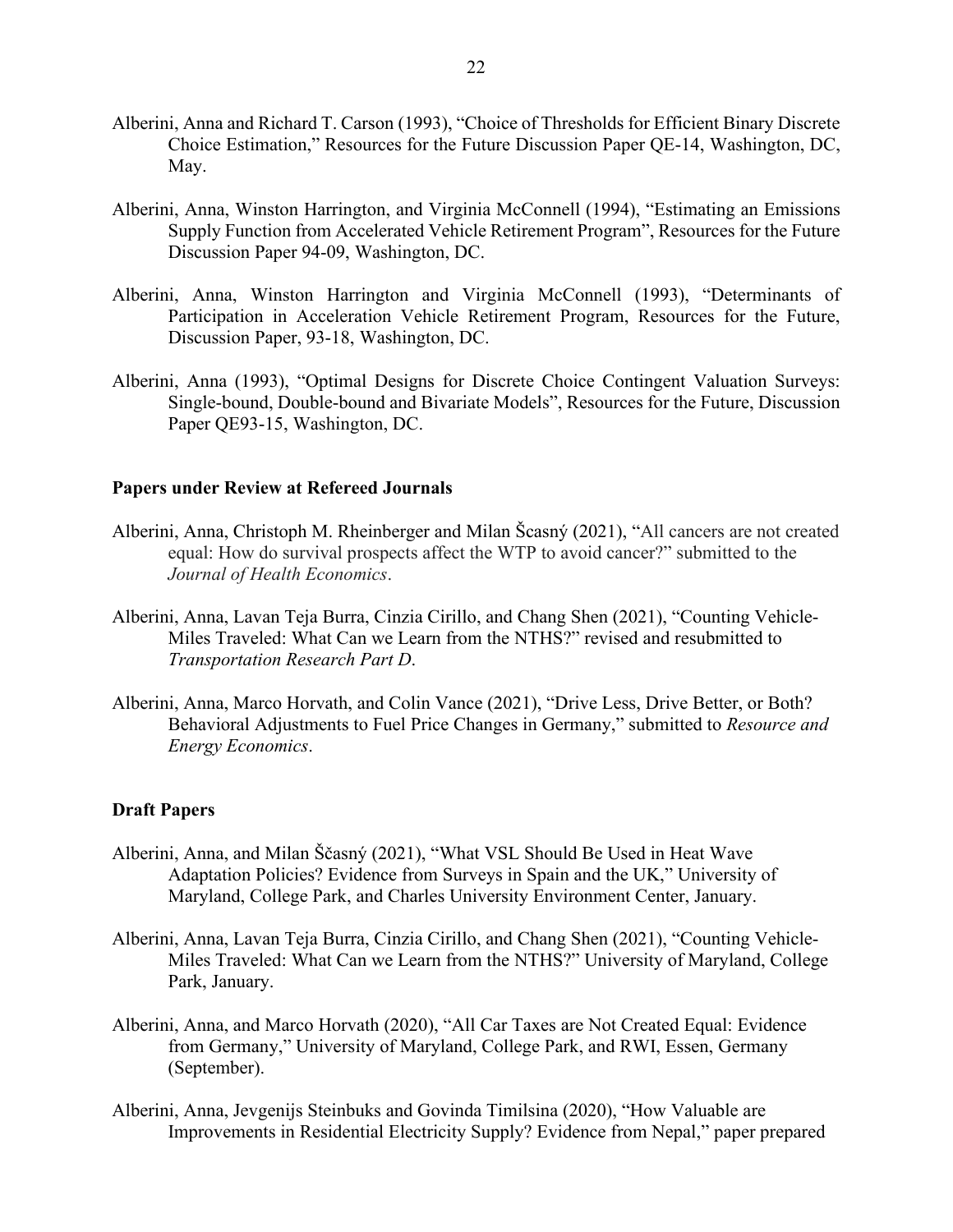Alberini, Anna and Richard T. Carson (1993), "Choice of Thresholds for Efficient Binary Discrete Choice Estimation," Resources for the Future Discussion Paper QE-14, Washington, DC, May.

Alberini, Anna, Winston Harrington, and Virginia McConnell (1994), "Estimating an Emissions Supply Function from Accelerated Vehicle Retirement Program", Resources for the Future Discussion Paper 94-09, Washington, DC.

Alberini, Anna, Winston Harrington and Virginia McConnell (1993), "Determinants of Participation in Acceleration Vehicle Retirement Program, Resources for the Future, Discussion Paper, 93-18, Washington, DC.

Alberini, Anna (1993), "Optimal Designs for Discrete Choice Contingent Valuation Surveys: Single-bound, Double-bound and Bivariate Models", Resources for the Future, Discussion Paper QE93-15, Washington, DC.

**Papers under Review at Refereed Journals**

Alberini, Anna, Christoph M. Rheinberger and Milan Šcasný (2021), "All cancers are not created equal: How do survival prospects affect the WTP to avoid cancer?" submitted to the *Journal of Health Economics*.

Alberini, Anna, Lavan Teja Burra, Cinzia Cirillo, and Chang Shen (2021), "Counting Vehicle-Miles Traveled: What Can we Learn from the NTHS?" revised and resubmitted to *Transportation Research Part D*.

Alberini, Anna, Marco Horvath, and Colin Vance (2021), "Drive Less, Drive Better, or Both? Behavioral Adjustments to Fuel Price Changes in Germany," submitted to *Resource and Energy Economics*.

**Draft Papers**

Alberini, Anna, and Milan Ščasný (2021), "What VSL Should Be Used in Heat Wave Adaptation Policies? Evidence from Surveys in Spain and the UK," University of Maryland, College Park, and Charles University Environment Center, January.

Alberini, Anna, Lavan Teja Burra, Cinzia Cirillo, and Chang Shen (2021), "Counting Vehicle-Miles Traveled: What Can we Learn from the NTHS?" University of Maryland, College Park, January.

Alberini, Anna, and Marco Horvath (2020), "All Car Taxes are Not Created Equal: Evidence from Germany," University of Maryland, College Park, and RWI, Essen, Germany (September).

Alberini, Anna, Jevgenijs Steinbuks and Govinda Timilsina (2020), "How Valuable are Improvements in Residential Electricity Supply? Evidence from Nepal," paper prepared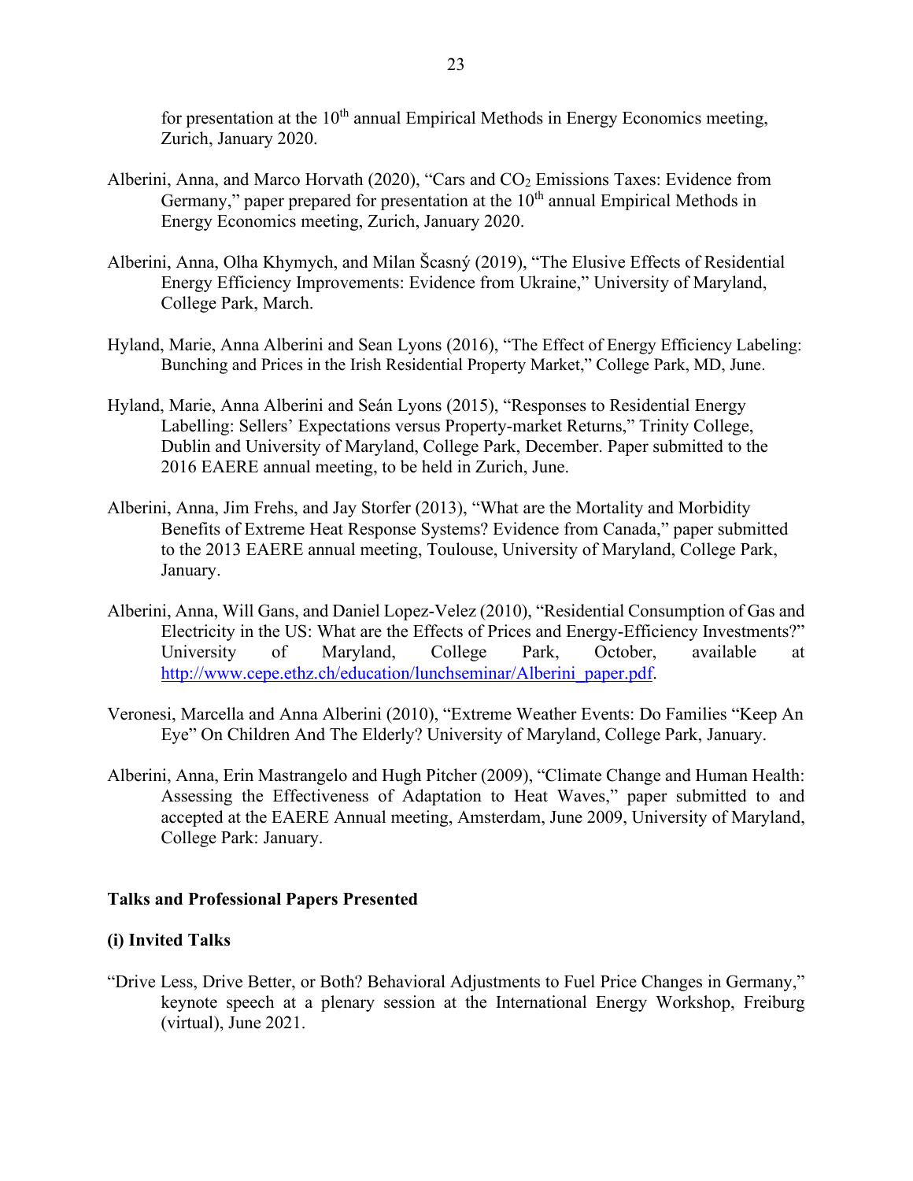for presentation at the 10th annual Empirical Methods in Energy Economics meeting, Zurich, January 2020.

Alberini, Anna, and Marco Horvath (2020), "Cars and $CO_2$ Emissions Taxes: Evidence from Germany," paper prepared for presentation at the 10th annual Empirical Methods in Energy Economics meeting, Zurich, January 2020.

Alberini, Anna, Olha Khymych, and Milan Ščasný (2019), "The Elusive Effects of Residential Energy Efficiency Improvements: Evidence from Ukraine," University of Maryland, College Park, March.

Hyland, Marie, Anna Alberini and Sean Lyons (2016), "The Effect of Energy Efficiency Labeling: Bunching and Prices in the Irish Residential Property Market," College Park, MD, June.

Hyland, Marie, Anna Alberini and Seán Lyons (2015), "Responses to Residential Energy Labelling: Sellers' Expectations versus Property-market Returns," Trinity College, Dublin and University of Maryland, College Park, December. Paper submitted to the 2016 EAERE annual meeting, to be held in Zurich, June.

Alberini, Anna, Jim Frehs, and Jay Storfer (2013), "What are the Mortality and Morbidity Benefits of Extreme Heat Response Systems? Evidence from Canada," paper submitted to the 2013 EAERE annual meeting, Toulouse, University of Maryland, College Park, January.

Alberini, Anna, Will Gans, and Daniel Lopez-Velez (2010), "Residential Consumption of Gas and Electricity in the US: What are the Effects of Prices and Energy-Efficiency Investments?" University of Maryland, College Park, October, available at http://www.cepe.ethz.ch/education/lunchseminar/Alberini_paper.pdf.

Veronesi, Marcella and Anna Alberini (2010), "Extreme Weather Events: Do Families "Keep An Eye" On Children And The Elderly? University of Maryland, College Park, January.

Alberini, Anna, Erin Mastrangelo and Hugh Pitcher (2009), "Climate Change and Human Health: Assessing the Effectiveness of Adaptation to Heat Waves," paper submitted to and accepted at the EAERE Annual meeting, Amsterdam, June 2009, University of Maryland, College Park: January.

## Talks and Professional Papers Presented

### (i) Invited Talks

"Drive Less, Drive Better, or Both? Behavioral Adjustments to Fuel Price Changes in Germany," keynote speech at a plenary session at the International Energy Workshop, Freiburg (virtual), June 2021.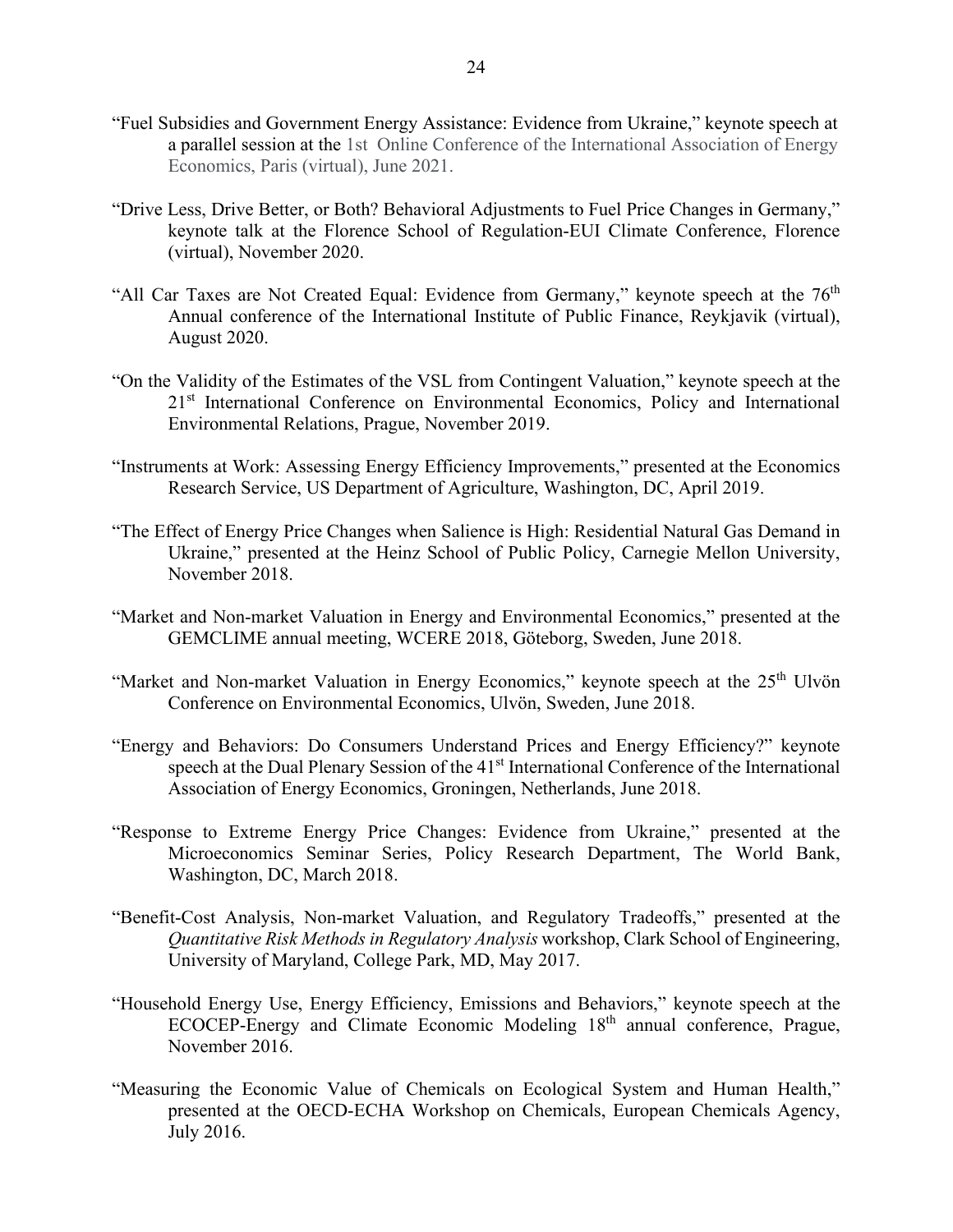"Fuel Subsidies and Government Energy Assistance: Evidence from Ukraine," keynote speech at a parallel session at the 1st Online Conference of the International Association of Energy Economics, Paris (virtual), June 2021.

"Drive Less, Drive Better, or Both? Behavioral Adjustments to Fuel Price Changes in Germany," keynote talk at the Florence School of Regulation-EUI Climate Conference, Florence (virtual), November 2020.

"All Car Taxes are Not Created Equal: Evidence from Germany," keynote speech at the 76th Annual conference of the International Institute of Public Finance, Reykjavik (virtual), August 2020.

"On the Validity of the Estimates of the VSL from Contingent Valuation," keynote speech at the 21st International Conference on Environmental Economics, Policy and International Environmental Relations, Prague, November 2019.

"Instruments at Work: Assessing Energy Efficiency Improvements," presented at the Economics Research Service, US Department of Agriculture, Washington, DC, April 2019.

"The Effect of Energy Price Changes when Salience is High: Residential Natural Gas Demand in Ukraine," presented at the Heinz School of Public Policy, Carnegie Mellon University, November 2018.

"Market and Non-market Valuation in Energy and Environmental Economics," presented at the GEMCLIME annual meeting, WCERE 2018, Göteborg, Sweden, June 2018.

"Market and Non-market Valuation in Energy Economics," keynote speech at the 25th Ulvön Conference on Environmental Economics, Ulvön, Sweden, June 2018.

"Energy and Behaviors: Do Consumers Understand Prices and Energy Efficiency?" keynote speech at the Dual Plenary Session of the 41st International Conference of the International Association of Energy Economics, Groningen, Netherlands, June 2018.

"Response to Extreme Energy Price Changes: Evidence from Ukraine," presented at the Microeconomics Seminar Series, Policy Research Department, The World Bank, Washington, DC, March 2018.

"Benefit-Cost Analysis, Non-market Valuation, and Regulatory Tradeoffs," presented at the *Quantitative Risk Methods in Regulatory Analysis* workshop, Clark School of Engineering, University of Maryland, College Park, MD, May 2017.

"Household Energy Use, Energy Efficiency, Emissions and Behaviors," keynote speech at the ECOCEP-Energy and Climate Economic Modeling 18th annual conference, Prague, November 2016.

"Measuring the Economic Value of Chemicals on Ecological System and Human Health," presented at the OECD-ECHA Workshop on Chemicals, European Chemicals Agency, July 2016.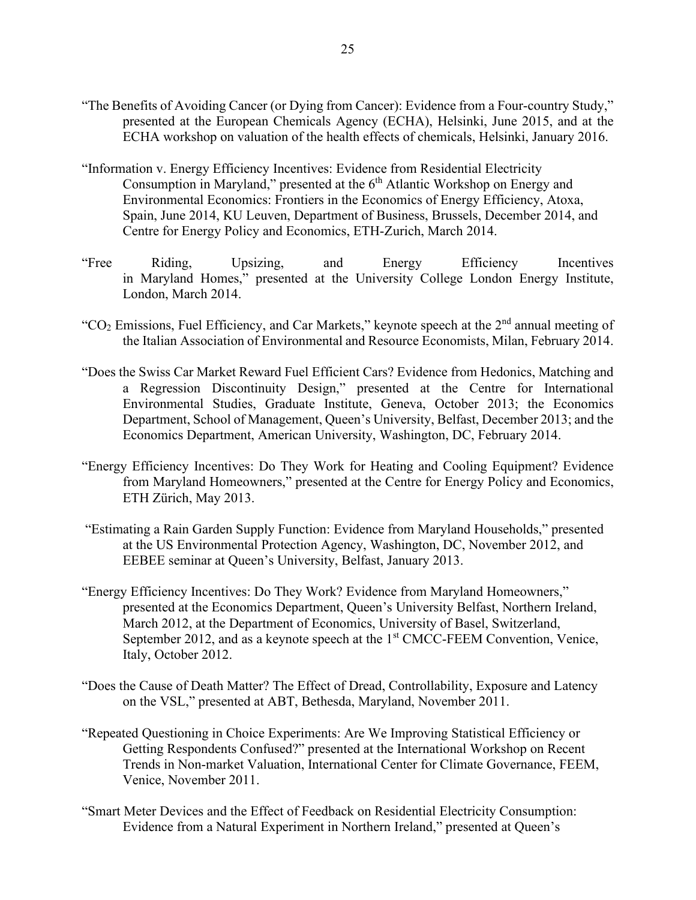"The Benefits of Avoiding Cancer (or Dying from Cancer): Evidence from a Four-country Study," presented at the European Chemicals Agency (ECHA), Helsinki, June 2015, and at the ECHA workshop on valuation of the health effects of chemicals, Helsinki, January 2016.

"Information v. Energy Efficiency Incentives: Evidence from Residential Electricity Consumption in Maryland," presented at the 6th Atlantic Workshop on Energy and Environmental Economics: Frontiers in the Economics of Energy Efficiency, Atoxa, Spain, June 2014, KU Leuven, Department of Business, Brussels, December 2014, and Centre for Energy Policy and Economics, ETH-Zurich, March 2014.

"Free Riding, Upsizing, and Energy Efficiency Incentives in Maryland Homes," presented at the University College London Energy Institute, London, March 2014.

"$CO_2$ Emissions, Fuel Efficiency, and Car Markets," keynote speech at the 2nd annual meeting of the Italian Association of Environmental and Resource Economists, Milan, February 2014.

"Does the Swiss Car Market Reward Fuel Efficient Cars? Evidence from Hedonics, Matching and a Regression Discontinuity Design," presented at the Centre for International Environmental Studies, Graduate Institute, Geneva, October 2013; the Economics Department, School of Management, Queen's University, Belfast, December 2013; and the Economics Department, American University, Washington, DC, February 2014.

"Energy Efficiency Incentives: Do They Work for Heating and Cooling Equipment? Evidence from Maryland Homeowners," presented at the Centre for Energy Policy and Economics, ETH Zürich, May 2013.

"Estimating a Rain Garden Supply Function: Evidence from Maryland Households," presented at the US Environmental Protection Agency, Washington, DC, November 2012, and EEBEE seminar at Queen's University, Belfast, January 2013.

"Energy Efficiency Incentives: Do They Work? Evidence from Maryland Homeowners," presented at the Economics Department, Queen's University Belfast, Northern Ireland, March 2012, at the Department of Economics, University of Basel, Switzerland, September 2012, and as a keynote speech at the 1st CMCC-FEEM Convention, Venice, Italy, October 2012.

"Does the Cause of Death Matter? The Effect of Dread, Controllability, Exposure and Latency on the VSL," presented at ABT, Bethesda, Maryland, November 2011.

"Repeated Questioning in Choice Experiments: Are We Improving Statistical Efficiency or Getting Respondents Confused?" presented at the International Workshop on Recent Trends in Non-market Valuation, International Center for Climate Governance, FEEM, Venice, November 2011.

"Smart Meter Devices and the Effect of Feedback on Residential Electricity Consumption: Evidence from a Natural Experiment in Northern Ireland," presented at Queen's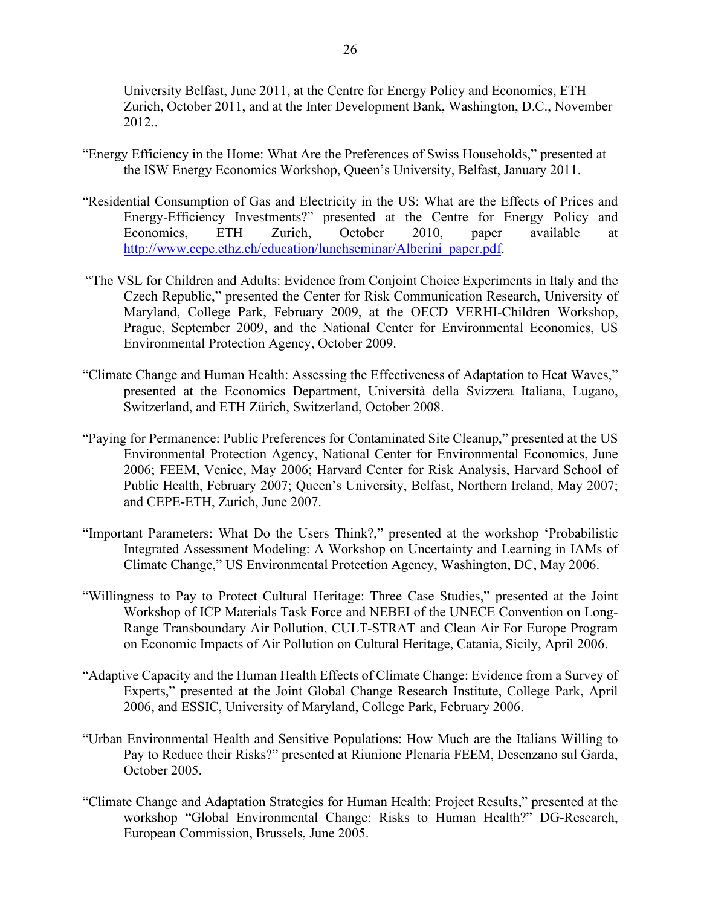University Belfast, June 2011, at the Centre for Energy Policy and Economics, ETH Zurich, October 2011, and at the Inter Development Bank, Washington, D.C., November 2012..

"Energy Efficiency in the Home: What Are the Preferences of Swiss Households," presented at the ISW Energy Economics Workshop, Queen's University, Belfast, January 2011.

"Residential Consumption of Gas and Electricity in the US: What are the Effects of Prices and Energy-Efficiency Investments?" presented at the Centre for Energy Policy and Economics, ETH Zurich, October 2010, paper available at [http://www.cepe.ethz.ch/education/lunchseminar/Alberini_paper.pdf](http://www.cepe.ethz.ch/education/lunchseminar/Alberini_paper.pdf).

"The VSL for Children and Adults: Evidence from Conjoint Choice Experiments in Italy and the Czech Republic," presented the Center for Risk Communication Research, University of Maryland, College Park, February 2009, at the OECD VERHI-Children Workshop, Prague, September 2009, and the National Center for Environmental Economics, US Environmental Protection Agency, October 2009.

"Climate Change and Human Health: Assessing the Effectiveness of Adaptation to Heat Waves," presented at the Economics Department, Università della Svizzera Italiana, Lugano, Switzerland, and ETH Zürich, Switzerland, October 2008.

"Paying for Permanence: Public Preferences for Contaminated Site Cleanup," presented at the US Environmental Protection Agency, National Center for Environmental Economics, June 2006; FEEM, Venice, May 2006; Harvard Center for Risk Analysis, Harvard School of Public Health, February 2007; Queen's University, Belfast, Northern Ireland, May 2007; and CEPE-ETH, Zurich, June 2007.

"Important Parameters: What Do the Users Think?," presented at the workshop 'Probabilistic Integrated Assessment Modeling: A Workshop on Uncertainty and Learning in IAMs of Climate Change," US Environmental Protection Agency, Washington, DC, May 2006.

"Willingness to Pay to Protect Cultural Heritage: Three Case Studies," presented at the Joint Workshop of ICP Materials Task Force and NEBEI of the UNECE Convention on Long-Range Transboundary Air Pollution, CULT-STRAT and Clean Air For Europe Program on Economic Impacts of Air Pollution on Cultural Heritage, Catania, Sicily, April 2006.

"Adaptive Capacity and the Human Health Effects of Climate Change: Evidence from a Survey of Experts," presented at the Joint Global Change Research Institute, College Park, April 2006, and ESSIC, University of Maryland, College Park, February 2006.

"Urban Environmental Health and Sensitive Populations: How Much are the Italians Willing to Pay to Reduce their Risks?" presented at Riunione Plenaria FEEM, Desenzano sul Garda, October 2005.

"Climate Change and Adaptation Strategies for Human Health: Project Results," presented at the workshop "Global Environmental Change: Risks to Human Health?" DG-Research, European Commission, Brussels, June 2005.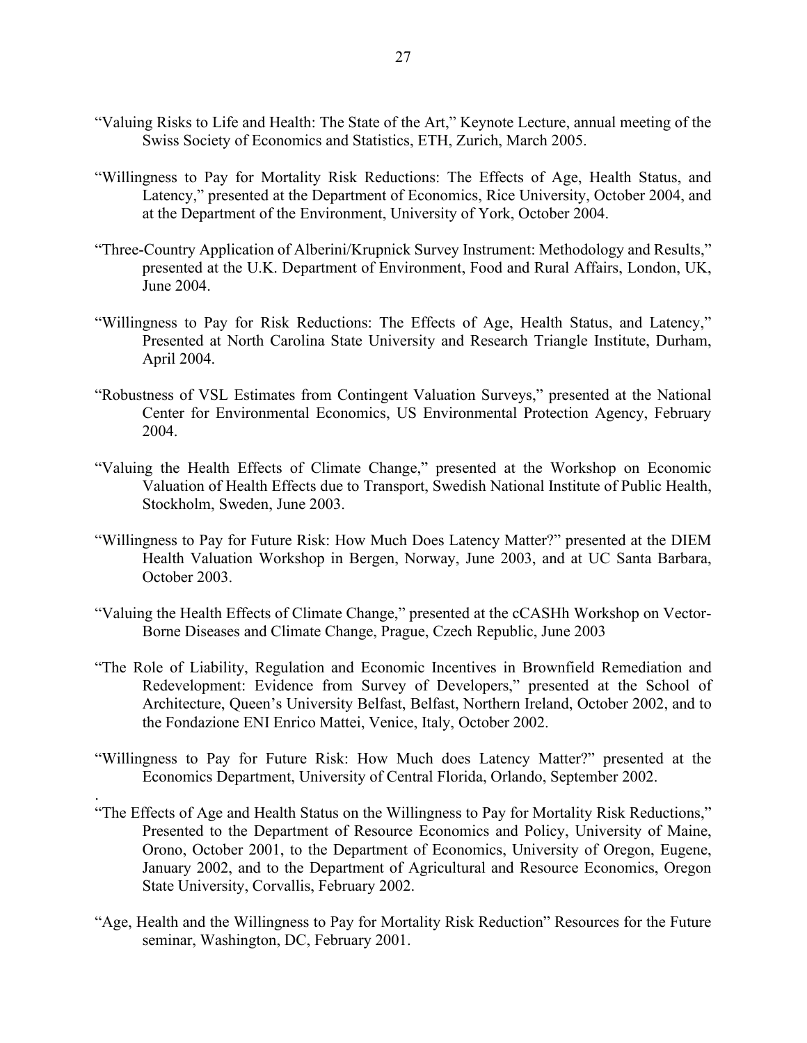"Valuing Risks to Life and Health: The State of the Art," Keynote Lecture, annual meeting of the Swiss Society of Economics and Statistics, ETH, Zurich, March 2005.

"Willingness to Pay for Mortality Risk Reductions: The Effects of Age, Health Status, and Latency," presented at the Department of Economics, Rice University, October 2004, and at the Department of the Environment, University of York, October 2004.

"Three-Country Application of Alberini/Krupnick Survey Instrument: Methodology and Results," presented at the U.K. Department of Environment, Food and Rural Affairs, London, UK, June 2004.

"Willingness to Pay for Risk Reductions: The Effects of Age, Health Status, and Latency," Presented at North Carolina State University and Research Triangle Institute, Durham, April 2004.

"Robustness of VSL Estimates from Contingent Valuation Surveys," presented at the National Center for Environmental Economics, US Environmental Protection Agency, February 2004.

"Valuing the Health Effects of Climate Change," presented at the Workshop on Economic Valuation of Health Effects due to Transport, Swedish National Institute of Public Health, Stockholm, Sweden, June 2003.

"Willingness to Pay for Future Risk: How Much Does Latency Matter?" presented at the DIEM Health Valuation Workshop in Bergen, Norway, June 2003, and at UC Santa Barbara, October 2003.

"Valuing the Health Effects of Climate Change," presented at the cCASHh Workshop on Vector-Borne Diseases and Climate Change, Prague, Czech Republic, June 2003

"The Role of Liability, Regulation and Economic Incentives in Brownfield Remediation and Redevelopment: Evidence from Survey of Developers," presented at the School of Architecture, Queen's University Belfast, Belfast, Northern Ireland, October 2002, and to the Fondazione ENI Enrico Mattei, Venice, Italy, October 2002.

"Willingness to Pay for Future Risk: How Much does Latency Matter?" presented at the Economics Department, University of Central Florida, Orlando, September 2002.

.

"The Effects of Age and Health Status on the Willingness to Pay for Mortality Risk Reductions," Presented to the Department of Resource Economics and Policy, University of Maine, Orono, October 2001, to the Department of Economics, University of Oregon, Eugene, January 2002, and to the Department of Agricultural and Resource Economics, Oregon State University, Corvallis, February 2002.

"Age, Health and the Willingness to Pay for Mortality Risk Reduction" Resources for the Future seminar, Washington, DC, February 2001.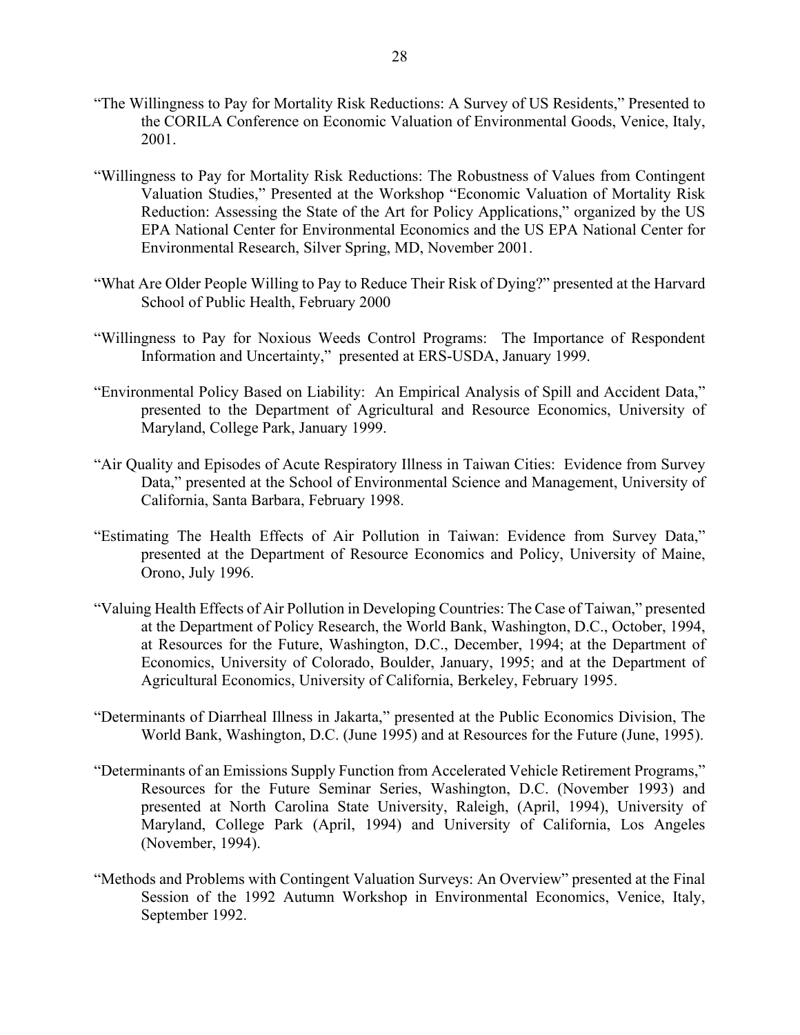"The Willingness to Pay for Mortality Risk Reductions: A Survey of US Residents," Presented to the CORILA Conference on Economic Valuation of Environmental Goods, Venice, Italy, 2001.

"Willingness to Pay for Mortality Risk Reductions: The Robustness of Values from Contingent Valuation Studies," Presented at the Workshop "Economic Valuation of Mortality Risk Reduction: Assessing the State of the Art for Policy Applications," organized by the US EPA National Center for Environmental Economics and the US EPA National Center for Environmental Research, Silver Spring, MD, November 2001.

"What Are Older People Willing to Pay to Reduce Their Risk of Dying?" presented at the Harvard School of Public Health, February 2000

"Willingness to Pay for Noxious Weeds Control Programs: The Importance of Respondent Information and Uncertainty," presented at ERS-USDA, January 1999.

"Environmental Policy Based on Liability: An Empirical Analysis of Spill and Accident Data," presented to the Department of Agricultural and Resource Economics, University of Maryland, College Park, January 1999.

"Air Quality and Episodes of Acute Respiratory Illness in Taiwan Cities: Evidence from Survey Data," presented at the School of Environmental Science and Management, University of California, Santa Barbara, February 1998.

"Estimating The Health Effects of Air Pollution in Taiwan: Evidence from Survey Data," presented at the Department of Resource Economics and Policy, University of Maine, Orono, July 1996.

"Valuing Health Effects of Air Pollution in Developing Countries: The Case of Taiwan," presented at the Department of Policy Research, the World Bank, Washington, D.C., October, 1994, at Resources for the Future, Washington, D.C., December, 1994; at the Department of Economics, University of Colorado, Boulder, January, 1995; and at the Department of Agricultural Economics, University of California, Berkeley, February 1995.

"Determinants of Diarrheal Illness in Jakarta," presented at the Public Economics Division, The World Bank, Washington, D.C. (June 1995) and at Resources for the Future (June, 1995).

"Determinants of an Emissions Supply Function from Accelerated Vehicle Retirement Programs," Resources for the Future Seminar Series, Washington, D.C. (November 1993) and presented at North Carolina State University, Raleigh, (April, 1994), University of Maryland, College Park (April, 1994) and University of California, Los Angeles (November, 1994).

"Methods and Problems with Contingent Valuation Surveys: An Overview" presented at the Final Session of the 1992 Autumn Workshop in Environmental Economics, Venice, Italy, September 1992.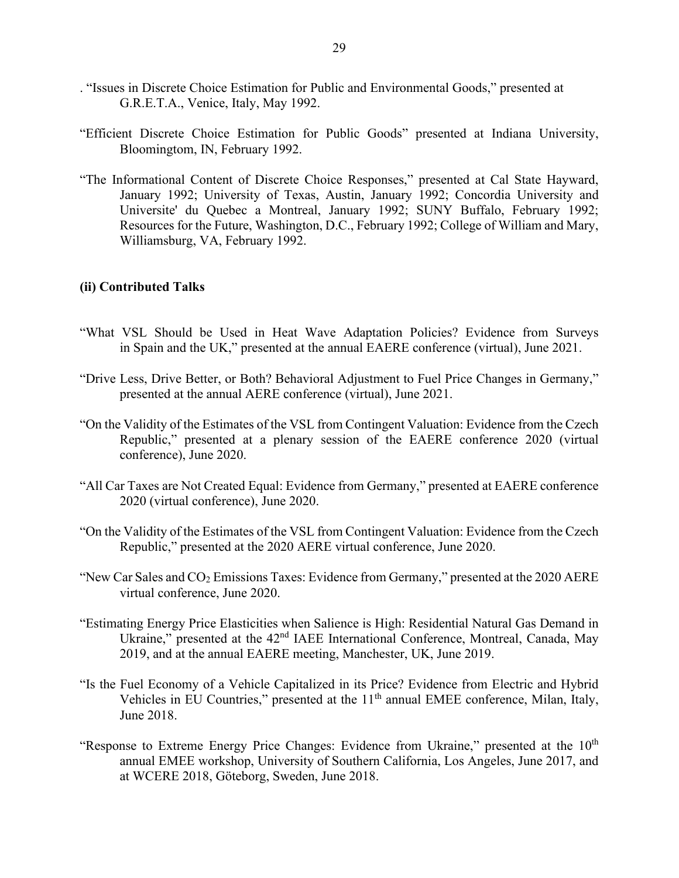. "Issues in Discrete Choice Estimation for Public and Environmental Goods," presented at G.R.E.T.A., Venice, Italy, May 1992.

"Efficient Discrete Choice Estimation for Public Goods" presented at Indiana University, Bloomingtom, IN, February 1992.

"The Informational Content of Discrete Choice Responses," presented at Cal State Hayward, January 1992; University of Texas, Austin, January 1992; Concordia University and Universite' du Quebec a Montreal, January 1992; SUNY Buffalo, February 1992; Resources for the Future, Washington, D.C., February 1992; College of William and Mary, Williamsburg, VA, February 1992.

**(ii) Contributed Talks**

"What VSL Should be Used in Heat Wave Adaptation Policies? Evidence from Surveys in Spain and the UK," presented at the annual EAERE conference (virtual), June 2021.

"Drive Less, Drive Better, or Both? Behavioral Adjustment to Fuel Price Changes in Germany," presented at the annual AERE conference (virtual), June 2021.

"On the Validity of the Estimates of the VSL from Contingent Valuation: Evidence from the Czech Republic," presented at a plenary session of the EAERE conference 2020 (virtual conference), June 2020.

"All Car Taxes are Not Created Equal: Evidence from Germany," presented at EAERE conference 2020 (virtual conference), June 2020.

"On the Validity of the Estimates of the VSL from Contingent Valuation: Evidence from the Czech Republic," presented at the 2020 AERE virtual conference, June 2020.

"New Car Sales and $CO_2$ Emissions Taxes: Evidence from Germany," presented at the 2020 AERE virtual conference, June 2020.

"Estimating Energy Price Elasticities when Salience is High: Residential Natural Gas Demand in Ukraine," presented at the 42nd IAEE International Conference, Montreal, Canada, May 2019, and at the annual EAERE meeting, Manchester, UK, June 2019.

"Is the Fuel Economy of a Vehicle Capitalized in its Price? Evidence from Electric and Hybrid Vehicles in EU Countries," presented at the 11th annual EMEE conference, Milan, Italy, June 2018.

"Response to Extreme Energy Price Changes: Evidence from Ukraine," presented at the 10th annual EMEE workshop, University of Southern California, Los Angeles, June 2017, and at WCERE 2018, Göteborg, Sweden, June 2018.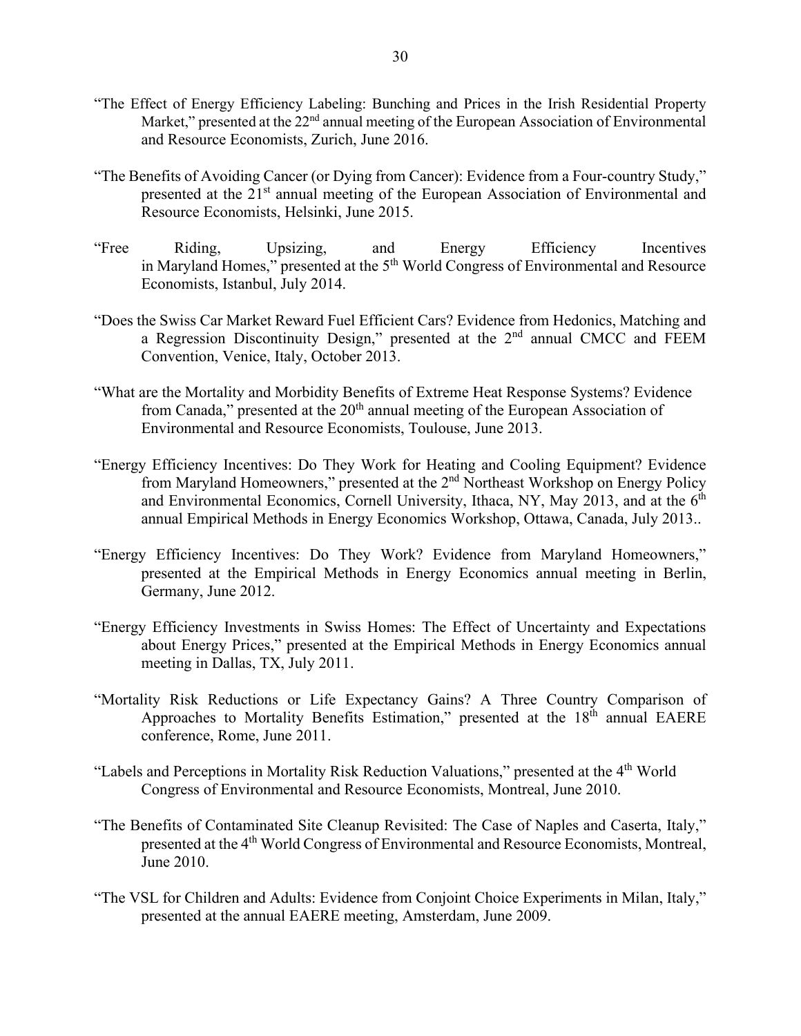"The Effect of Energy Efficiency Labeling: Bunching and Prices in the Irish Residential Property Market," presented at the 22nd annual meeting of the European Association of Environmental and Resource Economists, Zurich, June 2016.

"The Benefits of Avoiding Cancer (or Dying from Cancer): Evidence from a Four-country Study," presented at the 21st annual meeting of the European Association of Environmental and Resource Economists, Helsinki, June 2015.

"Free Riding, Upsizing, and Energy Efficiency Incentives in Maryland Homes," presented at the 5th World Congress of Environmental and Resource Economists, Istanbul, July 2014.

"Does the Swiss Car Market Reward Fuel Efficient Cars? Evidence from Hedonics, Matching and a Regression Discontinuity Design," presented at the 2nd annual CMCC and FEEM Convention, Venice, Italy, October 2013.

"What are the Mortality and Morbidity Benefits of Extreme Heat Response Systems? Evidence from Canada," presented at the 20th annual meeting of the European Association of Environmental and Resource Economists, Toulouse, June 2013.

"Energy Efficiency Incentives: Do They Work for Heating and Cooling Equipment? Evidence from Maryland Homeowners," presented at the 2nd Northeast Workshop on Energy Policy and Environmental Economics, Cornell University, Ithaca, NY, May 2013, and at the 6th annual Empirical Methods in Energy Economics Workshop, Ottawa, Canada, July 2013..

"Energy Efficiency Incentives: Do They Work? Evidence from Maryland Homeowners," presented at the Empirical Methods in Energy Economics annual meeting in Berlin, Germany, June 2012.

"Energy Efficiency Investments in Swiss Homes: The Effect of Uncertainty and Expectations about Energy Prices," presented at the Empirical Methods in Energy Economics annual meeting in Dallas, TX, July 2011.

"Mortality Risk Reductions or Life Expectancy Gains? A Three Country Comparison of Approaches to Mortality Benefits Estimation," presented at the 18th annual EAERE conference, Rome, June 2011.

"Labels and Perceptions in Mortality Risk Reduction Valuations," presented at the 4th World Congress of Environmental and Resource Economists, Montreal, June 2010.

"The Benefits of Contaminated Site Cleanup Revisited: The Case of Naples and Caserta, Italy," presented at the 4th World Congress of Environmental and Resource Economists, Montreal, June 2010.

"The VSL for Children and Adults: Evidence from Conjoint Choice Experiments in Milan, Italy," presented at the annual EAERE meeting, Amsterdam, June 2009.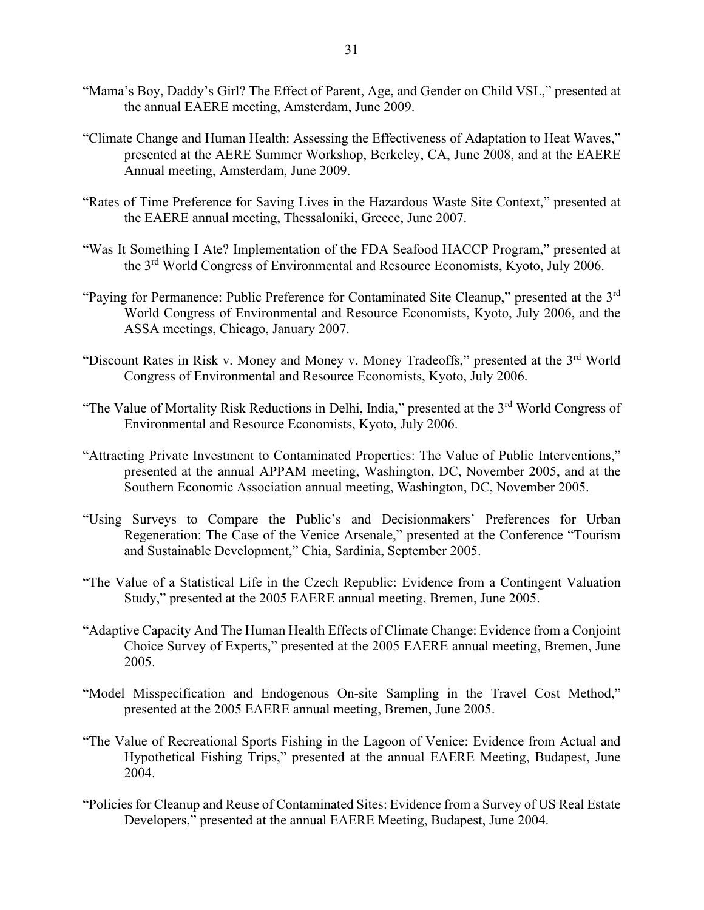"Mama's Boy, Daddy's Girl? The Effect of Parent, Age, and Gender on Child VSL," presented at the annual EAERE meeting, Amsterdam, June 2009.

"Climate Change and Human Health: Assessing the Effectiveness of Adaptation to Heat Waves," presented at the AERE Summer Workshop, Berkeley, CA, June 2008, and at the EAERE Annual meeting, Amsterdam, June 2009.

"Rates of Time Preference for Saving Lives in the Hazardous Waste Site Context," presented at the EAERE annual meeting, Thessaloniki, Greece, June 2007.

"Was It Something I Ate? Implementation of the FDA Seafood HACCP Program," presented at the 3rd World Congress of Environmental and Resource Economists, Kyoto, July 2006.

"Paying for Permanence: Public Preference for Contaminated Site Cleanup," presented at the 3rd World Congress of Environmental and Resource Economists, Kyoto, July 2006, and the ASSA meetings, Chicago, January 2007.

"Discount Rates in Risk v. Money and Money v. Money Tradeoffs," presented at the 3rd World Congress of Environmental and Resource Economists, Kyoto, July 2006.

"The Value of Mortality Risk Reductions in Delhi, India," presented at the 3rd World Congress of Environmental and Resource Economists, Kyoto, July 2006.

"Attracting Private Investment to Contaminated Properties: The Value of Public Interventions," presented at the annual APPAM meeting, Washington, DC, November 2005, and at the Southern Economic Association annual meeting, Washington, DC, November 2005.

"Using Surveys to Compare the Public's and Decisionmakers' Preferences for Urban Regeneration: The Case of the Venice Arsenale," presented at the Conference "Tourism and Sustainable Development," Chia, Sardinia, September 2005.

"The Value of a Statistical Life in the Czech Republic: Evidence from a Contingent Valuation Study," presented at the 2005 EAERE annual meeting, Bremen, June 2005.

"Adaptive Capacity And The Human Health Effects of Climate Change: Evidence from a Conjoint Choice Survey of Experts," presented at the 2005 EAERE annual meeting, Bremen, June 2005.

"Model Misspecification and Endogenous On-site Sampling in the Travel Cost Method," presented at the 2005 EAERE annual meeting, Bremen, June 2005.

"The Value of Recreational Sports Fishing in the Lagoon of Venice: Evidence from Actual and Hypothetical Fishing Trips," presented at the annual EAERE Meeting, Budapest, June 2004.

"Policies for Cleanup and Reuse of Contaminated Sites: Evidence from a Survey of US Real Estate Developers," presented at the annual EAERE Meeting, Budapest, June 2004.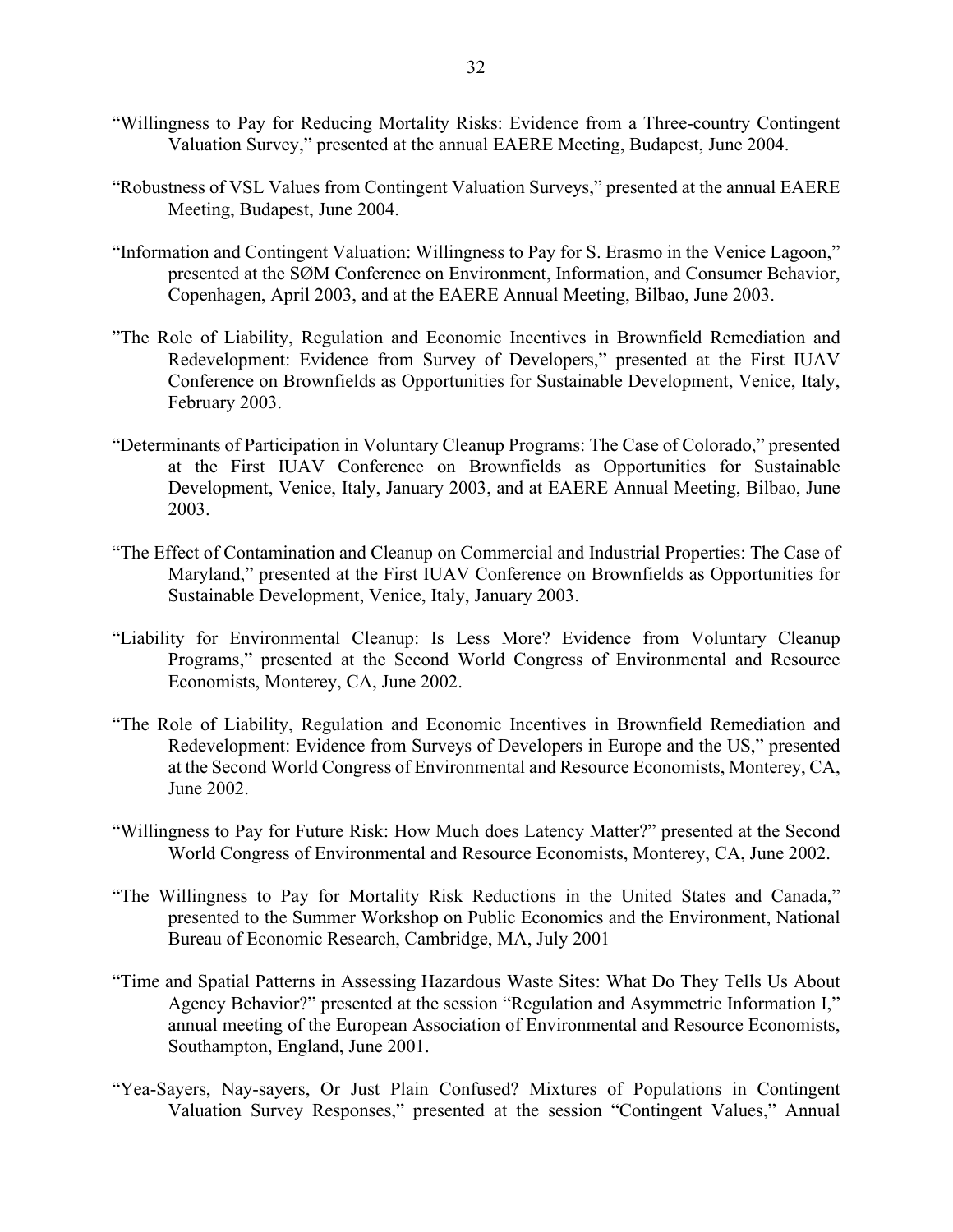"Willingness to Pay for Reducing Mortality Risks: Evidence from a Three-country Contingent Valuation Survey," presented at the annual EAERE Meeting, Budapest, June 2004.

"Robustness of VSL Values from Contingent Valuation Surveys," presented at the annual EAERE Meeting, Budapest, June 2004.

"Information and Contingent Valuation: Willingness to Pay for S. Erasmo in the Venice Lagoon," presented at the SØM Conference on Environment, Information, and Consumer Behavior, Copenhagen, April 2003, and at the EAERE Annual Meeting, Bilbao, June 2003.

"The Role of Liability, Regulation and Economic Incentives in Brownfield Remediation and Redevelopment: Evidence from Survey of Developers," presented at the First IUAV Conference on Brownfields as Opportunities for Sustainable Development, Venice, Italy, February 2003.

"Determinants of Participation in Voluntary Cleanup Programs: The Case of Colorado," presented at the First IUAV Conference on Brownfields as Opportunities for Sustainable Development, Venice, Italy, January 2003, and at EAERE Annual Meeting, Bilbao, June 2003.

"The Effect of Contamination and Cleanup on Commercial and Industrial Properties: The Case of Maryland," presented at the First IUAV Conference on Brownfields as Opportunities for Sustainable Development, Venice, Italy, January 2003.

"Liability for Environmental Cleanup: Is Less More? Evidence from Voluntary Cleanup Programs," presented at the Second World Congress of Environmental and Resource Economists, Monterey, CA, June 2002.

"The Role of Liability, Regulation and Economic Incentives in Brownfield Remediation and Redevelopment: Evidence from Surveys of Developers in Europe and the US," presented at the Second World Congress of Environmental and Resource Economists, Monterey, CA, June 2002.

"Willingness to Pay for Future Risk: How Much does Latency Matter?" presented at the Second World Congress of Environmental and Resource Economists, Monterey, CA, June 2002.

"The Willingness to Pay for Mortality Risk Reductions in the United States and Canada," presented to the Summer Workshop on Public Economics and the Environment, National Bureau of Economic Research, Cambridge, MA, July 2001

"Time and Spatial Patterns in Assessing Hazardous Waste Sites: What Do They Tells Us About Agency Behavior?" presented at the session "Regulation and Asymmetric Information I," annual meeting of the European Association of Environmental and Resource Economists, Southampton, England, June 2001.

"Yea-Sayers, Nay-sayers, Or Just Plain Confused? Mixtures of Populations in Contingent Valuation Survey Responses," presented at the session "Contingent Values," Annual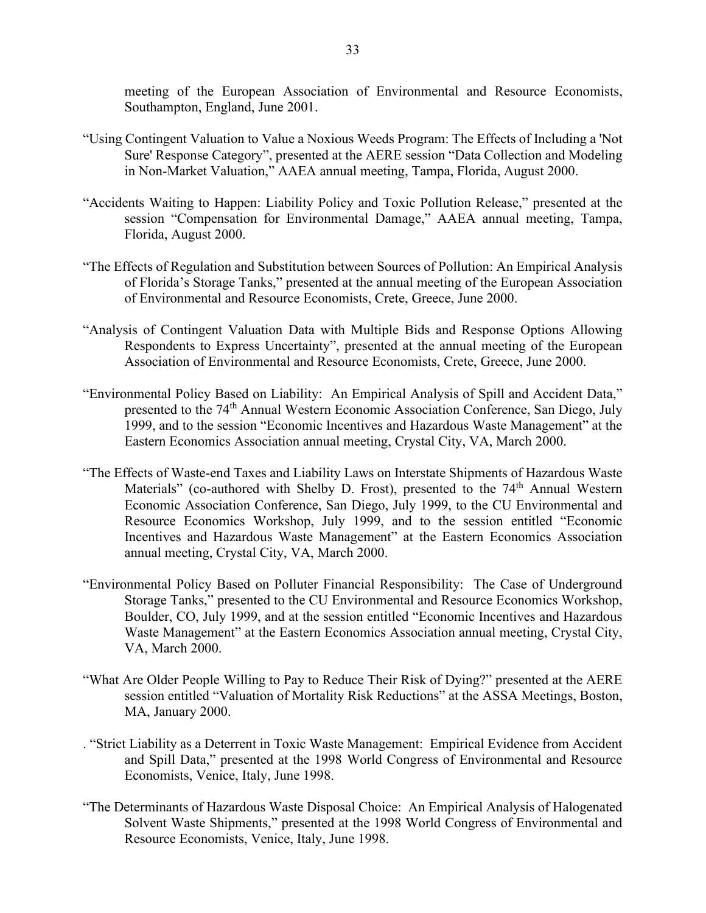meeting of the European Association of Environmental and Resource Economists, Southampton, England, June 2001.

"Using Contingent Valuation to Value a Noxious Weeds Program: The Effects of Including a 'Not Sure' Response Category", presented at the AERE session "Data Collection and Modeling in Non-Market Valuation," AAEA annual meeting, Tampa, Florida, August 2000.

"Accidents Waiting to Happen: Liability Policy and Toxic Pollution Release," presented at the session "Compensation for Environmental Damage," AAEA annual meeting, Tampa, Florida, August 2000.

"The Effects of Regulation and Substitution between Sources of Pollution: An Empirical Analysis of Florida's Storage Tanks," presented at the annual meeting of the European Association of Environmental and Resource Economists, Crete, Greece, June 2000.

"Analysis of Contingent Valuation Data with Multiple Bids and Response Options Allowing Respondents to Express Uncertainty", presented at the annual meeting of the European Association of Environmental and Resource Economists, Crete, Greece, June 2000.

"Environmental Policy Based on Liability: An Empirical Analysis of Spill and Accident Data," presented to the 74th Annual Western Economic Association Conference, San Diego, July 1999, and to the session "Economic Incentives and Hazardous Waste Management" at the Eastern Economics Association annual meeting, Crystal City, VA, March 2000.

"The Effects of Waste-end Taxes and Liability Laws on Interstate Shipments of Hazardous Waste Materials" (co-authored with Shelby D. Frost), presented to the 74th Annual Western Economic Association Conference, San Diego, July 1999, to the CU Environmental and Resource Economics Workshop, July 1999, and to the session entitled "Economic Incentives and Hazardous Waste Management" at the Eastern Economics Association annual meeting, Crystal City, VA, March 2000.

"Environmental Policy Based on Polluter Financial Responsibility: The Case of Underground Storage Tanks," presented to the CU Environmental and Resource Economics Workshop, Boulder, CO, July 1999, and at the session entitled "Economic Incentives and Hazardous Waste Management" at the Eastern Economics Association annual meeting, Crystal City, VA, March 2000.

"What Are Older People Willing to Pay to Reduce Their Risk of Dying?" presented at the AERE session entitled "Valuation of Mortality Risk Reductions" at the ASSA Meetings, Boston, MA, January 2000.

. "Strict Liability as a Deterrent in Toxic Waste Management: Empirical Evidence from Accident and Spill Data," presented at the 1998 World Congress of Environmental and Resource Economists, Venice, Italy, June 1998.

"The Determinants of Hazardous Waste Disposal Choice: An Empirical Analysis of Halogenated Solvent Waste Shipments," presented at the 1998 World Congress of Environmental and Resource Economists, Venice, Italy, June 1998.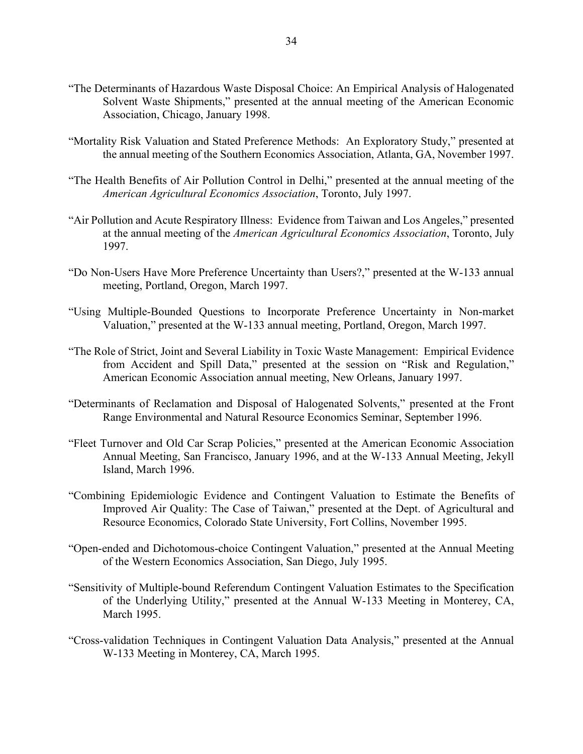"The Determinants of Hazardous Waste Disposal Choice: An Empirical Analysis of Halogenated Solvent Waste Shipments," presented at the annual meeting of the American Economic Association, Chicago, January 1998.

"Mortality Risk Valuation and Stated Preference Methods: An Exploratory Study," presented at the annual meeting of the Southern Economics Association, Atlanta, GA, November 1997.

"The Health Benefits of Air Pollution Control in Delhi," presented at the annual meeting of the *American Agricultural Economics Association*, Toronto, July 1997.

"Air Pollution and Acute Respiratory Illness: Evidence from Taiwan and Los Angeles," presented at the annual meeting of the *American Agricultural Economics Association*, Toronto, July 1997.

"Do Non-Users Have More Preference Uncertainty than Users?," presented at the W-133 annual meeting, Portland, Oregon, March 1997.

"Using Multiple-Bounded Questions to Incorporate Preference Uncertainty in Non-market Valuation," presented at the W-133 annual meeting, Portland, Oregon, March 1997.

"The Role of Strict, Joint and Several Liability in Toxic Waste Management: Empirical Evidence from Accident and Spill Data," presented at the session on "Risk and Regulation," American Economic Association annual meeting, New Orleans, January 1997.

"Determinants of Reclamation and Disposal of Halogenated Solvents," presented at the Front Range Environmental and Natural Resource Economics Seminar, September 1996.

"Fleet Turnover and Old Car Scrap Policies," presented at the American Economic Association Annual Meeting, San Francisco, January 1996, and at the W-133 Annual Meeting, Jekyll Island, March 1996.

"Combining Epidemiologic Evidence and Contingent Valuation to Estimate the Benefits of Improved Air Quality: The Case of Taiwan," presented at the Dept. of Agricultural and Resource Economics, Colorado State University, Fort Collins, November 1995.

"Open-ended and Dichotomous-choice Contingent Valuation," presented at the Annual Meeting of the Western Economics Association, San Diego, July 1995.

"Sensitivity of Multiple-bound Referendum Contingent Valuation Estimates to the Specification of the Underlying Utility," presented at the Annual W-133 Meeting in Monterey, CA, March 1995.

"Cross-validation Techniques in Contingent Valuation Data Analysis," presented at the Annual W-133 Meeting in Monterey, CA, March 1995.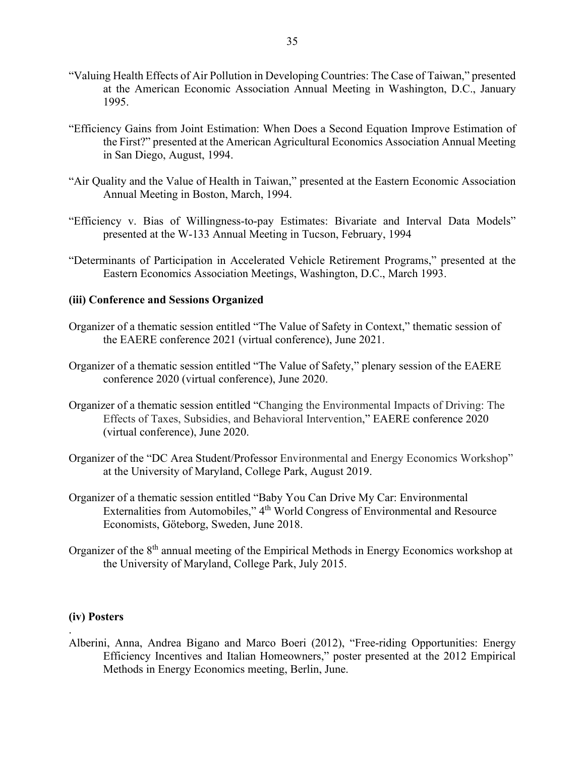"Valuing Health Effects of Air Pollution in Developing Countries: The Case of Taiwan," presented at the American Economic Association Annual Meeting in Washington, D.C., January 1995.

"Efficiency Gains from Joint Estimation: When Does a Second Equation Improve Estimation of the First?" presented at the American Agricultural Economics Association Annual Meeting in San Diego, August, 1994.

"Air Quality and the Value of Health in Taiwan," presented at the Eastern Economic Association Annual Meeting in Boston, March, 1994.

"Efficiency v. Bias of Willingness-to-pay Estimates: Bivariate and Interval Data Models" presented at the W-133 Annual Meeting in Tucson, February, 1994

"Determinants of Participation in Accelerated Vehicle Retirement Programs," presented at the Eastern Economics Association Meetings, Washington, D.C., March 1993.

**(iii) Conference and Sessions Organized**

Organizer of a thematic session entitled "The Value of Safety in Context," thematic session of the EAERE conference 2021 (virtual conference), June 2021.

Organizer of a thematic session entitled "The Value of Safety," plenary session of the EAERE conference 2020 (virtual conference), June 2020.

Organizer of a thematic session entitled "Changing the Environmental Impacts of Driving: The Effects of Taxes, Subsidies, and Behavioral Intervention," EAERE conference 2020 (virtual conference), June 2020.

Organizer of the "DC Area Student/Professor Environmental and Energy Economics Workshop" at the University of Maryland, College Park, August 2019.

Organizer of a thematic session entitled "Baby You Can Drive My Car: Environmental Externalities from Automobiles," 4th World Congress of Environmental and Resource Economists, Göteborg, Sweden, June 2018.

Organizer of the 8th annual meeting of the Empirical Methods in Energy Economics workshop at the University of Maryland, College Park, July 2015.

**(iv) Posters**

Alberini, Anna, Andrea Bigano and Marco Boeri (2012), "Free-riding Opportunities: Energy Efficiency Incentives and Italian Homeowners," poster presented at the 2012 Empirical Methods in Energy Economics meeting, Berlin, June.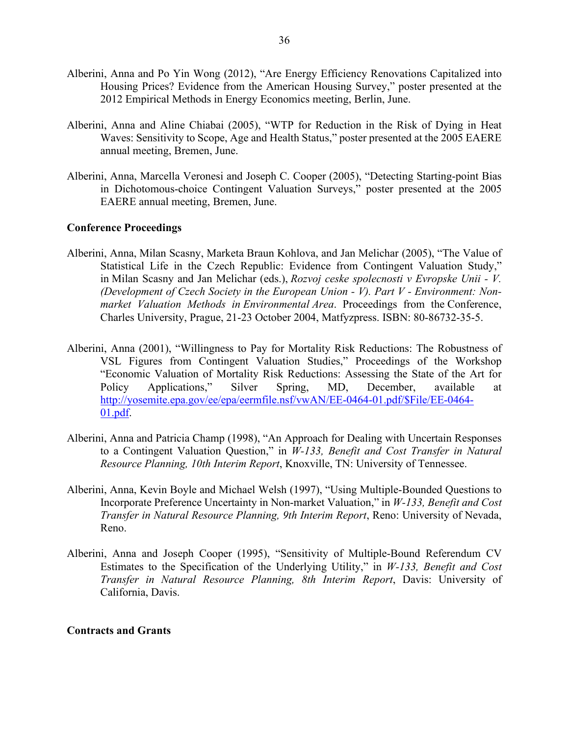Alberini, Anna and Po Yin Wong (2012), "Are Energy Efficiency Renovations Capitalized into Housing Prices? Evidence from the American Housing Survey," poster presented at the 2012 Empirical Methods in Energy Economics meeting, Berlin, June.

Alberini, Anna and Aline Chiabai (2005), "WTP for Reduction in the Risk of Dying in Heat Waves: Sensitivity to Scope, Age and Health Status," poster presented at the 2005 EAERE annual meeting, Bremen, June.

Alberini, Anna, Marcella Veronesi and Joseph C. Cooper (2005), "Detecting Starting-point Bias in Dichotomous-choice Contingent Valuation Surveys," poster presented at the 2005 EAERE annual meeting, Bremen, June.

**Conference Proceedings**

Alberini, Anna, Milan Scasny, Marketa Braun Kohlova, and Jan Melichar (2005), "The Value of Statistical Life in the Czech Republic: Evidence from Contingent Valuation Study," in Milan Scasny and Jan Melichar (eds.), *Rozvoj ceske spolecnosti v Evropske Unii - V. (Development of Czech Society in the European Union - V). Part V - Environment: Non-market Valuation Methods in Environmental Area*. Proceedings from the Conference, Charles University, Prague, 21-23 October 2004, Matfyzpress. ISBN: 80-86732-35-5.

Alberini, Anna (2001), "Willingness to Pay for Mortality Risk Reductions: The Robustness of VSL Figures from Contingent Valuation Studies," Proceedings of the Workshop "Economic Valuation of Mortality Risk Reductions: Assessing the State of the Art for Policy Applications," Silver Spring, MD, December, available at http://yosemite.epa.gov/ee/epa/eermfile.nsf/vwAN/EE-0464-01.pdf/$File/EE-0464-01.pdf.

Alberini, Anna and Patricia Champ (1998), "An Approach for Dealing with Uncertain Responses to a Contingent Valuation Question," in *W-133, Benefit and Cost Transfer in Natural Resource Planning, 10th Interim Report*, Knoxville, TN: University of Tennessee.

Alberini, Anna, Kevin Boyle and Michael Welsh (1997), "Using Multiple-Bounded Questions to Incorporate Preference Uncertainty in Non-market Valuation," in *W-133, Benefit and Cost Transfer in Natural Resource Planning, 9th Interim Report*, Reno: University of Nevada, Reno.

Alberini, Anna and Joseph Cooper (1995), "Sensitivity of Multiple-Bound Referendum CV Estimates to the Specification of the Underlying Utility," in *W-133, Benefit and Cost Transfer in Natural Resource Planning, 8th Interim Report*, Davis: University of California, Davis.

**Contracts and Grants**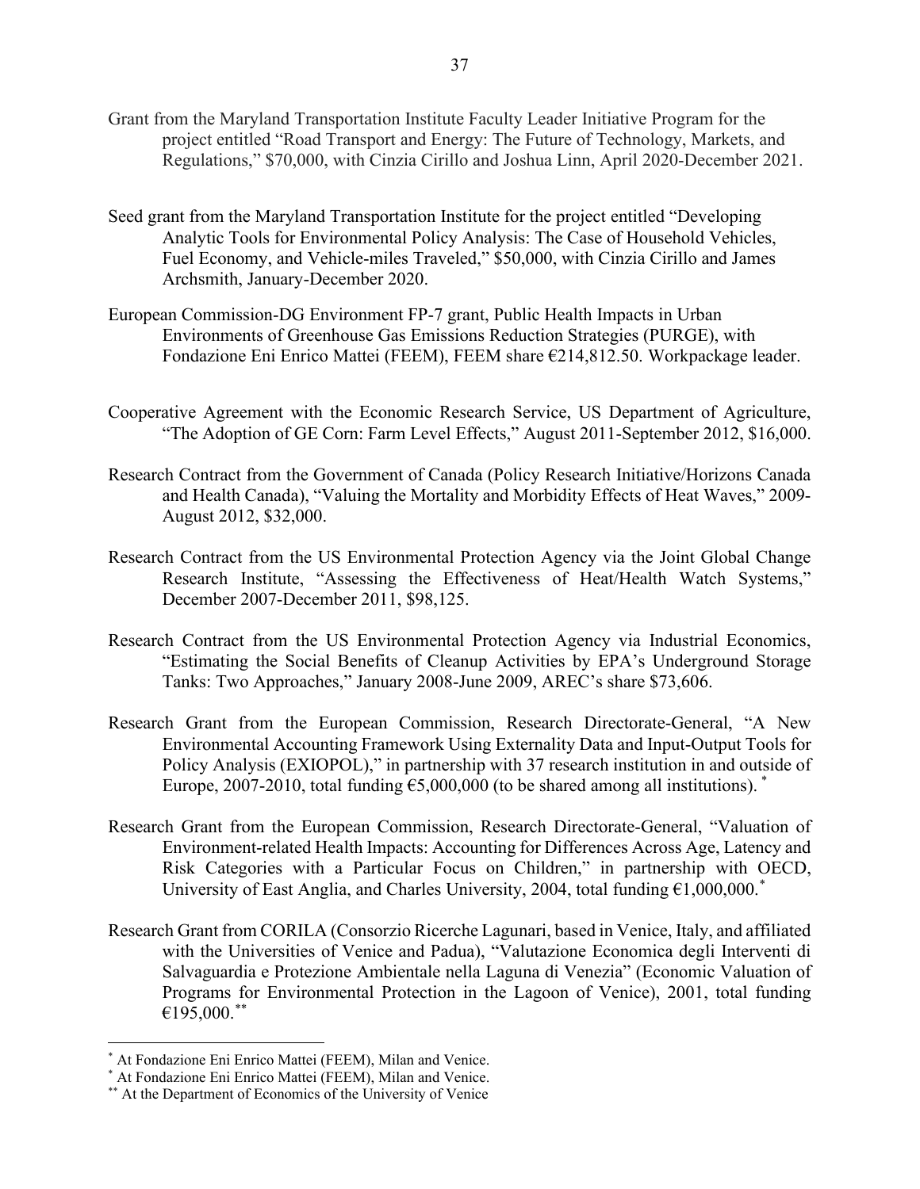Grant from the Maryland Transportation Institute Faculty Leader Initiative Program for the project entitled "Road Transport and Energy: The Future of Technology, Markets, and Regulations," $70,000, with Cinzia Cirillo and Joshua Linn, April 2020-December 2021.

Seed grant from the Maryland Transportation Institute for the project entitled "Developing Analytic Tools for Environmental Policy Analysis: The Case of Household Vehicles, Fuel Economy, and Vehicle-miles Traveled," $50,000, with Cinzia Cirillo and James Archsmith, January-December 2020.

European Commission-DG Environment FP-7 grant, Public Health Impacts in Urban Environments of Greenhouse Gas Emissions Reduction Strategies (PURGE), with Fondazione Eni Enrico Mattei (FEEM), FEEM share €214,812.50. Workpackage leader.

Cooperative Agreement with the Economic Research Service, US Department of Agriculture, "The Adoption of GE Corn: Farm Level Effects," August 2011-September 2012, $16,000.

Research Contract from the Government of Canada (Policy Research Initiative/Horizons Canada and Health Canada), "Valuing the Mortality and Morbidity Effects of Heat Waves," 2009-August 2012, $32,000.

Research Contract from the US Environmental Protection Agency via the Joint Global Change Research Institute, "Assessing the Effectiveness of Heat/Health Watch Systems," December 2007-December 2011, $98,125.

Research Contract from the US Environmental Protection Agency via Industrial Economics, "Estimating the Social Benefits of Cleanup Activities by EPA's Underground Storage Tanks: Two Approaches," January 2008-June 2009, AREC's share $73,606.

Research Grant from the European Commission, Research Directorate-General, "A New Environmental Accounting Framework Using Externality Data and Input-Output Tools for Policy Analysis (EXIOPOL)," in partnership with 37 research institution in and outside of Europe, 2007-2010, total funding €5,000,000 (to be shared among all institutions). [*]

Research Grant from the European Commission, Research Directorate-General, "Valuation of Environment-related Health Impacts: Accounting for Differences Across Age, Latency and Risk Categories with a Particular Focus on Children," in partnership with OECD, University of East Anglia, and Charles University, 2004, total funding €1,000,000.[*]

Research Grant from CORILA (Consorzio Ricerche Lagunari, based in Venice, Italy, and affiliated with the Universities of Venice and Padua), "Valutazione Economica degli Interventi di Salvaguardia e Protezione Ambientale nella Laguna di Venezia" (Economic Valuation of Programs for Environmental Protection in the Lagoon of Venice), 2001, total funding €195,000.[**]

---

[*] At Fondazione Eni Enrico Mattei (FEEM), Milan and Venice.

[*] At Fondazione Eni Enrico Mattei (FEEM), Milan and Venice.

[**] At the Department of Economics of the University of Venice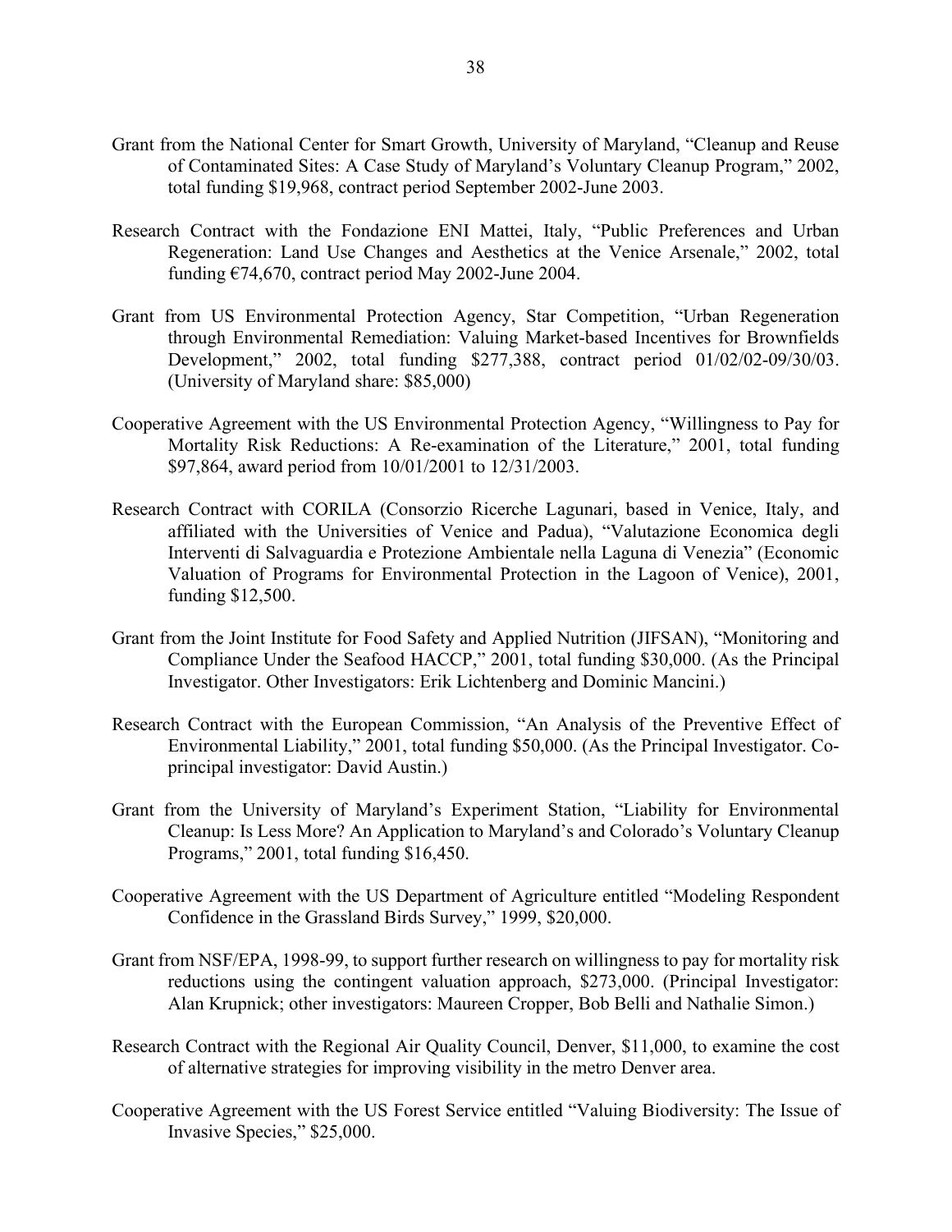Grant from the National Center for Smart Growth, University of Maryland, "Cleanup and Reuse of Contaminated Sites: A Case Study of Maryland's Voluntary Cleanup Program," 2002, total funding $19,968, contract period September 2002-June 2003.

Research Contract with the Fondazione ENI Mattei, Italy, "Public Preferences and Urban Regeneration: Land Use Changes and Aesthetics at the Venice Arsenale," 2002, total funding €74,670, contract period May 2002-June 2004.

Grant from US Environmental Protection Agency, Star Competition, "Urban Regeneration through Environmental Remediation: Valuing Market-based Incentives for Brownfields Development," 2002, total funding $277,388, contract period 01/02/02-09/30/03. (University of Maryland share: $85,000)

Cooperative Agreement with the US Environmental Protection Agency, "Willingness to Pay for Mortality Risk Reductions: A Re-examination of the Literature," 2001, total funding $97,864, award period from 10/01/2001 to 12/31/2003.

Research Contract with CORILA (Consorzio Ricerche Lagunari, based in Venice, Italy, and affiliated with the Universities of Venice and Padua), "Valutazione Economica degli Interventi di Salvaguardia e Protezione Ambientale nella Laguna di Venezia" (Economic Valuation of Programs for Environmental Protection in the Lagoon of Venice), 2001, funding $12,500.

Grant from the Joint Institute for Food Safety and Applied Nutrition (JIFSAN), "Monitoring and Compliance Under the Seafood HACCP," 2001, total funding $30,000. (As the Principal Investigator. Other Investigators: Erik Lichtenberg and Dominic Mancini.)

Research Contract with the European Commission, "An Analysis of the Preventive Effect of Environmental Liability," 2001, total funding $50,000. (As the Principal Investigator. Co-principal investigator: David Austin.)

Grant from the University of Maryland's Experiment Station, "Liability for Environmental Cleanup: Is Less More? An Application to Maryland's and Colorado's Voluntary Cleanup Programs," 2001, total funding $16,450.

Cooperative Agreement with the US Department of Agriculture entitled "Modeling Respondent Confidence in the Grassland Birds Survey," 1999, $20,000.

Grant from NSF/EPA, 1998-99, to support further research on willingness to pay for mortality risk reductions using the contingent valuation approach, $273,000. (Principal Investigator: Alan Krupnick; other investigators: Maureen Cropper, Bob Belli and Nathalie Simon.)

Research Contract with the Regional Air Quality Council, Denver, $11,000, to examine the cost of alternative strategies for improving visibility in the metro Denver area.

Cooperative Agreement with the US Forest Service entitled "Valuing Biodiversity: The Issue of Invasive Species," $25,000.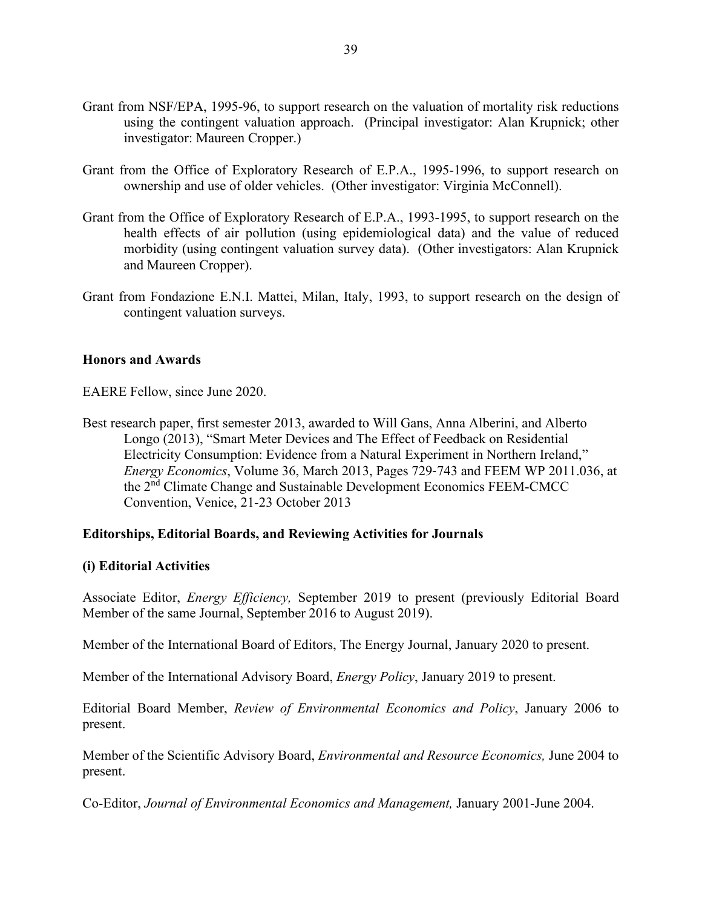Grant from NSF/EPA, 1995-96, to support research on the valuation of mortality risk reductions using the contingent valuation approach. (Principal investigator: Alan Krupnick; other investigator: Maureen Cropper.)

Grant from the Office of Exploratory Research of E.P.A., 1995-1996, to support research on ownership and use of older vehicles. (Other investigator: Virginia McConnell).

Grant from the Office of Exploratory Research of E.P.A., 1993-1995, to support research on the health effects of air pollution (using epidemiological data) and the value of reduced morbidity (using contingent valuation survey data). (Other investigators: Alan Krupnick and Maureen Cropper).

Grant from Fondazione E.N.I. Mattei, Milan, Italy, 1993, to support research on the design of contingent valuation surveys.

**Honors and Awards**

EAERE Fellow, since June 2020.

Best research paper, first semester 2013, awarded to Will Gans, Anna Alberini, and Alberto Longo (2013), "Smart Meter Devices and The Effect of Feedback on Residential Electricity Consumption: Evidence from a Natural Experiment in Northern Ireland," *Energy Economics*, Volume 36, March 2013, Pages 729-743 and FEEM WP 2011.036, at the 2nd Climate Change and Sustainable Development Economics FEEM-CMCC Convention, Venice, 21-23 October 2013

**Editorships, Editorial Boards, and Reviewing Activities for Journals**

**(i) Editorial Activities**

Associate Editor, *Energy Efficiency,* September 2019 to present (previously Editorial Board Member of the same Journal, September 2016 to August 2019).

Member of the International Board of Editors, The Energy Journal, January 2020 to present.

Member of the International Advisory Board, *Energy Policy*, January 2019 to present.

Editorial Board Member, *Review of Environmental Economics and Policy*, January 2006 to present.

Member of the Scientific Advisory Board, *Environmental and Resource Economics,* June 2004 to present.

Co-Editor, *Journal of Environmental Economics and Management,* January 2001-June 2004.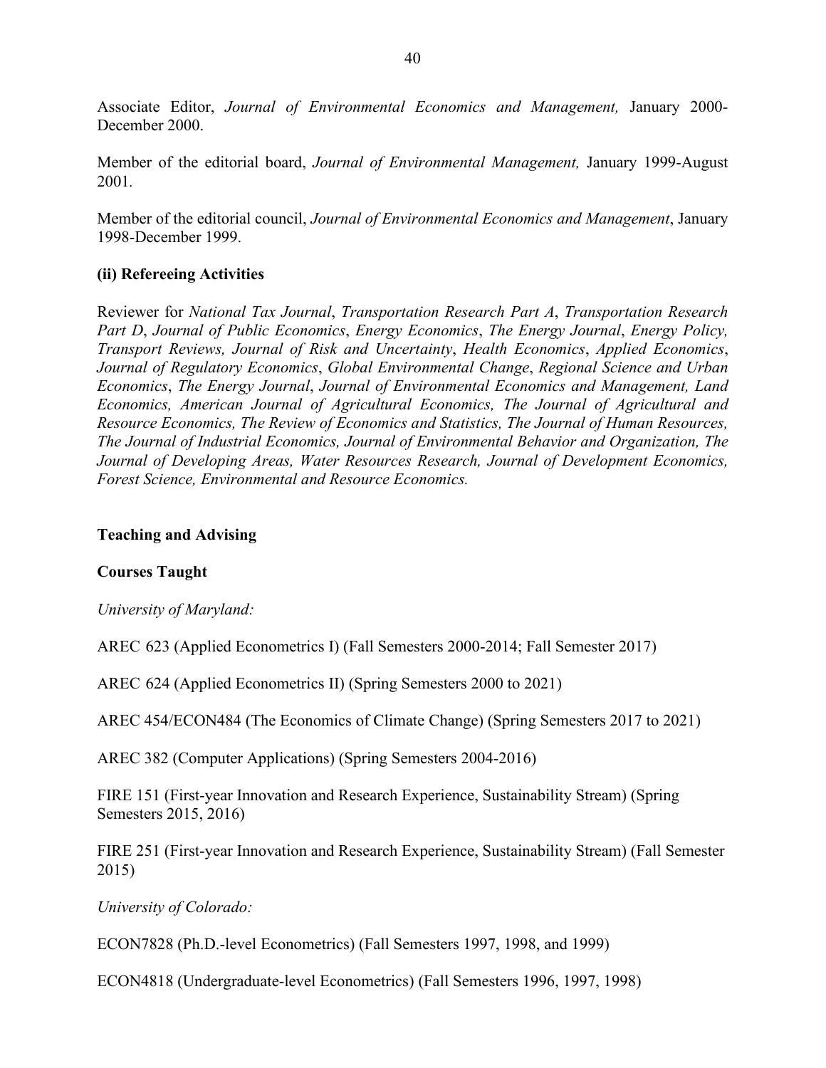Associate Editor, *Journal of Environmental Economics and Management,* January 2000-December 2000.

Member of the editorial board, *Journal of Environmental Management,* January 1999-August 2001.

Member of the editorial council, *Journal of Environmental Economics and Management*, January 1998-December 1999.

**(ii) Refereeing Activities**

Reviewer for *National Tax Journal*, *Transportation Research Part A*, *Transportation Research Part D*, *Journal of Public Economics*, *Energy Economics*, *The Energy Journal*, *Energy Policy, Transport Reviews, Journal of Risk and Uncertainty*, *Health Economics*, *Applied Economics*, *Journal of Regulatory Economics*, *Global Environmental Change*, *Regional Science and Urban Economics*, *The Energy Journal*, *Journal of Environmental Economics and Management, Land Economics, American Journal of Agricultural Economics, The Journal of Agricultural and Resource Economics, The Review of Economics and Statistics, The Journal of Human Resources, The Journal of Industrial Economics, Journal of Environmental Behavior and Organization, The Journal of Developing Areas, Water Resources Research, Journal of Development Economics, Forest Science, Environmental and Resource Economics.*

**Teaching and Advising**

**Courses Taught**

*University of Maryland:*

AREC 623 (Applied Econometrics I) (Fall Semesters 2000-2014; Fall Semester 2017)

AREC 624 (Applied Econometrics II) (Spring Semesters 2000 to 2021)

AREC 454/ECON484 (The Economics of Climate Change) (Spring Semesters 2017 to 2021)

AREC 382 (Computer Applications) (Spring Semesters 2004-2016)

FIRE 151 (First-year Innovation and Research Experience, Sustainability Stream) (Spring Semesters 2015, 2016)

FIRE 251 (First-year Innovation and Research Experience, Sustainability Stream) (Fall Semester 2015)

*University of Colorado:*

ECON7828 (Ph.D.-level Econometrics) (Fall Semesters 1997, 1998, and 1999)

ECON4818 (Undergraduate-level Econometrics) (Fall Semesters 1996, 1997, 1998)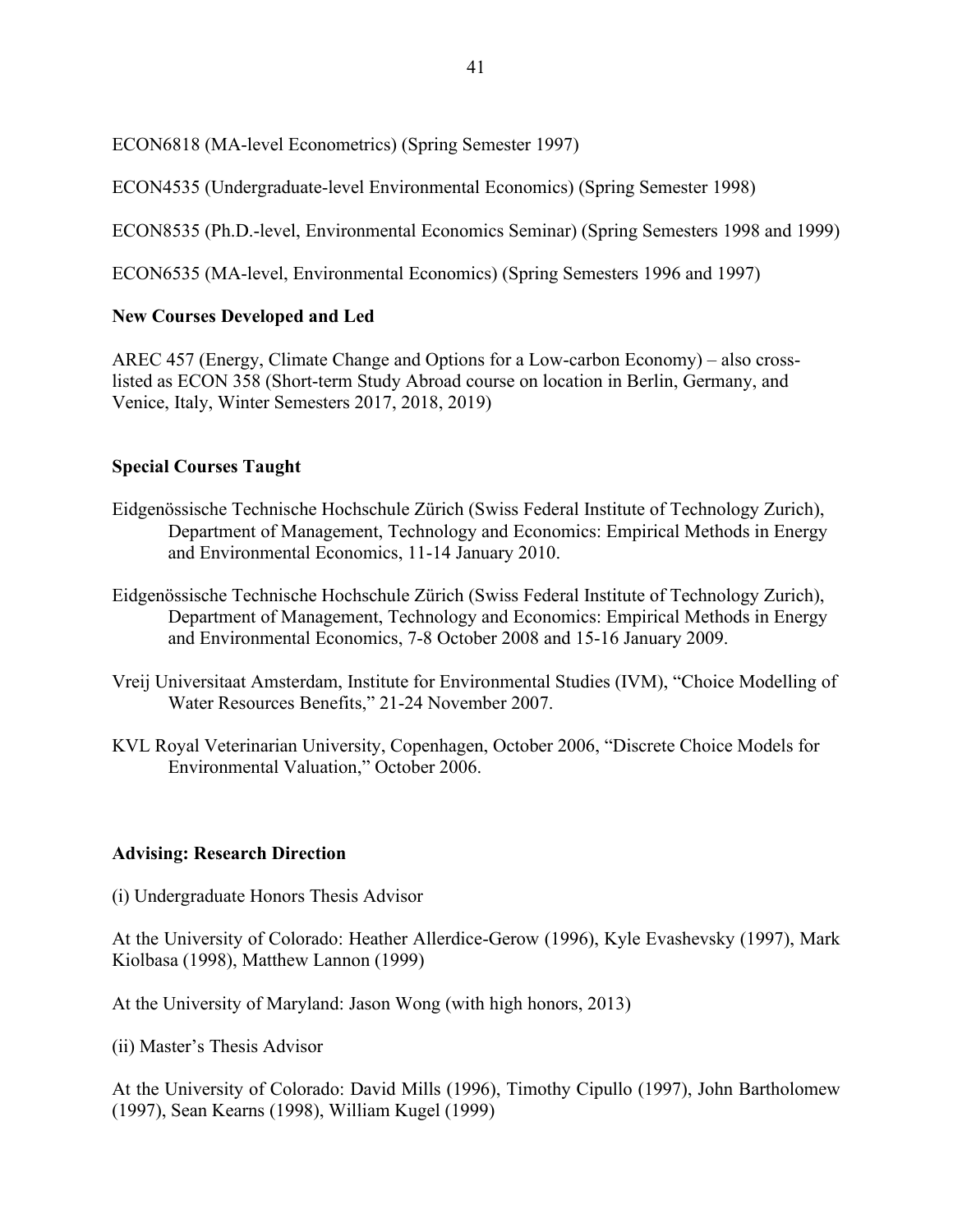ECON6818 (MA-level Econometrics) (Spring Semester 1997)

ECON4535 (Undergraduate-level Environmental Economics) (Spring Semester 1998)

ECON8535 (Ph.D.-level, Environmental Economics Seminar) (Spring Semesters 1998 and 1999)

ECON6535 (MA-level, Environmental Economics) (Spring Semesters 1996 and 1997)

**New Courses Developed and Led**

AREC 457 (Energy, Climate Change and Options for a Low-carbon Economy) – also cross-listed as ECON 358 (Short-term Study Abroad course on location in Berlin, Germany, and Venice, Italy, Winter Semesters 2017, 2018, 2019)

**Special Courses Taught**

Eidgenössische Technische Hochschule Zürich (Swiss Federal Institute of Technology Zurich), Department of Management, Technology and Economics: Empirical Methods in Energy and Environmental Economics, 11-14 January 2010.

Eidgenössische Technische Hochschule Zürich (Swiss Federal Institute of Technology Zurich), Department of Management, Technology and Economics: Empirical Methods in Energy and Environmental Economics, 7-8 October 2008 and 15-16 January 2009.

Vreij Universitaat Amsterdam, Institute for Environmental Studies (IVM), "Choice Modelling of Water Resources Benefits," 21-24 November 2007.

KVL Royal Veterinarian University, Copenhagen, October 2006, "Discrete Choice Models for Environmental Valuation," October 2006.

**Advising: Research Direction**

(i) Undergraduate Honors Thesis Advisor

At the University of Colorado: Heather Allerdice-Gerow (1996), Kyle Evashevsky (1997), Mark Kiolbasa (1998), Matthew Lannon (1999)

At the University of Maryland: Jason Wong (with high honors, 2013)

(ii) Master's Thesis Advisor

At the University of Colorado: David Mills (1996), Timothy Cipullo (1997), John Bartholomew (1997), Sean Kearns (1998), William Kugel (1999)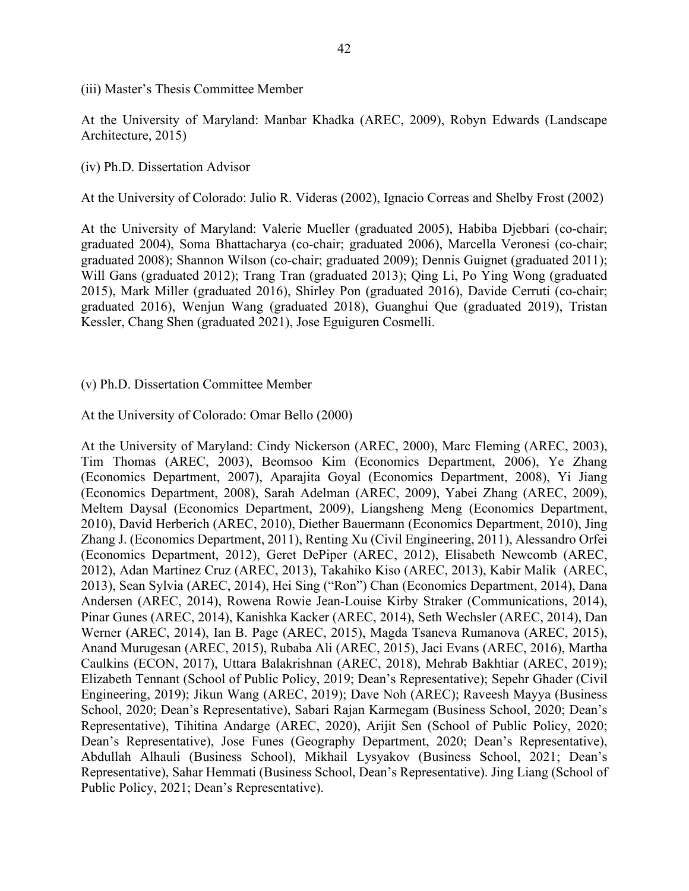(iii) Master's Thesis Committee Member

At the University of Maryland: Manbar Khadka (AREC, 2009), Robyn Edwards (Landscape Architecture, 2015)

(iv) Ph.D. Dissertation Advisor

At the University of Colorado: Julio R. Videras (2002), Ignacio Correas and Shelby Frost (2002)

At the University of Maryland: Valerie Mueller (graduated 2005), Habiba Djebbari (co-chair; graduated 2004), Soma Bhattacharya (co-chair; graduated 2006), Marcella Veronesi (co-chair; graduated 2008); Shannon Wilson (co-chair; graduated 2009); Dennis Guignet (graduated 2011); Will Gans (graduated 2012); Trang Tran (graduated 2013); Qing Li, Po Ying Wong (graduated 2015), Mark Miller (graduated 2016), Shirley Pon (graduated 2016), Davide Cerruti (co-chair; graduated 2016), Wenjun Wang (graduated 2018), Guanghui Que (graduated 2019), Tristan Kessler, Chang Shen (graduated 2021), Jose Eguiguren Cosmelli.

(v) Ph.D. Dissertation Committee Member

At the University of Colorado: Omar Bello (2000)

At the University of Maryland: Cindy Nickerson (AREC, 2000), Marc Fleming (AREC, 2003), Tim Thomas (AREC, 2003), Beomsoo Kim (Economics Department, 2006), Ye Zhang (Economics Department, 2007), Aparajita Goyal (Economics Department, 2008), Yi Jiang (Economics Department, 2008), Sarah Adelman (AREC, 2009), Yabei Zhang (AREC, 2009), Meltem Daysal (Economics Department, 2009), Liangsheng Meng (Economics Department, 2010), David Herberich (AREC, 2010), Diether Bauermann (Economics Department, 2010), Jing Zhang J. (Economics Department, 2011), Renting Xu (Civil Engineering, 2011), Alessandro Orfei (Economics Department, 2012), Geret DePiper (AREC, 2012), Elisabeth Newcomb (AREC, 2012), Adan Martinez Cruz (AREC, 2013), Takahiko Kiso (AREC, 2013), Kabir Malik (AREC, 2013), Sean Sylvia (AREC, 2014), Hei Sing ("Ron") Chan (Economics Department, 2014), Dana Andersen (AREC, 2014), Rowena Rowie Jean-Louise Kirby Straker (Communications, 2014), Pinar Gunes (AREC, 2014), Kanishka Kacker (AREC, 2014), Seth Wechsler (AREC, 2014), Dan Werner (AREC, 2014), Ian B. Page (AREC, 2015), Magda Tsaneva Rumanova (AREC, 2015), Anand Murugesan (AREC, 2015), Rubaba Ali (AREC, 2015), Jaci Evans (AREC, 2016), Martha Caulkins (ECON, 2017), Uttara Balakrishnan (AREC, 2018), Mehrab Bakhtiar (AREC, 2019); Elizabeth Tennant (School of Public Policy, 2019; Dean's Representative); Sepehr Ghader (Civil Engineering, 2019); Jikun Wang (AREC, 2019); Dave Noh (AREC); Raveesh Mayya (Business School, 2020; Dean's Representative), Sabari Rajan Karmegam (Business School, 2020; Dean's Representative), Tihitina Andarge (AREC, 2020), Arijit Sen (School of Public Policy, 2020; Dean's Representative), Jose Funes (Geography Department, 2020; Dean's Representative), Abdullah Alhauli (Business School), Mikhail Lysyakov (Business School, 2021; Dean's Representative), Sahar Hemmati (Business School, Dean's Representative). Jing Liang (School of Public Policy, 2021; Dean's Representative).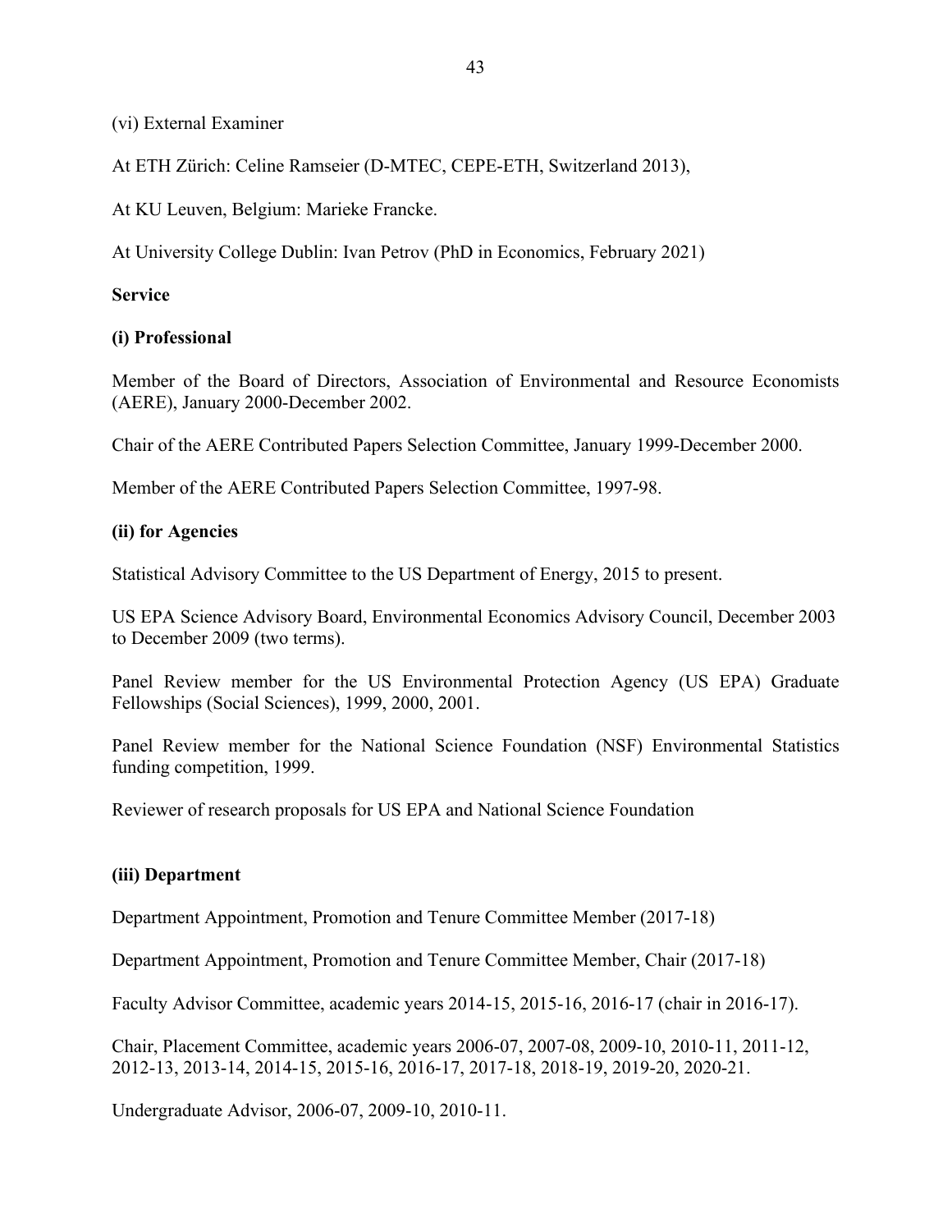(vi) External Examiner

At ETH Zürich: Celine Ramseier (D-MTEC, CEPE-ETH, Switzerland 2013),

At KU Leuven, Belgium: Marieke Francke.

At University College Dublin: Ivan Petrov (PhD in Economics, February 2021)

**Service**

**(i) Professional**

Member of the Board of Directors, Association of Environmental and Resource Economists (AERE), January 2000-December 2002.

Chair of the AERE Contributed Papers Selection Committee, January 1999-December 2000.

Member of the AERE Contributed Papers Selection Committee, 1997-98.

**(ii) for Agencies**

Statistical Advisory Committee to the US Department of Energy, 2015 to present.

US EPA Science Advisory Board, Environmental Economics Advisory Council, December 2003 to December 2009 (two terms).

Panel Review member for the US Environmental Protection Agency (US EPA) Graduate Fellowships (Social Sciences), 1999, 2000, 2001.

Panel Review member for the National Science Foundation (NSF) Environmental Statistics funding competition, 1999.

Reviewer of research proposals for US EPA and National Science Foundation

**(iii) Department**

Department Appointment, Promotion and Tenure Committee Member (2017-18)

Department Appointment, Promotion and Tenure Committee Member, Chair (2017-18)

Faculty Advisor Committee, academic years 2014-15, 2015-16, 2016-17 (chair in 2016-17).

Chair, Placement Committee, academic years 2006-07, 2007-08, 2009-10, 2010-11, 2011-12, 2012-13, 2013-14, 2014-15, 2015-16, 2016-17, 2017-18, 2018-19, 2019-20, 2020-21.

Undergraduate Advisor, 2006-07, 2009-10, 2010-11.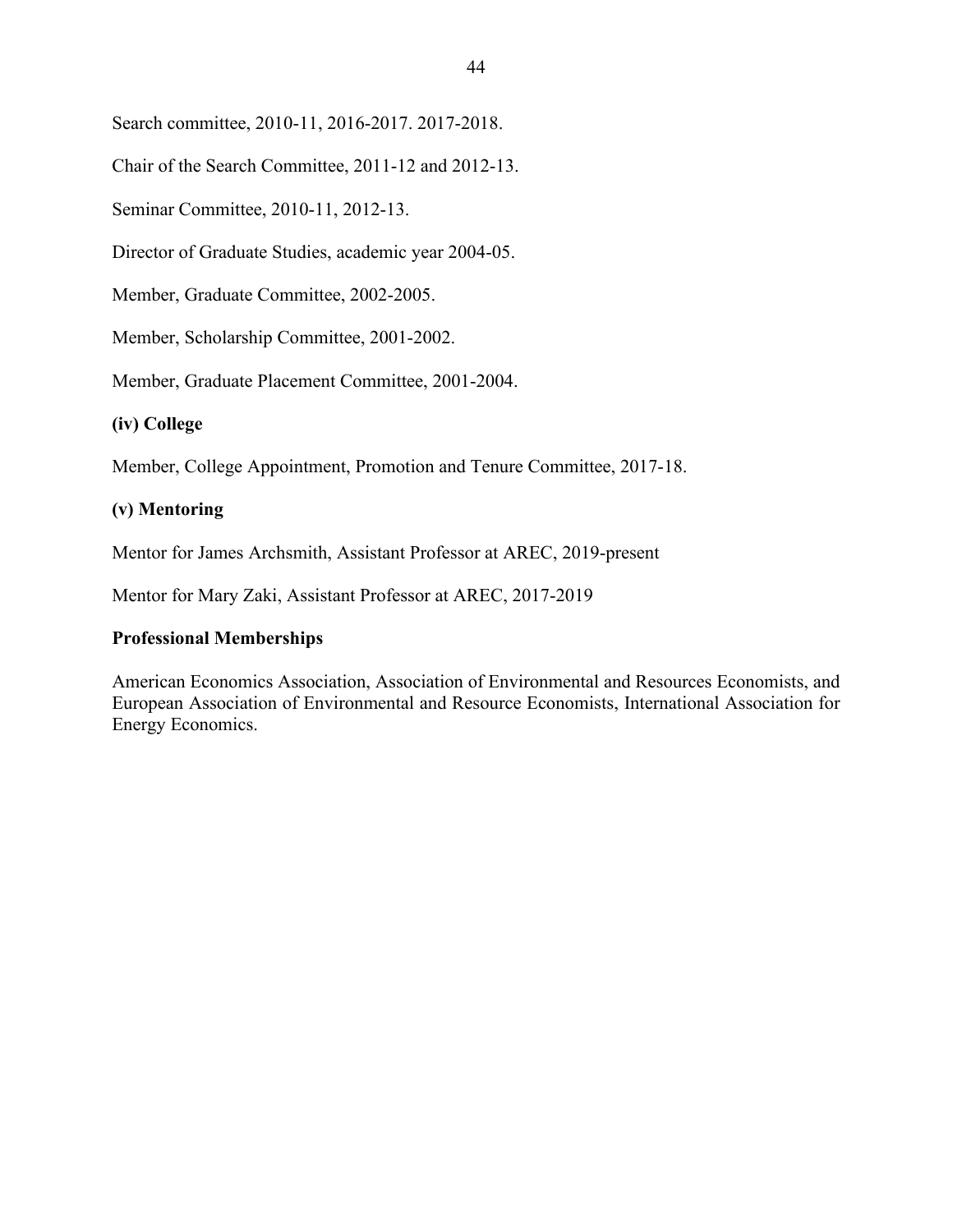Search committee, 2010-11, 2016-2017. 2017-2018.

Chair of the Search Committee, 2011-12 and 2012-13.

Seminar Committee, 2010-11, 2012-13.

Director of Graduate Studies, academic year 2004-05.

Member, Graduate Committee, 2002-2005.

Member, Scholarship Committee, 2001-2002.

Member, Graduate Placement Committee, 2001-2004.

**(iv) College**

Member, College Appointment, Promotion and Tenure Committee, 2017-18.

**(v) Mentoring**

Mentor for James Archsmith, Assistant Professor at AREC, 2019-present

Mentor for Mary Zaki, Assistant Professor at AREC, 2017-2019

**Professional Memberships**

American Economics Association, Association of Environmental and Resources Economists, and European Association of Environmental and Resource Economists, International Association for Energy Economics.